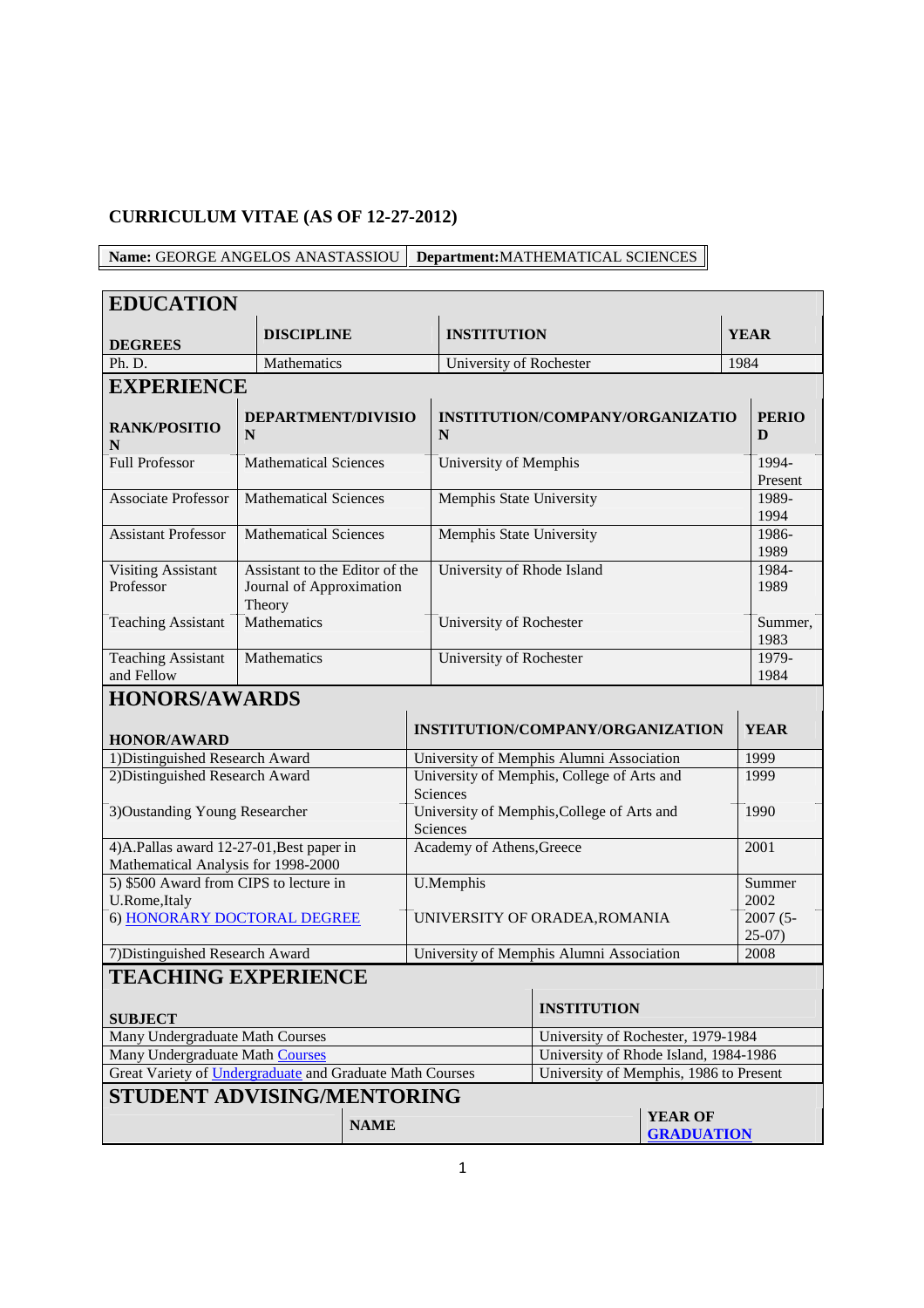# CURRICULUM VITAE (AS OF 12-27-2012)

| **Name:** GEORGE ANGELOS ANASTASSIOU | **Department:** MATHEMATICAL SCIENCES |
|---|---|

## EDUCATION

| DEGREES | DISCIPLINE | INSTITUTION | YEAR |
|---|---|---|---|
| Ph. D. | Mathematics | University of Rochester | 1984 |

## EXPERIENCE

| RANK/POSITION | DEPARTMENT/DIVISION | INSTITUTION/COMPANY/ORGANIZATION | PERIOD |
|---|---|---|---|
| Full Professor | Mathematical Sciences | University of Memphis | 1994-Present |
| Associate Professor | Mathematical Sciences | Memphis State University | 1989-1994 |
| Assistant Professor | Mathematical Sciences | Memphis State University | 1986-1989 |
| Visiting Assistant Professor | Assistant to the Editor of the Journal of Approximation Theory | University of Rhode Island | 1984-1989 |
| Teaching Assistant | Mathematics | University of Rochester | Summer, 1983 |
| Teaching Assistant and Fellow | Mathematics | University of Rochester | 1979-1984 |

## HONORS/AWARDS

| HONOR/AWARD | INSTITUTION/COMPANY/ORGANIZATION | YEAR |
|---|---|---|
| 1)Distinguished Research Award | University of Memphis Alumni Association | 1999 |
| 2)Distinguished Research Award | University of Memphis, College of Arts and Sciences | 1999 |
| 3)Oustanding Young Researcher | University of Memphis,College of Arts and Sciences | 1990 |
| 4)A.Pallas award 12-27-01,Best paper in Mathematical Analysis for 1998-2000 | Academy of Athens,Greece | 2001 |
| 5) $500 Award from CIPS to lecture in U.Rome,Italy | U.Memphis | Summer 2002 |
| 6) HONORARY DOCTORAL DEGREE | UNIVERSITY OF ORADEA,ROMANIA | 2007 (5-25-07) |
| 7)Distinguished Research Award | University of Memphis Alumni Association | 2008 |

## TEACHING EXPERIENCE

| SUBJECT | INSTITUTION |
|---|---|
| Many Undergraduate Math Courses | University of Rochester, 1979-1984 |
| Many Undergraduate Math Courses | University of Rhode Island, 1984-1986 |
| Great Variety of Undergraduate and Graduate Math Courses | University of Memphis, 1986 to Present |

## STUDENT ADVISING/MENTORING

| NAME | YEAR OF GRADUATION |
|---|---|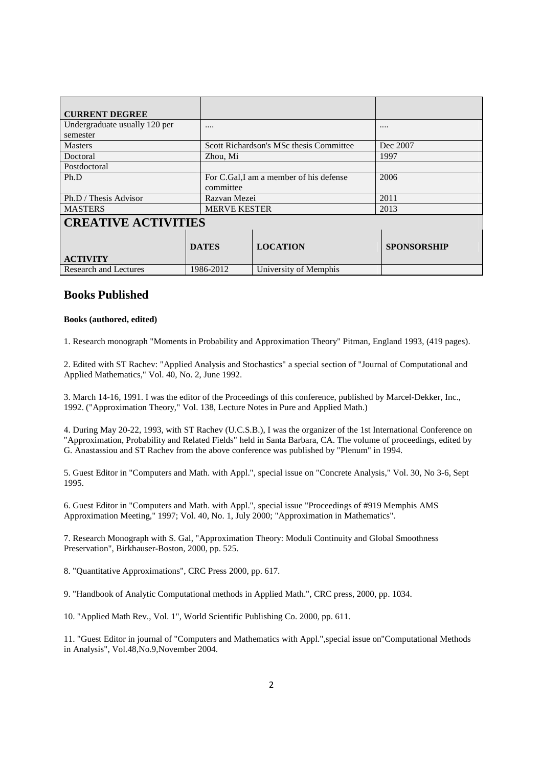| CURRENT DEGREE | | |
|---|---|---|
| Undergraduate usually 120 per semester | .... | .... |
| Masters | Scott Richardson's MSc thesis Committee | Dec 2007 |
| Doctoral | Zhou, Mi | 1997 |
| Postdoctoral | | |
| Ph.D | For C.Gal,I am a member of his defense committee | 2006 |
| Ph.D / Thesis Advisor | Razvan Mezei | 2011 |
| MASTERS | MERVE KESTER | 2013 |

## CREATIVE ACTIVITIES

| ACTIVITY | DATES | LOCATION | SPONSORSHIP |
|---|---|---|---|
| Research and Lectures | 1986-2012 | University of Memphis | |

## Books Published

**Books (authored, edited)**

1. Research monograph "Moments in Probability and Approximation Theory" Pitman, England 1993, (419 pages).

2. Edited with ST Rachev: "Applied Analysis and Stochastics" a special section of "Journal of Computational and Applied Mathematics," Vol. 40, No. 2, June 1992.

3. March 14-16, 1991. I was the editor of the Proceedings of this conference, published by Marcel-Dekker, Inc., 1992. ("Approximation Theory," Vol. 138, Lecture Notes in Pure and Applied Math.)

4. During May 20-22, 1993, with ST Rachev (U.C.S.B.), I was the organizer of the 1st International Conference on "Approximation, Probability and Related Fields" held in Santa Barbara, CA. The volume of proceedings, edited by G. Anastassiou and ST Rachev from the above conference was published by "Plenum" in 1994.

5. Guest Editor in "Computers and Math. with Appl.", special issue on "Concrete Analysis," Vol. 30, No 3-6, Sept 1995.

6. Guest Editor in "Computers and Math. with Appl.", special issue "Proceedings of #919 Memphis AMS Approximation Meeting," 1997; Vol. 40, No. 1, July 2000; "Approximation in Mathematics".

7. Research Monograph with S. Gal, "Approximation Theory: Moduli Continuity and Global Smoothness Preservation", Birkhauser-Boston, 2000, pp. 525.

8. "Quantitative Approximations", CRC Press 2000, pp. 617.

9. "Handbook of Analytic Computational methods in Applied Math.", CRC press, 2000, pp. 1034.

10. "Applied Math Rev., Vol. 1", World Scientific Publishing Co. 2000, pp. 611.

11. "Guest Editor in journal of "Computers and Mathematics with Appl.",special issue on"Computational Methods in Analysis", Vol.48,No.9,November 2004.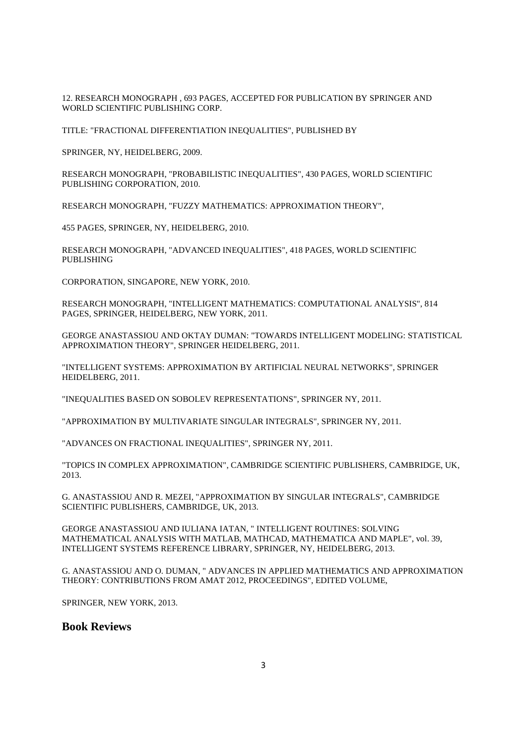12. RESEARCH MONOGRAPH , 693 PAGES, ACCEPTED FOR PUBLICATION BY SPRINGER AND WORLD SCIENTIFIC PUBLISHING CORP.

TITLE: "FRACTIONAL DIFFERENTIATION INEQUALITIES", PUBLISHED BY

SPRINGER, NY, HEIDELBERG, 2009.

RESEARCH MONOGRAPH, "PROBABILISTIC INEQUALITIES", 430 PAGES, WORLD SCIENTIFIC PUBLISHING CORPORATION, 2010.

RESEARCH MONOGRAPH, "FUZZY MATHEMATICS: APPROXIMATION THEORY",

455 PAGES, SPRINGER, NY, HEIDELBERG, 2010.

RESEARCH MONOGRAPH, "ADVANCED INEQUALITIES", 418 PAGES, WORLD SCIENTIFIC PUBLISHING

CORPORATION, SINGAPORE, NEW YORK, 2010.

RESEARCH MONOGRAPH, "INTELLIGENT MATHEMATICS: COMPUTATIONAL ANALYSIS", 814 PAGES, SPRINGER, HEIDELBERG, NEW YORK, 2011.

GEORGE ANASTASSIOU AND OKTAY DUMAN: "TOWARDS INTELLIGENT MODELING: STATISTICAL APPROXIMATION THEORY", SPRINGER HEIDELBERG, 2011.

"INTELLIGENT SYSTEMS: APPROXIMATION BY ARTIFICIAL NEURAL NETWORKS", SPRINGER HEIDELBERG, 2011.

"INEQUALITIES BASED ON SOBOLEV REPRESENTATIONS", SPRINGER NY, 2011.

"APPROXIMATION BY MULTIVARIATE SINGULAR INTEGRALS", SPRINGER NY, 2011.

"ADVANCES ON FRACTIONAL INEQUALITIES", SPRINGER NY, 2011.

"TOPICS IN COMPLEX APPROXIMATION", CAMBRIDGE SCIENTIFIC PUBLISHERS, CAMBRIDGE, UK, 2013.

G. ANASTASSIOU AND R. MEZEI, "APPROXIMATION BY SINGULAR INTEGRALS", CAMBRIDGE SCIENTIFIC PUBLISHERS, CAMBRIDGE, UK, 2013.

GEORGE ANASTASSIOU AND IULIANA IATAN, " INTELLIGENT ROUTINES: SOLVING MATHEMATICAL ANALYSIS WITH MATLAB, MATHCAD, MATHEMATICA AND MAPLE", vol. 39, INTELLIGENT SYSTEMS REFERENCE LIBRARY, SPRINGER, NY, HEIDELBERG, 2013.

G. ANASTASSIOU AND O. DUMAN, " ADVANCES IN APPLIED MATHEMATICS AND APPROXIMATION THEORY: CONTRIBUTIONS FROM AMAT 2012, PROCEEDINGS", EDITED VOLUME,

SPRINGER, NEW YORK, 2013.

## Book Reviews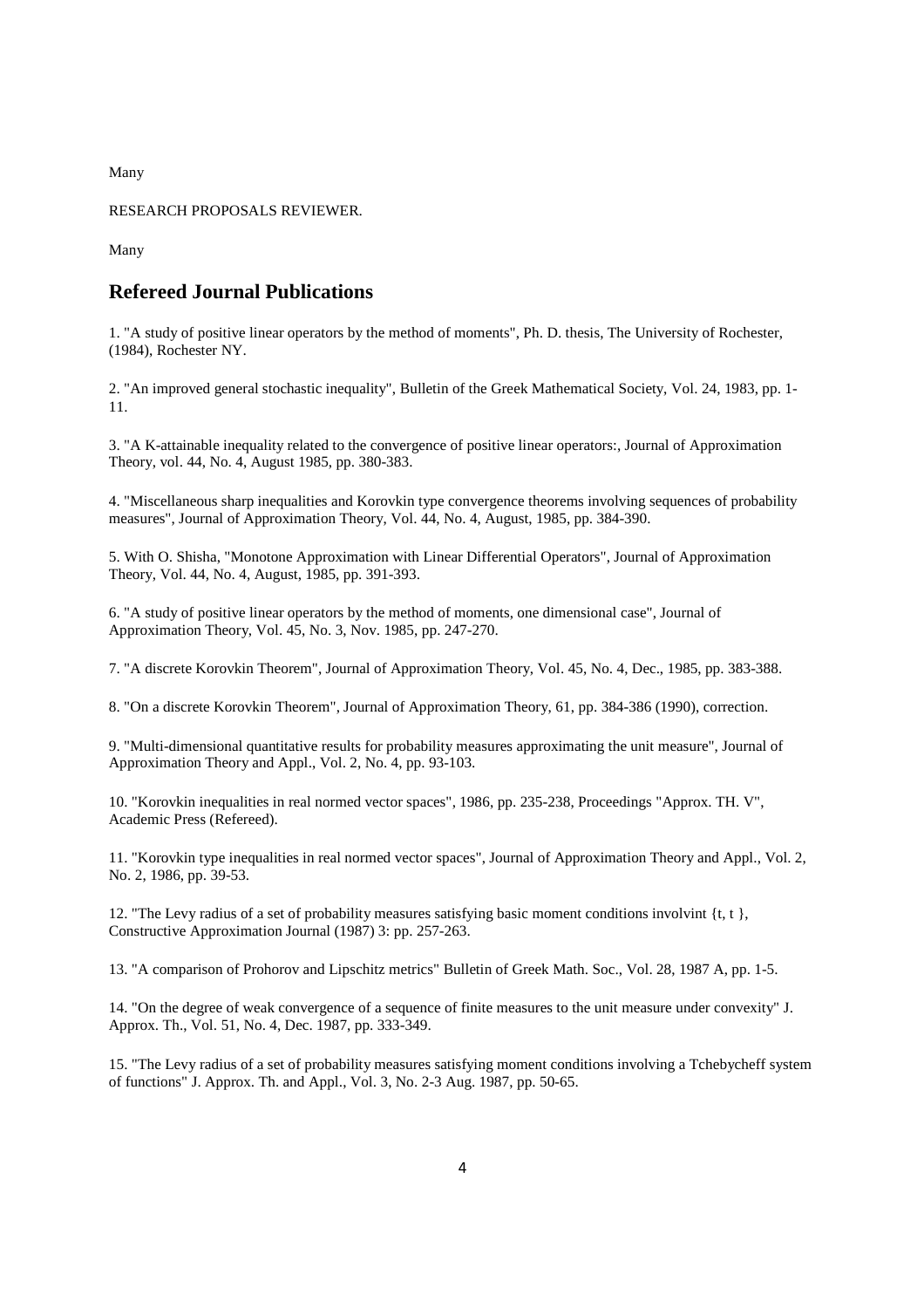Many

RESEARCH PROPOSALS REVIEWER.

Many

## Refereed Journal Publications

1. "A study of positive linear operators by the method of moments", Ph. D. thesis, The University of Rochester, (1984), Rochester NY.

2. "An improved general stochastic inequality", Bulletin of the Greek Mathematical Society, Vol. 24, 1983, pp. 1-11.

3. "A K-attainable inequality related to the convergence of positive linear operators:, Journal of Approximation Theory, vol. 44, No. 4, August 1985, pp. 380-383.

4. "Miscellaneous sharp inequalities and Korovkin type convergence theorems involving sequences of probability measures", Journal of Approximation Theory, Vol. 44, No. 4, August, 1985, pp. 384-390.

5. With O. Shisha, "Monotone Approximation with Linear Differential Operators", Journal of Approximation Theory, Vol. 44, No. 4, August, 1985, pp. 391-393.

6. "A study of positive linear operators by the method of moments, one dimensional case", Journal of Approximation Theory, Vol. 45, No. 3, Nov. 1985, pp. 247-270.

7. "A discrete Korovkin Theorem", Journal of Approximation Theory, Vol. 45, No. 4, Dec., 1985, pp. 383-388.

8. "On a discrete Korovkin Theorem", Journal of Approximation Theory, 61, pp. 384-386 (1990), correction.

9. "Multi-dimensional quantitative results for probability measures approximating the unit measure", Journal of Approximation Theory and Appl., Vol. 2, No. 4, pp. 93-103.

10. "Korovkin inequalities in real normed vector spaces", 1986, pp. 235-238, Proceedings "Approx. TH. V", Academic Press (Refereed).

11. "Korovkin type inequalities in real normed vector spaces", Journal of Approximation Theory and Appl., Vol. 2, No. 2, 1986, pp. 39-53.

12. "The Levy radius of a set of probability measures satisfying basic moment conditions involvint {t, t }, Constructive Approximation Journal (1987) 3: pp. 257-263.

13. "A comparison of Prohorov and Lipschitz metrics" Bulletin of Greek Math. Soc., Vol. 28, 1987 A, pp. 1-5.

14. "On the degree of weak convergence of a sequence of finite measures to the unit measure under convexity" J. Approx. Th., Vol. 51, No. 4, Dec. 1987, pp. 333-349.

15. "The Levy radius of a set of probability measures satisfying moment conditions involving a Tchebycheff system of functions" J. Approx. Th. and Appl., Vol. 3, No. 2-3 Aug. 1987, pp. 50-65.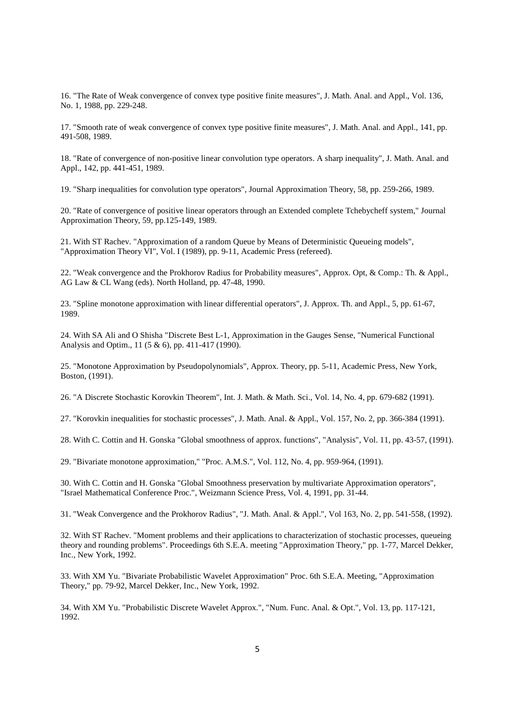16. "The Rate of Weak convergence of convex type positive finite measures", J. Math. Anal. and Appl., Vol. 136, No. 1, 1988, pp. 229-248.

17. "Smooth rate of weak convergence of convex type positive finite measures", J. Math. Anal. and Appl., 141, pp. 491-508, 1989.

18. "Rate of convergence of non-positive linear convolution type operators. A sharp inequality", J. Math. Anal. and Appl., 142, pp. 441-451, 1989.

19. "Sharp inequalities for convolution type operators", Journal Approximation Theory, 58, pp. 259-266, 1989.

20. "Rate of convergence of positive linear operators through an Extended complete Tchebycheff system," Journal Approximation Theory, 59, pp.125-149, 1989.

21. With ST Rachev. "Approximation of a random Queue by Means of Deterministic Queueing models", "Approximation Theory VI", Vol. I (1989), pp. 9-11, Academic Press (refereed).

22. "Weak convergence and the Prokhorov Radius for Probability measures", Approx. Opt, & Comp.: Th. & Appl., AG Law & CL Wang (eds). North Holland, pp. 47-48, 1990.

23. "Spline monotone approximation with linear differential operators", J. Approx. Th. and Appl., 5, pp. 61-67, 1989.

24. With SA Ali and O Shisha "Discrete Best L-1, Approximation in the Gauges Sense, "Numerical Functional Analysis and Optim., 11 (5 & 6), pp. 411-417 (1990).

25. "Monotone Approximation by Pseudopolynomials", Approx. Theory, pp. 5-11, Academic Press, New York, Boston, (1991).

26. "A Discrete Stochastic Korovkin Theorem", Int. J. Math. & Math. Sci., Vol. 14, No. 4, pp. 679-682 (1991).

27. "Korovkin inequalities for stochastic processes", J. Math. Anal. & Appl., Vol. 157, No. 2, pp. 366-384 (1991).

28. With C. Cottin and H. Gonska "Global smoothness of approx. functions", "Analysis", Vol. 11, pp. 43-57, (1991).

29. "Bivariate monotone approximation," "Proc. A.M.S.", Vol. 112, No. 4, pp. 959-964, (1991).

30. With C. Cottin and H. Gonska "Global Smoothness preservation by multivariate Approximation operators", "Israel Mathematical Conference Proc.", Weizmann Science Press, Vol. 4, 1991, pp. 31-44.

31. "Weak Convergence and the Prokhorov Radius", "J. Math. Anal. & Appl.", Vol 163, No. 2, pp. 541-558, (1992).

32. With ST Rachev. "Moment problems and their applications to characterization of stochastic processes, queueing theory and rounding problems". Proceedings 6th S.E.A. meeting "Approximation Theory," pp. 1-77, Marcel Dekker, Inc., New York, 1992.

33. With XM Yu. "Bivariate Probabilistic Wavelet Approximation" Proc. 6th S.E.A. Meeting, "Approximation Theory," pp. 79-92, Marcel Dekker, Inc., New York, 1992.

34. With XM Yu. "Probabilistic Discrete Wavelet Approx.", "Num. Func. Anal. & Opt.", Vol. 13, pp. 117-121, 1992.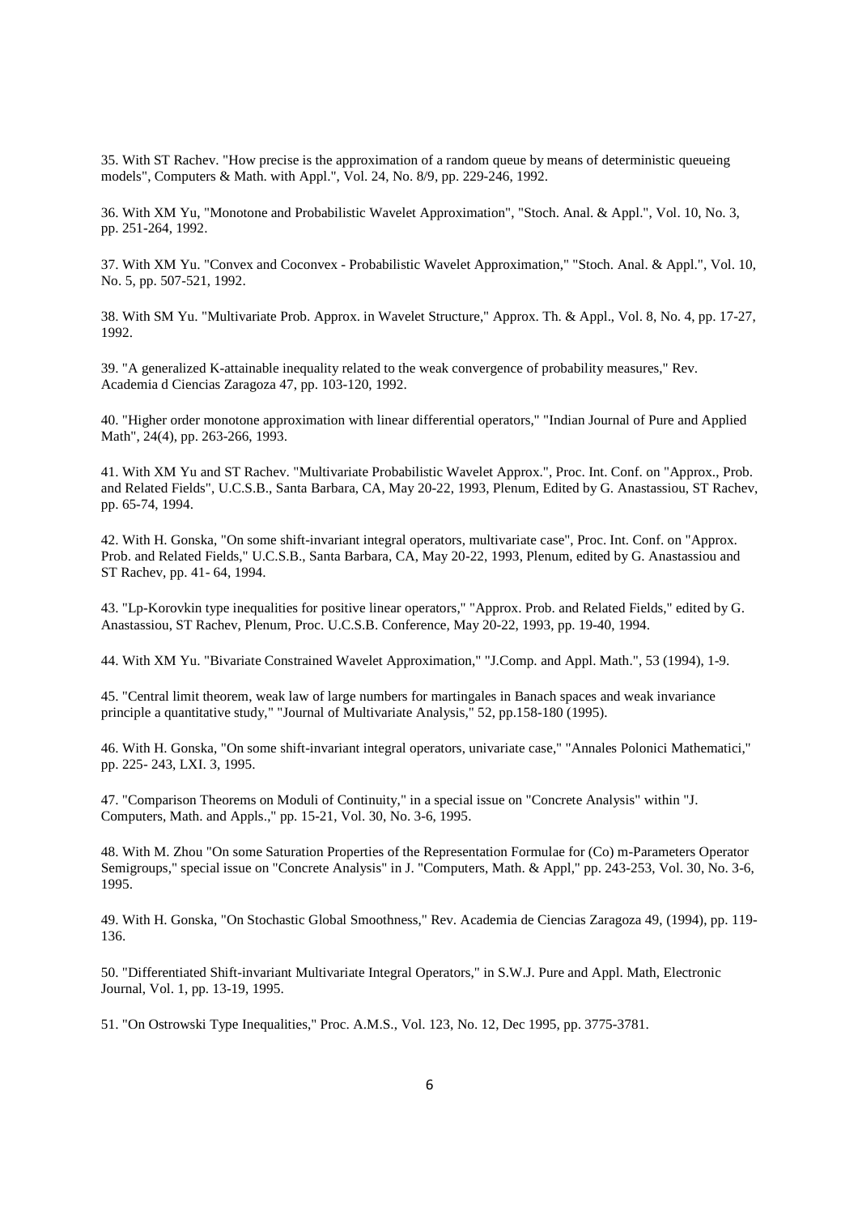35. With ST Rachev. "How precise is the approximation of a random queue by means of deterministic queueing models", Computers & Math. with Appl.", Vol. 24, No. 8/9, pp. 229-246, 1992.

36. With XM Yu, "Monotone and Probabilistic Wavelet Approximation", "Stoch. Anal. & Appl.", Vol. 10, No. 3, pp. 251-264, 1992.

37. With XM Yu. "Convex and Coconvex - Probabilistic Wavelet Approximation," "Stoch. Anal. & Appl.", Vol. 10, No. 5, pp. 507-521, 1992.

38. With SM Yu. "Multivariate Prob. Approx. in Wavelet Structure," Approx. Th. & Appl., Vol. 8, No. 4, pp. 17-27, 1992.

39. "A generalized K-attainable inequality related to the weak convergence of probability measures," Rev. Academia d Ciencias Zaragoza 47, pp. 103-120, 1992.

40. "Higher order monotone approximation with linear differential operators," "Indian Journal of Pure and Applied Math", 24(4), pp. 263-266, 1993.

41. With XM Yu and ST Rachev. "Multivariate Probabilistic Wavelet Approx.", Proc. Int. Conf. on "Approx., Prob. and Related Fields", U.C.S.B., Santa Barbara, CA, May 20-22, 1993, Plenum, Edited by G. Anastassiou, ST Rachev, pp. 65-74, 1994.

42. With H. Gonska, "On some shift-invariant integral operators, multivariate case", Proc. Int. Conf. on "Approx. Prob. and Related Fields," U.C.S.B., Santa Barbara, CA, May 20-22, 1993, Plenum, edited by G. Anastassiou and ST Rachev, pp. 41- 64, 1994.

43. "Lp-Korovkin type inequalities for positive linear operators," "Approx. Prob. and Related Fields," edited by G. Anastassiou, ST Rachev, Plenum, Proc. U.C.S.B. Conference, May 20-22, 1993, pp. 19-40, 1994.

44. With XM Yu. "Bivariate Constrained Wavelet Approximation," "J.Comp. and Appl. Math.", 53 (1994), 1-9.

45. "Central limit theorem, weak law of large numbers for martingales in Banach spaces and weak invariance principle a quantitative study," "Journal of Multivariate Analysis," 52, pp.158-180 (1995).

46. With H. Gonska, "On some shift-invariant integral operators, univariate case," "Annales Polonici Mathematici," pp. 225- 243, LXI. 3, 1995.

47. "Comparison Theorems on Moduli of Continuity," in a special issue on "Concrete Analysis" within "J. Computers, Math. and Appls.," pp. 15-21, Vol. 30, No. 3-6, 1995.

48. With M. Zhou "On some Saturation Properties of the Representation Formulae for (Co) m-Parameters Operator Semigroups," special issue on "Concrete Analysis" in J. "Computers, Math. & Appl," pp. 243-253, Vol. 30, No. 3-6, 1995.

49. With H. Gonska, "On Stochastic Global Smoothness," Rev. Academia de Ciencias Zaragoza 49, (1994), pp. 119-136.

50. "Differentiated Shift-invariant Multivariate Integral Operators," in S.W.J. Pure and Appl. Math, Electronic Journal, Vol. 1, pp. 13-19, 1995.

51. "On Ostrowski Type Inequalities," Proc. A.M.S., Vol. 123, No. 12, Dec 1995, pp. 3775-3781.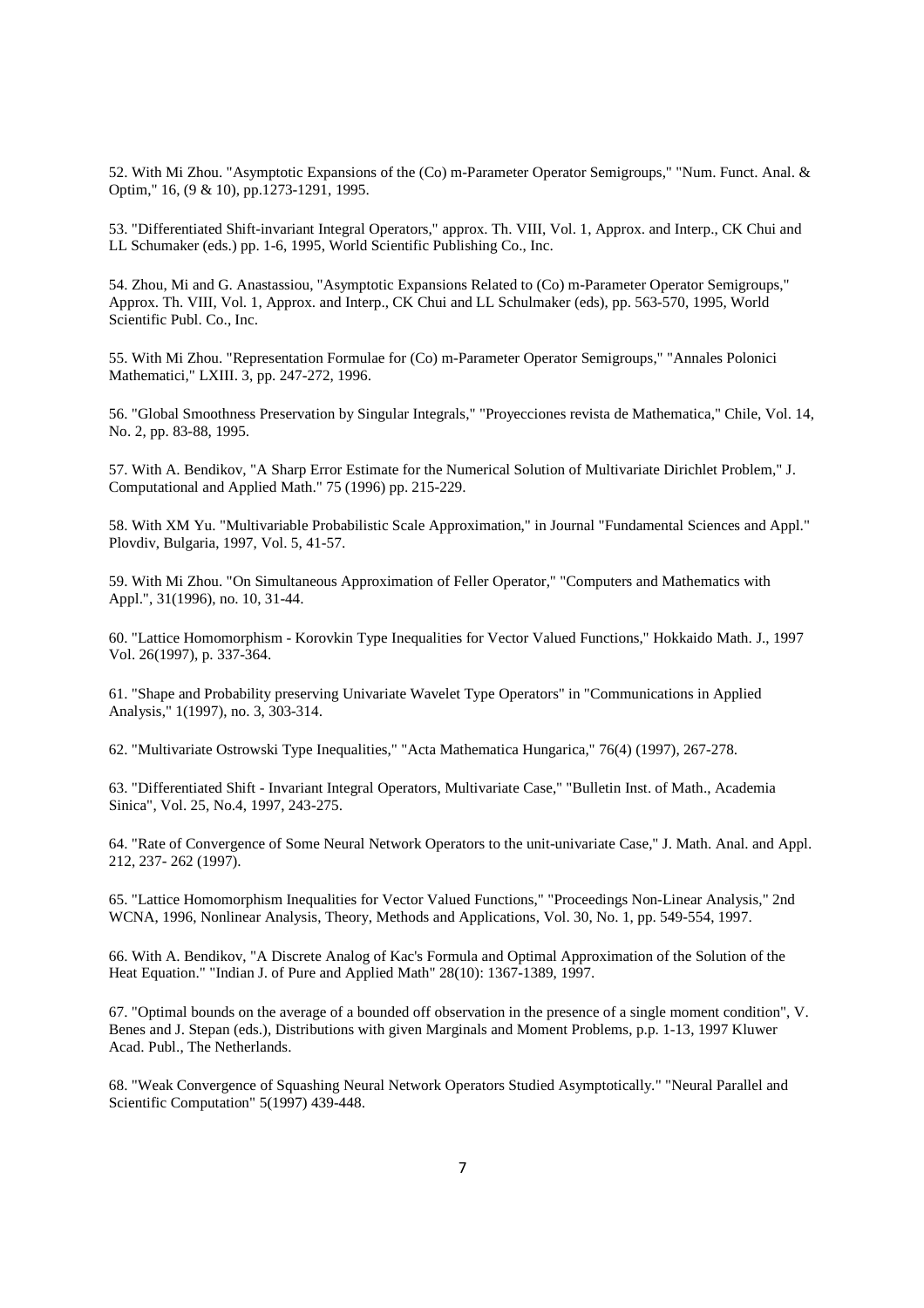52. With Mi Zhou. "Asymptotic Expansions of the (Co) m-Parameter Operator Semigroups," "Num. Funct. Anal. & Optim," 16, (9 & 10), pp.1273-1291, 1995.

53. "Differentiated Shift-invariant Integral Operators," approx. Th. VIII, Vol. 1, Approx. and Interp., CK Chui and LL Schumaker (eds.) pp. 1-6, 1995, World Scientific Publishing Co., Inc.

54. Zhou, Mi and G. Anastassiou, "Asymptotic Expansions Related to (Co) m-Parameter Operator Semigroups," Approx. Th. VIII, Vol. 1, Approx. and Interp., CK Chui and LL Schulmaker (eds), pp. 563-570, 1995, World Scientific Publ. Co., Inc.

55. With Mi Zhou. "Representation Formulae for (Co) m-Parameter Operator Semigroups," "Annales Polonici Mathematici," LXIII. 3, pp. 247-272, 1996.

56. "Global Smoothness Preservation by Singular Integrals," "Proyecciones revista de Mathematica," Chile, Vol. 14, No. 2, pp. 83-88, 1995.

57. With A. Bendikov, "A Sharp Error Estimate for the Numerical Solution of Multivariate Dirichlet Problem," J. Computational and Applied Math." 75 (1996) pp. 215-229.

58. With XM Yu. "Multivariable Probabilistic Scale Approximation," in Journal "Fundamental Sciences and Appl." Plovdiv, Bulgaria, 1997, Vol. 5, 41-57.

59. With Mi Zhou. "On Simultaneous Approximation of Feller Operator," "Computers and Mathematics with Appl.", 31(1996), no. 10, 31-44.

60. "Lattice Homomorphism - Korovkin Type Inequalities for Vector Valued Functions," Hokkaido Math. J., 1997 Vol. 26(1997), p. 337-364.

61. "Shape and Probability preserving Univariate Wavelet Type Operators" in "Communications in Applied Analysis," 1(1997), no. 3, 303-314.

62. "Multivariate Ostrowski Type Inequalities," "Acta Mathematica Hungarica," 76(4) (1997), 267-278.

63. "Differentiated Shift - Invariant Integral Operators, Multivariate Case," "Bulletin Inst. of Math., Academia Sinica", Vol. 25, No.4, 1997, 243-275.

64. "Rate of Convergence of Some Neural Network Operators to the unit-univariate Case," J. Math. Anal. and Appl. 212, 237- 262 (1997).

65. "Lattice Homomorphism Inequalities for Vector Valued Functions," "Proceedings Non-Linear Analysis," 2nd WCNA, 1996, Nonlinear Analysis, Theory, Methods and Applications, Vol. 30, No. 1, pp. 549-554, 1997.

66. With A. Bendikov, "A Discrete Analog of Kac's Formula and Optimal Approximation of the Solution of the Heat Equation." "Indian J. of Pure and Applied Math" 28(10): 1367-1389, 1997.

67. "Optimal bounds on the average of a bounded off observation in the presence of a single moment condition", V. Benes and J. Stepan (eds.), Distributions with given Marginals and Moment Problems, p.p. 1-13, 1997 Kluwer Acad. Publ., The Netherlands.

68. "Weak Convergence of Squashing Neural Network Operators Studied Asymptotically." "Neural Parallel and Scientific Computation" 5(1997) 439-448.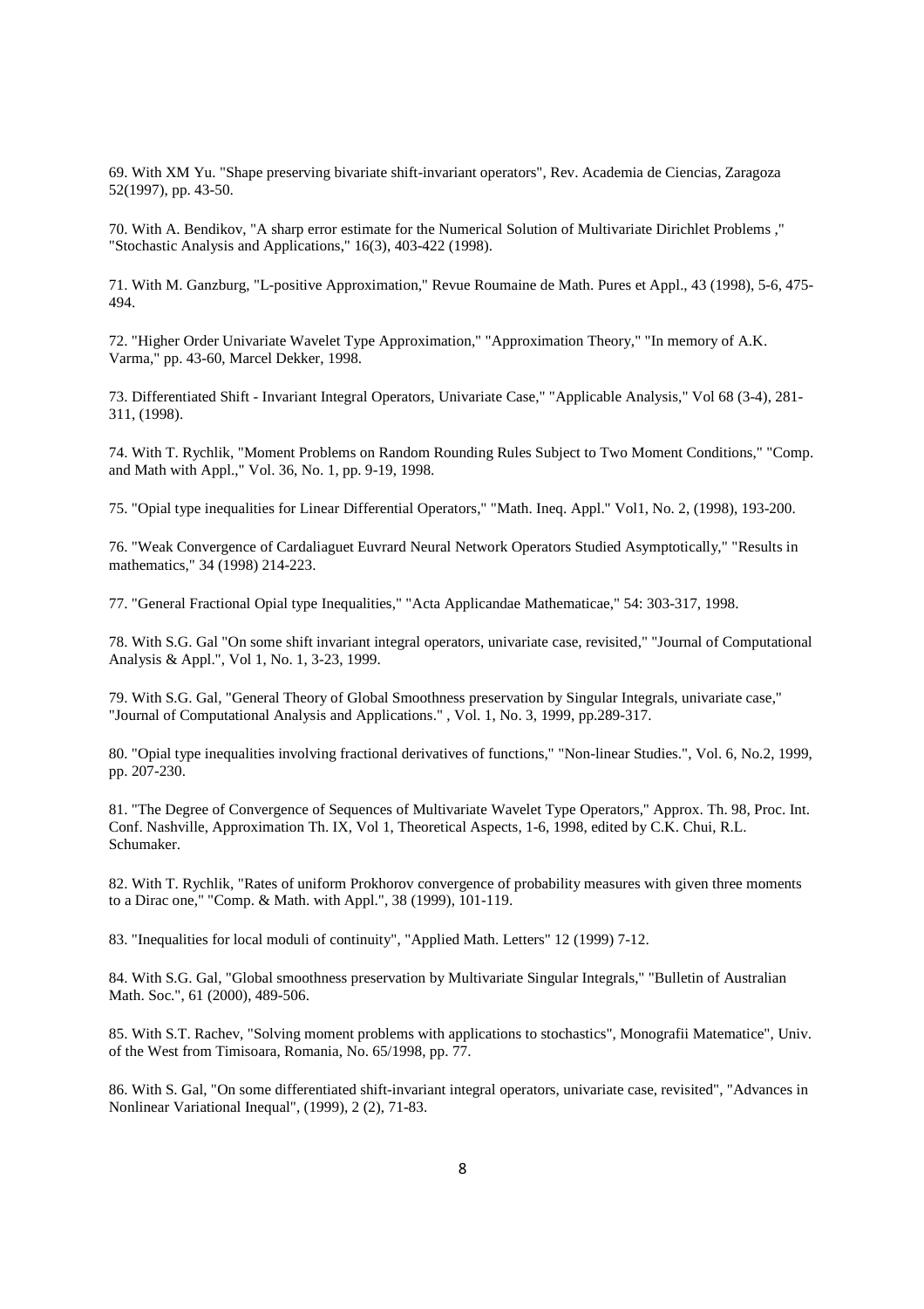69. With XM Yu. "Shape preserving bivariate shift-invariant operators", Rev. Academia de Ciencias, Zaragoza 52(1997), pp. 43-50.

70. With A. Bendikov, "A sharp error estimate for the Numerical Solution of Multivariate Dirichlet Problems ," "Stochastic Analysis and Applications," 16(3), 403-422 (1998).

71. With M. Ganzburg, "L-positive Approximation," Revue Roumaine de Math. Pures et Appl., 43 (1998), 5-6, 475-494.

72. "Higher Order Univariate Wavelet Type Approximation," "Approximation Theory," "In memory of A.K. Varma," pp. 43-60, Marcel Dekker, 1998.

73. Differentiated Shift - Invariant Integral Operators, Univariate Case," "Applicable Analysis," Vol 68 (3-4), 281-311, (1998).

74. With T. Rychlik, "Moment Problems on Random Rounding Rules Subject to Two Moment Conditions," "Comp. and Math with Appl.," Vol. 36, No. 1, pp. 9-19, 1998.

75. "Opial type inequalities for Linear Differential Operators," "Math. Ineq. Appl." Vol1, No. 2, (1998), 193-200.

76. "Weak Convergence of Cardaliaguet Euvrard Neural Network Operators Studied Asymptotically," "Results in mathematics," 34 (1998) 214-223.

77. "General Fractional Opial type Inequalities," "Acta Applicandae Mathematicae," 54: 303-317, 1998.

78. With S.G. Gal "On some shift invariant integral operators, univariate case, revisited," "Journal of Computational Analysis & Appl.", Vol 1, No. 1, 3-23, 1999.

79. With S.G. Gal, "General Theory of Global Smoothness preservation by Singular Integrals, univariate case," "Journal of Computational Analysis and Applications." , Vol. 1, No. 3, 1999, pp.289-317.

80. "Opial type inequalities involving fractional derivatives of functions," "Non-linear Studies.", Vol. 6, No.2, 1999, pp. 207-230.

81. "The Degree of Convergence of Sequences of Multivariate Wavelet Type Operators," Approx. Th. 98, Proc. Int. Conf. Nashville, Approximation Th. IX, Vol 1, Theoretical Aspects, 1-6, 1998, edited by C.K. Chui, R.L. Schumaker.

82. With T. Rychlik, "Rates of uniform Prokhorov convergence of probability measures with given three moments to a Dirac one," "Comp. & Math. with Appl.", 38 (1999), 101-119.

83. "Inequalities for local moduli of continuity", "Applied Math. Letters" 12 (1999) 7-12.

84. With S.G. Gal, "Global smoothness preservation by Multivariate Singular Integrals," "Bulletin of Australian Math. Soc.", 61 (2000), 489-506.

85. With S.T. Rachev, "Solving moment problems with applications to stochastics", Monografii Matematice", Univ. of the West from Timisoara, Romania, No. 65/1998, pp. 77.

86. With S. Gal, "On some differentiated shift-invariant integral operators, univariate case, revisited", "Advances in Nonlinear Variational Inequal", (1999), 2 (2), 71-83.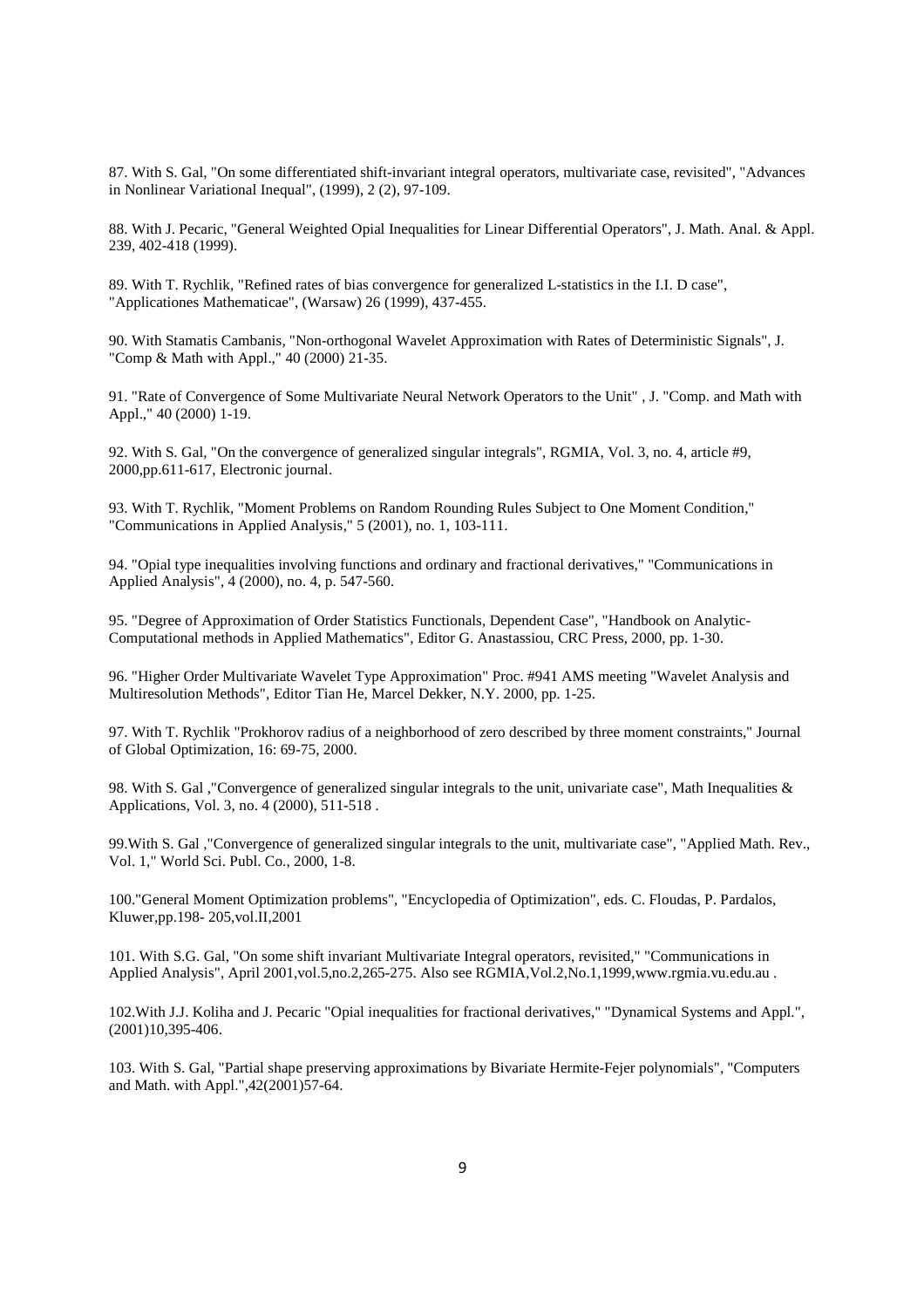87. With S. Gal, "On some differentiated shift-invariant integral operators, multivariate case, revisited", "Advances in Nonlinear Variational Inequal", (1999), 2 (2), 97-109.

88. With J. Pecaric, "General Weighted Opial Inequalities for Linear Differential Operators", J. Math. Anal. & Appl. 239, 402-418 (1999).

89. With T. Rychlik, "Refined rates of bias convergence for generalized L-statistics in the I.I. D case", "Applicationes Mathematicae", (Warsaw) 26 (1999), 437-455.

90. With Stamatis Cambanis, "Non-orthogonal Wavelet Approximation with Rates of Deterministic Signals", J. "Comp & Math with Appl.," 40 (2000) 21-35.

91. "Rate of Convergence of Some Multivariate Neural Network Operators to the Unit" , J. "Comp. and Math with Appl.," 40 (2000) 1-19.

92. With S. Gal, "On the convergence of generalized singular integrals", RGMIA, Vol. 3, no. 4, article #9, 2000,pp.611-617, Electronic journal.

93. With T. Rychlik, "Moment Problems on Random Rounding Rules Subject to One Moment Condition," "Communications in Applied Analysis," 5 (2001), no. 1, 103-111.

94. "Opial type inequalities involving functions and ordinary and fractional derivatives," "Communications in Applied Analysis", 4 (2000), no. 4, p. 547-560.

95. "Degree of Approximation of Order Statistics Functionals, Dependent Case", "Handbook on Analytic-Computational methods in Applied Mathematics", Editor G. Anastassiou, CRC Press, 2000, pp. 1-30.

96. "Higher Order Multivariate Wavelet Type Approximation" Proc. #941 AMS meeting "Wavelet Analysis and Multiresolution Methods", Editor Tian He, Marcel Dekker, N.Y. 2000, pp. 1-25.

97. With T. Rychlik "Prokhorov radius of a neighborhood of zero described by three moment constraints," Journal of Global Optimization, 16: 69-75, 2000.

98. With S. Gal ,"Convergence of generalized singular integrals to the unit, univariate case", Math Inequalities & Applications, Vol. 3, no. 4 (2000), 511-518 .

99.With S. Gal ,"Convergence of generalized singular integrals to the unit, multivariate case", "Applied Math. Rev., Vol. 1," World Sci. Publ. Co., 2000, 1-8.

100."General Moment Optimization problems", "Encyclopedia of Optimization", eds. C. Floudas, P. Pardalos, Kluwer,pp.198- 205,vol.II,2001

101. With S.G. Gal, "On some shift invariant Multivariate Integral operators, revisited," "Communications in Applied Analysis", April 2001,vol.5,no.2,265-275. Also see RGMIA,Vol.2,No.1,1999,www.rgmia.vu.edu.au .

102.With J.J. Koliha and J. Pecaric "Opial inequalities for fractional derivatives," "Dynamical Systems and Appl.", (2001)10,395-406.

103. With S. Gal, "Partial shape preserving approximations by Bivariate Hermite-Fejer polynomials", "Computers and Math. with Appl.",42(2001)57-64.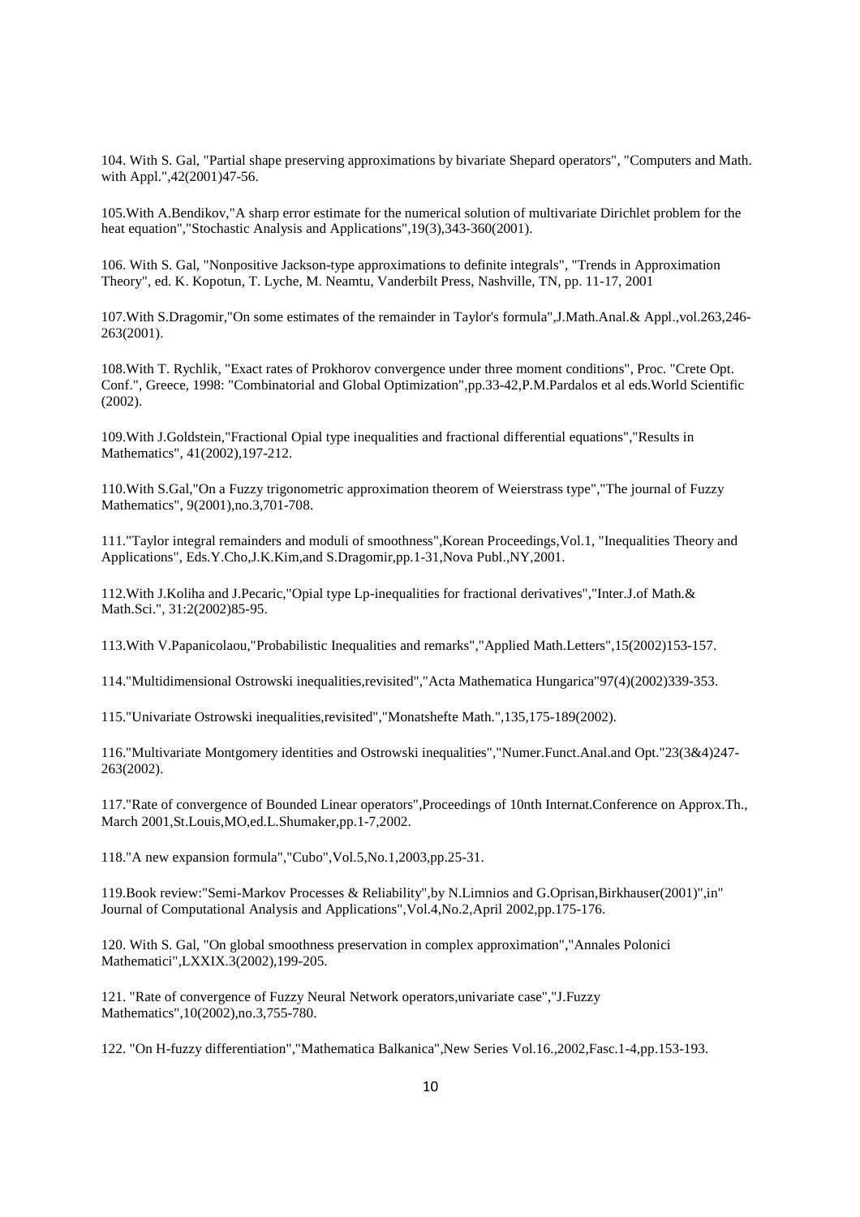104. With S. Gal, "Partial shape preserving approximations by bivariate Shepard operators", "Computers and Math. with Appl.",42(2001)47-56.

105.With A.Bendikov,"A sharp error estimate for the numerical solution of multivariate Dirichlet problem for the heat equation","Stochastic Analysis and Applications",19(3),343-360(2001).

106. With S. Gal, "Nonpositive Jackson-type approximations to definite integrals", "Trends in Approximation Theory", ed. K. Kopotun, T. Lyche, M. Neamtu, Vanderbilt Press, Nashville, TN, pp. 11-17, 2001

107.With S.Dragomir,"On some estimates of the remainder in Taylor's formula",J.Math.Anal.& Appl.,vol.263,246-263(2001).

108.With T. Rychlik, "Exact rates of Prokhorov convergence under three moment conditions", Proc. "Crete Opt. Conf.", Greece, 1998: "Combinatorial and Global Optimization",pp.33-42,P.M.Pardalos et al eds.World Scientific (2002).

109.With J.Goldstein,"Fractional Opial type inequalities and fractional differential equations","Results in Mathematics", 41(2002),197-212.

110.With S.Gal,"On a Fuzzy trigonometric approximation theorem of Weierstrass type","The journal of Fuzzy Mathematics", 9(2001),no.3,701-708.

111."Taylor integral remainders and moduli of smoothness",Korean Proceedings,Vol.1, "Inequalities Theory and Applications", Eds.Y.Cho,J.K.Kim,and S.Dragomir,pp.1-31,Nova Publ.,NY,2001.

112.With J.Koliha and J.Pecaric,"Opial type Lp-inequalities for fractional derivatives","Inter.J.of Math.& Math.Sci.", 31:2(2002)85-95.

113.With V.Papanicolaou,"Probabilistic Inequalities and remarks","Applied Math.Letters",15(2002)153-157.

114."Multidimensional Ostrowski inequalities,revisited","Acta Mathematica Hungarica"97(4)(2002)339-353.

115."Univariate Ostrowski inequalities,revisited","Monatshefte Math.",135,175-189(2002).

116."Multivariate Montgomery identities and Ostrowski inequalities","Numer.Funct.Anal.and Opt."23(3&4)247-263(2002).

117."Rate of convergence of Bounded Linear operators",Proceedings of 10nth Internat.Conference on Approx.Th., March 2001,St.Louis,MO,ed.L.Shumaker,pp.1-7,2002.

118."A new expansion formula","Cubo",Vol.5,No.1,2003,pp.25-31.

119.Book review:"Semi-Markov Processes & Reliability",by N.Limnios and G.Oprisan,Birkhauser(2001)",in" Journal of Computational Analysis and Applications",Vol.4,No.2,April 2002,pp.175-176.

120. With S. Gal, "On global smoothness preservation in complex approximation","Annales Polonici Mathematici",LXXIX.3(2002),199-205.

121. "Rate of convergence of Fuzzy Neural Network operators,univariate case","J.Fuzzy Mathematics",10(2002),no.3,755-780.

122. "On H-fuzzy differentiation","Mathematica Balkanica",New Series Vol.16.,2002,Fasc.1-4,pp.153-193.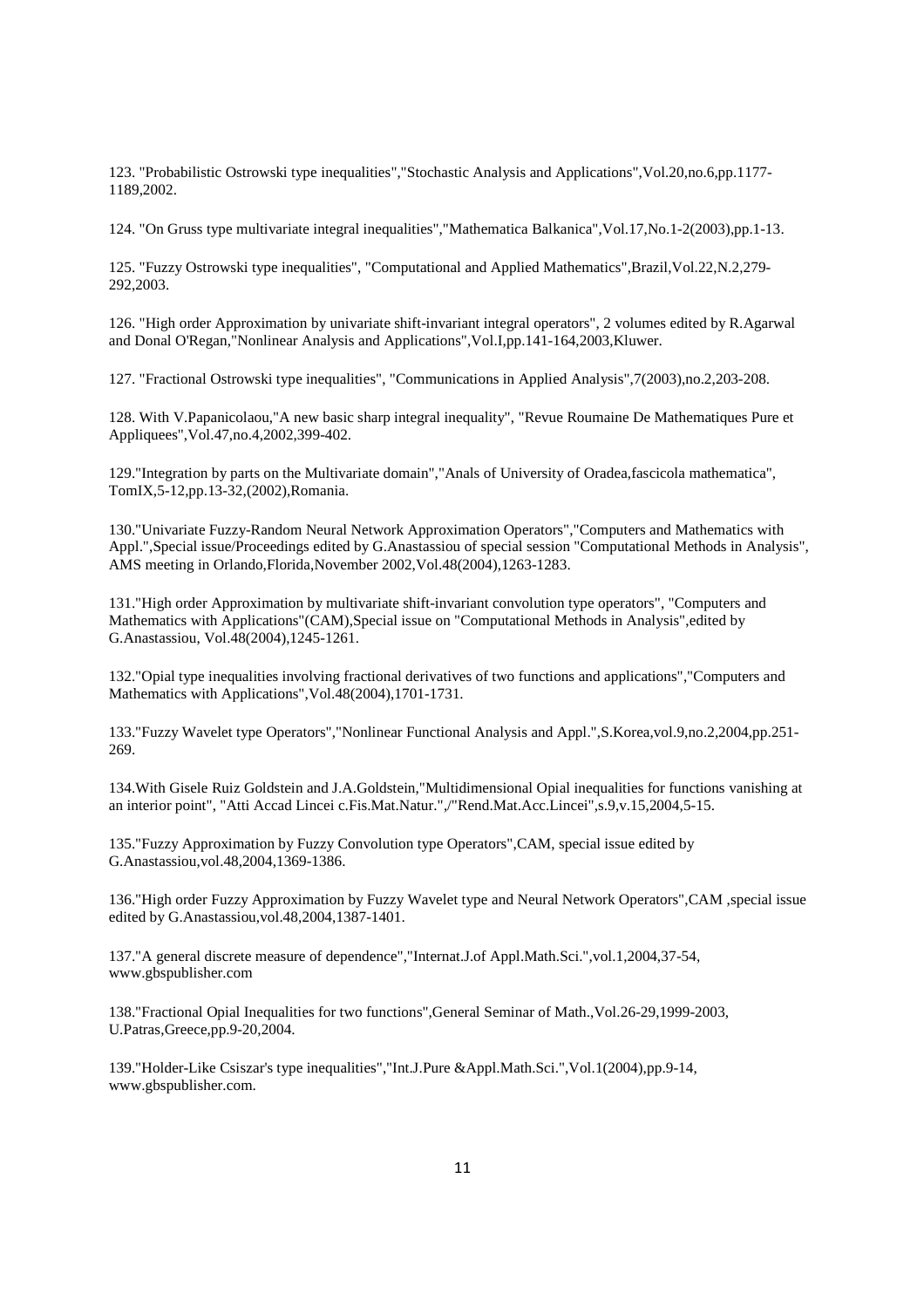123. "Probabilistic Ostrowski type inequalities","Stochastic Analysis and Applications",Vol.20,no.6,pp.1177-1189,2002.

124. "On Gruss type multivariate integral inequalities","Mathematica Balkanica",Vol.17,No.1-2(2003),pp.1-13.

125. "Fuzzy Ostrowski type inequalities", "Computational and Applied Mathematics",Brazil,Vol.22,N.2,279-292,2003.

126. "High order Approximation by univariate shift-invariant integral operators", 2 volumes edited by R.Agarwal and Donal O'Regan,"Nonlinear Analysis and Applications",Vol.I,pp.141-164,2003,Kluwer.

127. "Fractional Ostrowski type inequalities", "Communications in Applied Analysis",7(2003),no.2,203-208.

128. With V.Papanicolaou,"A new basic sharp integral inequality", "Revue Roumaine De Mathematiques Pure et Appliquees",Vol.47,no.4,2002,399-402.

129."Integration by parts on the Multivariate domain","Anals of University of Oradea,fascicola mathematica", TomIX,5-12,pp.13-32,(2002),Romania.

130."Univariate Fuzzy-Random Neural Network Approximation Operators","Computers and Mathematics with Appl.",Special issue/Proceedings edited by G.Anastassiou of special session "Computational Methods in Analysis", AMS meeting in Orlando,Florida,November 2002,Vol.48(2004),1263-1283.

131."High order Approximation by multivariate shift-invariant convolution type operators", "Computers and Mathematics with Applications"(CAM),Special issue on "Computational Methods in Analysis",edited by G.Anastassiou, Vol.48(2004),1245-1261.

132."Opial type inequalities involving fractional derivatives of two functions and applications","Computers and Mathematics with Applications",Vol.48(2004),1701-1731.

133."Fuzzy Wavelet type Operators","Nonlinear Functional Analysis and Appl.",S.Korea,vol.9,no.2,2004,pp.251-269.

134.With Gisele Ruiz Goldstein and J.A.Goldstein,"Multidimensional Opial inequalities for functions vanishing at an interior point", "Atti Accad Lincei c.Fis.Mat.Natur.",/"Rend.Mat.Acc.Lincei",s.9,v.15,2004,5-15.

135."Fuzzy Approximation by Fuzzy Convolution type Operators",CAM, special issue edited by G.Anastassiou,vol.48,2004,1369-1386.

136."High order Fuzzy Approximation by Fuzzy Wavelet type and Neural Network Operators",CAM ,special issue edited by G.Anastassiou,vol.48,2004,1387-1401.

137."A general discrete measure of dependence","Internat.J.of Appl.Math.Sci.",vol.1,2004,37-54, www.gbspublisher.com

138."Fractional Opial Inequalities for two functions",General Seminar of Math.,Vol.26-29,1999-2003, U.Patras,Greece,pp.9-20,2004.

139."Holder-Like Csiszar's type inequalities","Int.J.Pure &Appl.Math.Sci.",Vol.1(2004),pp.9-14, www.gbspublisher.com.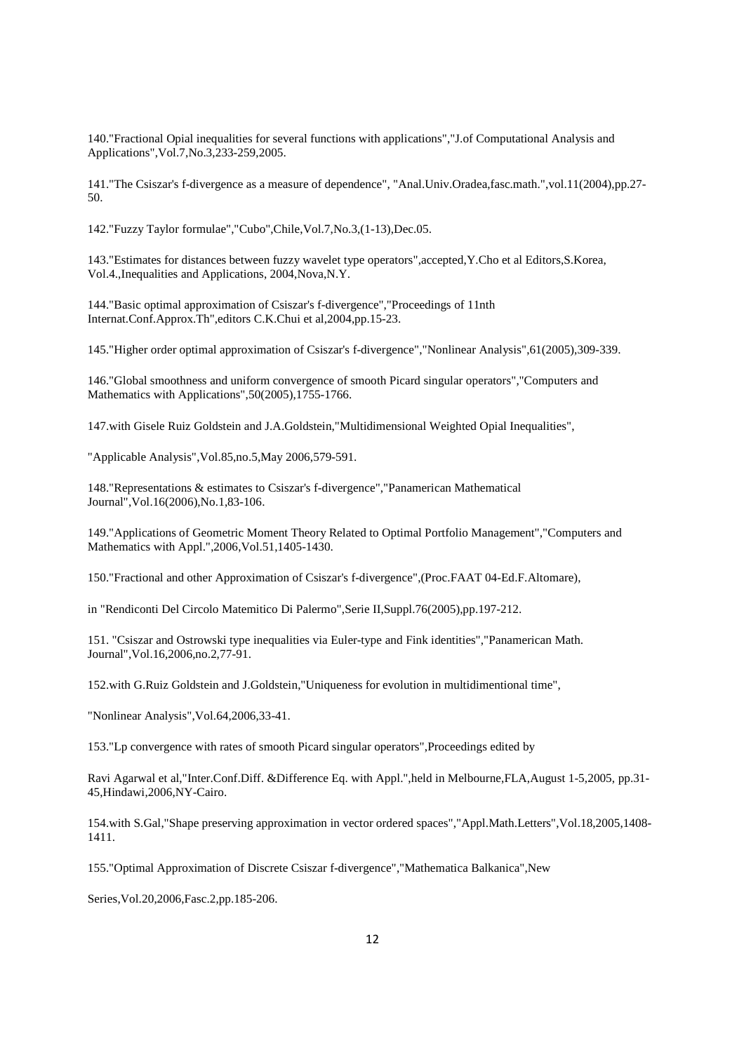140."Fractional Opial inequalities for several functions with applications","J.of Computational Analysis and Applications",Vol.7,No.3,233-259,2005.

141."The Csiszar's f-divergence as a measure of dependence", "Anal.Univ.Oradea,fasc.math.",vol.11(2004),pp.27-50.

142."Fuzzy Taylor formulae","Cubo",Chile,Vol.7,No.3,(1-13),Dec.05.

143."Estimates for distances between fuzzy wavelet type operators",accepted,Y.Cho et al Editors,S.Korea, Vol.4.,Inequalities and Applications, 2004,Nova,N.Y.

144."Basic optimal approximation of Csiszar's f-divergence","Proceedings of 11nth Internat.Conf.Approx.Th",editors C.K.Chui et al,2004,pp.15-23.

145."Higher order optimal approximation of Csiszar's f-divergence","Nonlinear Analysis",61(2005),309-339.

146."Global smoothness and uniform convergence of smooth Picard singular operators","Computers and Mathematics with Applications",50(2005),1755-1766.

147.with Gisele Ruiz Goldstein and J.A.Goldstein,"Multidimensional Weighted Opial Inequalities",

"Applicable Analysis",Vol.85,no.5,May 2006,579-591.

148."Representations & estimates to Csiszar's f-divergence","Panamerican Mathematical Journal",Vol.16(2006),No.1,83-106.

149."Applications of Geometric Moment Theory Related to Optimal Portfolio Management","Computers and Mathematics with Appl.",2006,Vol.51,1405-1430.

150."Fractional and other Approximation of Csiszar's f-divergence",(Proc.FAAT 04-Ed.F.Altomare),

in "Rendiconti Del Circolo Matemitico Di Palermo",Serie II,Suppl.76(2005),pp.197-212.

151. "Csiszar and Ostrowski type inequalities via Euler-type and Fink identities","Panamerican Math. Journal",Vol.16,2006,no.2,77-91.

152.with G.Ruiz Goldstein and J.Goldstein,"Uniqueness for evolution in multidimentional time",

"Nonlinear Analysis",Vol.64,2006,33-41.

153."Lp convergence with rates of smooth Picard singular operators",Proceedings edited by

Ravi Agarwal et al,"Inter.Conf.Diff. &Difference Eq. with Appl.",held in Melbourne,FLA,August 1-5,2005, pp.31-45,Hindawi,2006,NY-Cairo.

154.with S.Gal,"Shape preserving approximation in vector ordered spaces","Appl.Math.Letters",Vol.18,2005,1408-1411.

155."Optimal Approximation of Discrete Csiszar f-divergence","Mathematica Balkanica",New

Series,Vol.20,2006,Fasc.2,pp.185-206.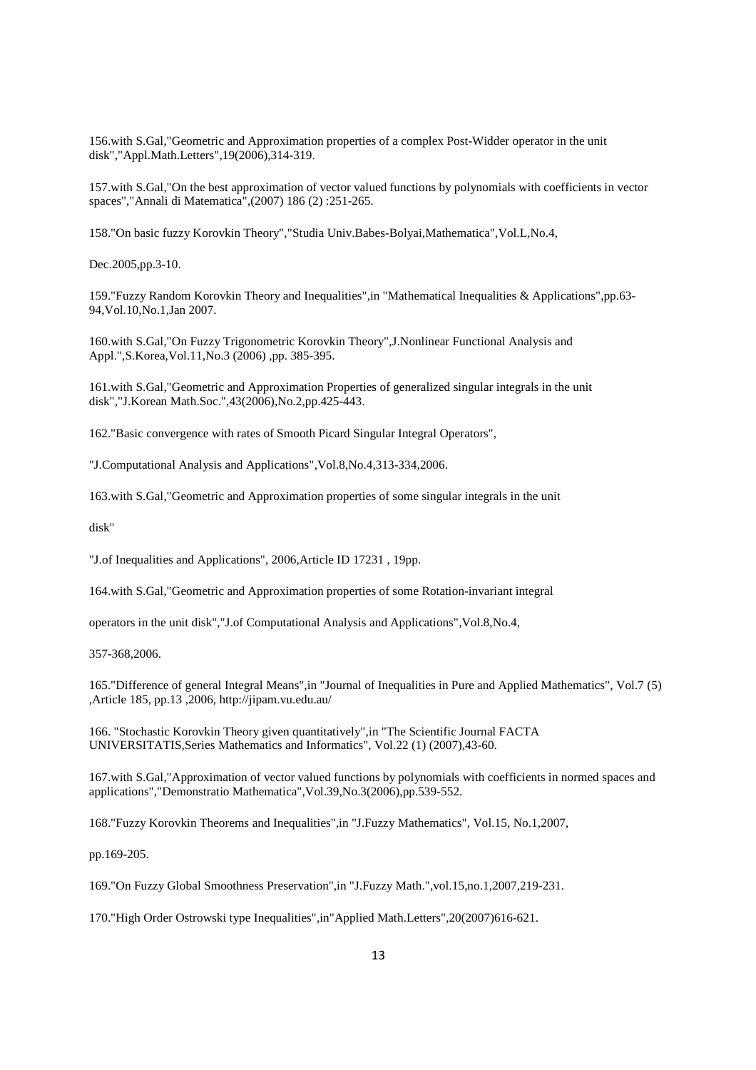156.with S.Gal,"Geometric and Approximation properties of a complex Post-Widder operator in the unit disk","Appl.Math.Letters",19(2006),314-319.

157.with S.Gal,"On the best approximation of vector valued functions by polynomials with coefficients in vector spaces","Annali di Matematica",(2007) 186 (2) :251-265.

158."On basic fuzzy Korovkin Theory","Studia Univ.Babes-Bolyai,Mathematica",Vol.L,No.4,

Dec.2005,pp.3-10.

159."Fuzzy Random Korovkin Theory and Inequalities",in "Mathematical Inequalities & Applications",pp.63-94,Vol.10,No.1,Jan 2007.

160.with S.Gal,"On Fuzzy Trigonometric Korovkin Theory",J.Nonlinear Functional Analysis and Appl.",S.Korea,Vol.11,No.3 (2006) ,pp. 385-395.

161.with S.Gal,"Geometric and Approximation Properties of generalized singular integrals in the unit disk","J.Korean Math.Soc.",43(2006),No.2,pp.425-443.

162."Basic convergence with rates of Smooth Picard Singular Integral Operators",

"J.Computational Analysis and Applications",Vol.8,No.4,313-334,2006.

163.with S.Gal,"Geometric and Approximation properties of some singular integrals in the unit

disk"

"J.of Inequalities and Applications", 2006,Article ID 17231 , 19pp.

164.with S.Gal,"Geometric and Approximation properties of some Rotation-invariant integral

operators in the unit disk","J.of Computational Analysis and Applications",Vol.8,No.4,

357-368,2006.

165."Difference of general Integral Means",in "Journal of Inequalities in Pure and Applied Mathematics", Vol.7 (5) ,Article 185, pp.13 ,2006, http://jipam.vu.edu.au/

166. "Stochastic Korovkin Theory given quantitatively",in "The Scientific Journal FACTA UNIVERSITATIS,Series Mathematics and Informatics", Vol.22 (1) (2007),43-60.

167.with S.Gal,"Approximation of vector valued functions by polynomials with coefficients in normed spaces and applications","Demonstratio Mathematica",Vol.39,No.3(2006),pp.539-552.

168."Fuzzy Korovkin Theorems and Inequalities",in "J.Fuzzy Mathematics", Vol.15, No.1,2007,

pp.169-205.

169."On Fuzzy Global Smoothness Preservation",in "J.Fuzzy Math.",vol.15,no.1,2007,219-231.

170."High Order Ostrowski type Inequalities",in"Applied Math.Letters",20(2007)616-621.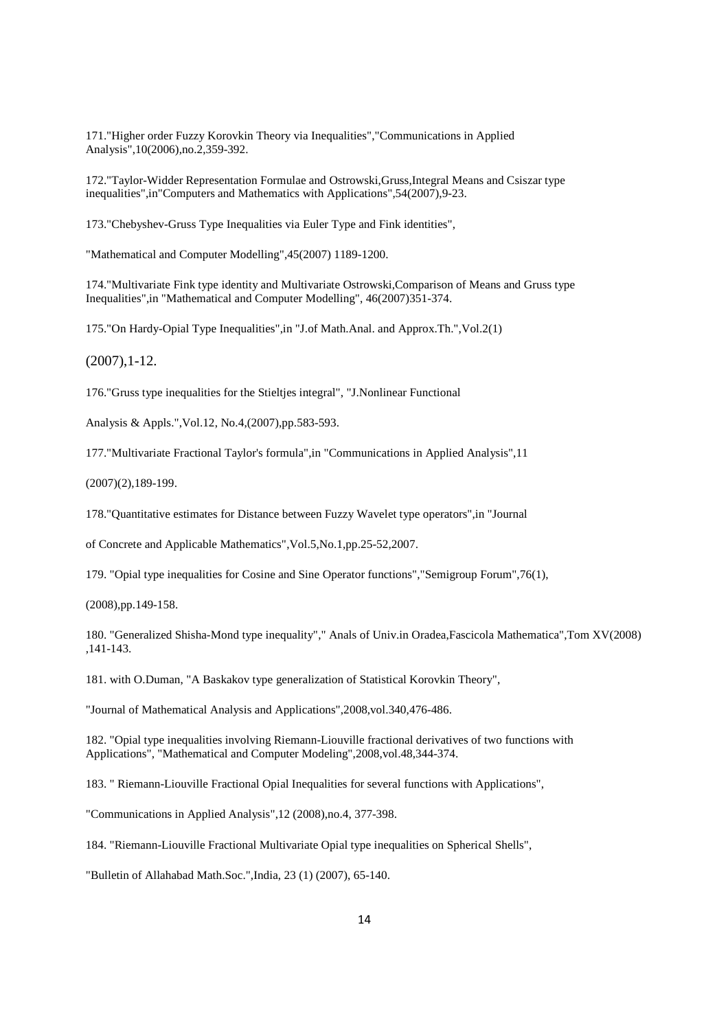171."Higher order Fuzzy Korovkin Theory via Inequalities","Communications in Applied Analysis",10(2006),no.2,359-392.

172."Taylor-Widder Representation Formulae and Ostrowski,Gruss,Integral Means and Csiszar type inequalities",in"Computers and Mathematics with Applications",54(2007),9-23.

173."Chebyshev-Gruss Type Inequalities via Euler Type and Fink identities",

"Mathematical and Computer Modelling",45(2007) 1189-1200.

174."Multivariate Fink type identity and Multivariate Ostrowski,Comparison of Means and Gruss type Inequalities",in "Mathematical and Computer Modelling", 46(2007)351-374.

175."On Hardy-Opial Type Inequalities",in "J.of Math.Anal. and Approx.Th.",Vol.2(1)

(2007),1-12.

176."Gruss type inequalities for the Stieltjes integral", "J.Nonlinear Functional

Analysis & Appls.",Vol.12, No.4,(2007),pp.583-593.

177."Multivariate Fractional Taylor's formula",in "Communications in Applied Analysis",11

(2007)(2),189-199.

178."Quantitative estimates for Distance between Fuzzy Wavelet type operators",in "Journal

of Concrete and Applicable Mathematics",Vol.5,No.1,pp.25-52,2007.

179. "Opial type inequalities for Cosine and Sine Operator functions","Semigroup Forum",76(1),

(2008),pp.149-158.

180. "Generalized Shisha-Mond type inequality"," Anals of Univ.in Oradea,Fascicola Mathematica",Tom XV(2008) ,141-143.

181. with O.Duman, "A Baskakov type generalization of Statistical Korovkin Theory",

"Journal of Mathematical Analysis and Applications",2008,vol.340,476-486.

182. "Opial type inequalities involving Riemann-Liouville fractional derivatives of two functions with Applications", "Mathematical and Computer Modeling",2008,vol.48,344-374.

183. " Riemann-Liouville Fractional Opial Inequalities for several functions with Applications",

"Communications in Applied Analysis",12 (2008),no.4, 377-398.

184. "Riemann-Liouville Fractional Multivariate Opial type inequalities on Spherical Shells",

"Bulletin of Allahabad Math.Soc.",India, 23 (1) (2007), 65-140.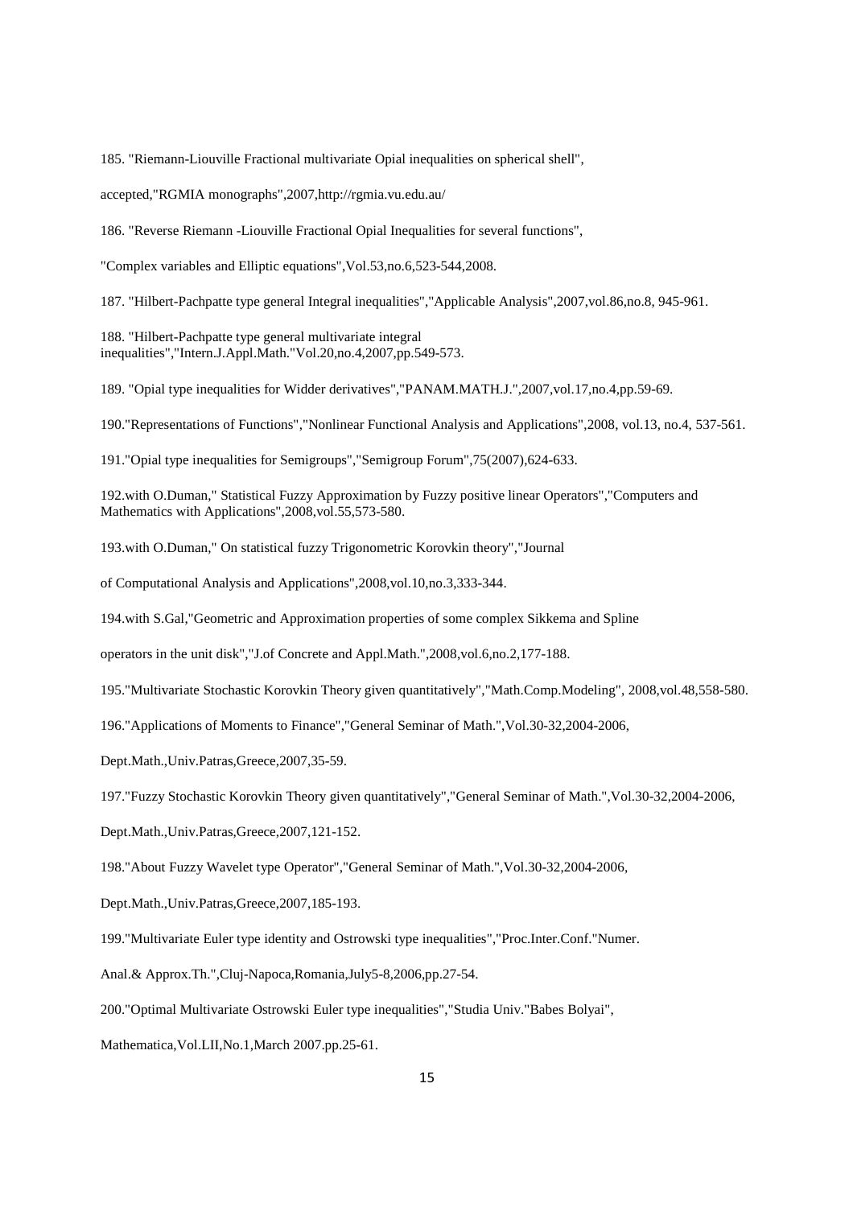185. "Riemann-Liouville Fractional multivariate Opial inequalities on spherical shell",

accepted,"RGMIA monographs",2007,http://rgmia.vu.edu.au/

186. "Reverse Riemann -Liouville Fractional Opial Inequalities for several functions",

"Complex variables and Elliptic equations",Vol.53,no.6,523-544,2008.

187. "Hilbert-Pachpatte type general Integral inequalities","Applicable Analysis",2007,vol.86,no.8, 945-961.

188. "Hilbert-Pachpatte type general multivariate integral inequalities","Intern.J.Appl.Math."Vol.20,no.4,2007,pp.549-573.

189. "Opial type inequalities for Widder derivatives","PANAM.MATH.J.",2007,vol.17,no.4,pp.59-69.

190."Representations of Functions","Nonlinear Functional Analysis and Applications",2008, vol.13, no.4, 537-561.

191."Opial type inequalities for Semigroups","Semigroup Forum",75(2007),624-633.

192.with O.Duman," Statistical Fuzzy Approximation by Fuzzy positive linear Operators","Computers and Mathematics with Applications",2008,vol.55,573-580.

193.with O.Duman," On statistical fuzzy Trigonometric Korovkin theory","Journal

of Computational Analysis and Applications",2008,vol.10,no.3,333-344.

194.with S.Gal,"Geometric and Approximation properties of some complex Sikkema and Spline

operators in the unit disk","J.of Concrete and Appl.Math.",2008,vol.6,no.2,177-188.

195."Multivariate Stochastic Korovkin Theory given quantitatively","Math.Comp.Modeling", 2008,vol.48,558-580.

196."Applications of Moments to Finance","General Seminar of Math.",Vol.30-32,2004-2006,

Dept.Math.,Univ.Patras,Greece,2007,35-59.

197."Fuzzy Stochastic Korovkin Theory given quantitatively","General Seminar of Math.",Vol.30-32,2004-2006,

Dept.Math.,Univ.Patras,Greece,2007,121-152.

198."About Fuzzy Wavelet type Operator","General Seminar of Math.",Vol.30-32,2004-2006,

Dept.Math.,Univ.Patras,Greece,2007,185-193.

199."Multivariate Euler type identity and Ostrowski type inequalities","Proc.Inter.Conf."Numer.

Anal.& Approx.Th.",Cluj-Napoca,Romania,July5-8,2006,pp.27-54.

200."Optimal Multivariate Ostrowski Euler type inequalities","Studia Univ."Babes Bolyai",

Mathematica,Vol.LII,No.1,March 2007.pp.25-61.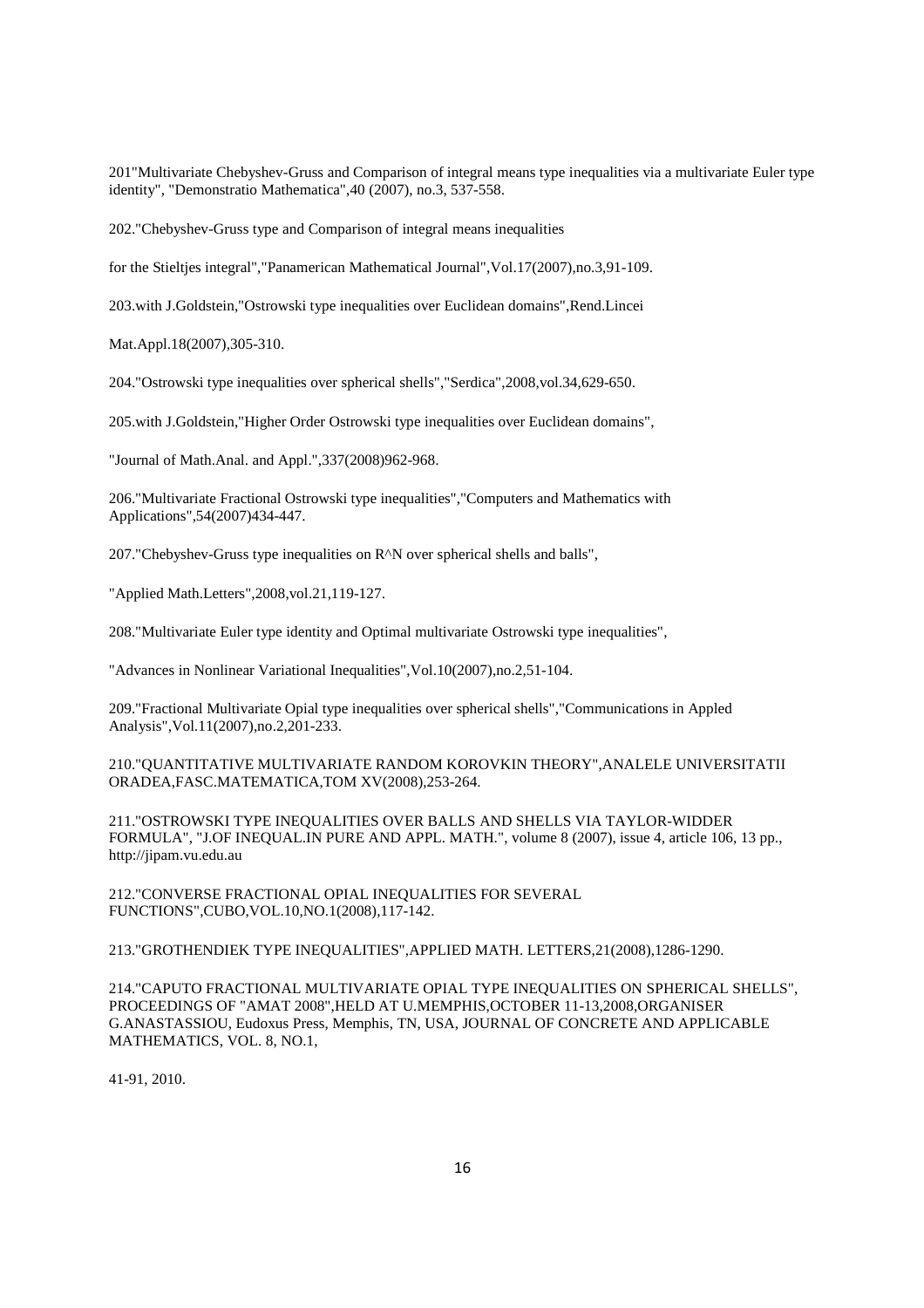201"Multivariate Chebyshev-Gruss and Comparison of integral means type inequalities via a multivariate Euler type identity", "Demonstratio Mathematica",40 (2007), no.3, 537-558.

202."Chebyshev-Gruss type and Comparison of integral means inequalities

for the Stieltjes integral","Panamerican Mathematical Journal",Vol.17(2007),no.3,91-109.

203.with J.Goldstein,"Ostrowski type inequalities over Euclidean domains",Rend.Lincei

Mat.Appl.18(2007),305-310.

204."Ostrowski type inequalities over spherical shells","Serdica",2008,vol.34,629-650.

205.with J.Goldstein,"Higher Order Ostrowski type inequalities over Euclidean domains",

"Journal of Math.Anal. and Appl.",337(2008)962-968.

206."Multivariate Fractional Ostrowski type inequalities","Computers and Mathematics with Applications",54(2007)434-447.

207."Chebyshev-Gruss type inequalities on R^N over spherical shells and balls",

"Applied Math.Letters",2008,vol.21,119-127.

208."Multivariate Euler type identity and Optimal multivariate Ostrowski type inequalities",

"Advances in Nonlinear Variational Inequalities",Vol.10(2007),no.2,51-104.

209."Fractional Multivariate Opial type inequalities over spherical shells","Communications in Appled Analysis",Vol.11(2007),no.2,201-233.

210."QUANTITATIVE MULTIVARIATE RANDOM KOROVKIN THEORY",ANALELE UNIVERSITATII ORADEA,FASC.MATEMATICA,TOM XV(2008),253-264.

211."OSTROWSKI TYPE INEQUALITIES OVER BALLS AND SHELLS VIA TAYLOR-WIDDER FORMULA", "J.OF INEQUAL.IN PURE AND APPL. MATH.", volume 8 (2007), issue 4, article 106, 13 pp., http://jipam.vu.edu.au

212."CONVERSE FRACTIONAL OPIAL INEQUALITIES FOR SEVERAL FUNCTIONS",CUBO,VOL.10,NO.1(2008),117-142.

213."GROTHENDIEK TYPE INEQUALITIES",APPLIED MATH. LETTERS,21(2008),1286-1290.

214."CAPUTO FRACTIONAL MULTIVARIATE OPIAL TYPE INEQUALITIES ON SPHERICAL SHELLS", PROCEEDINGS OF "AMAT 2008",HELD AT U.MEMPHIS,OCTOBER 11-13,2008,ORGANISER G.ANASTASSIOU, Eudoxus Press, Memphis, TN, USA, JOURNAL OF CONCRETE AND APPLICABLE MATHEMATICS, VOL. 8, NO.1,

41-91, 2010.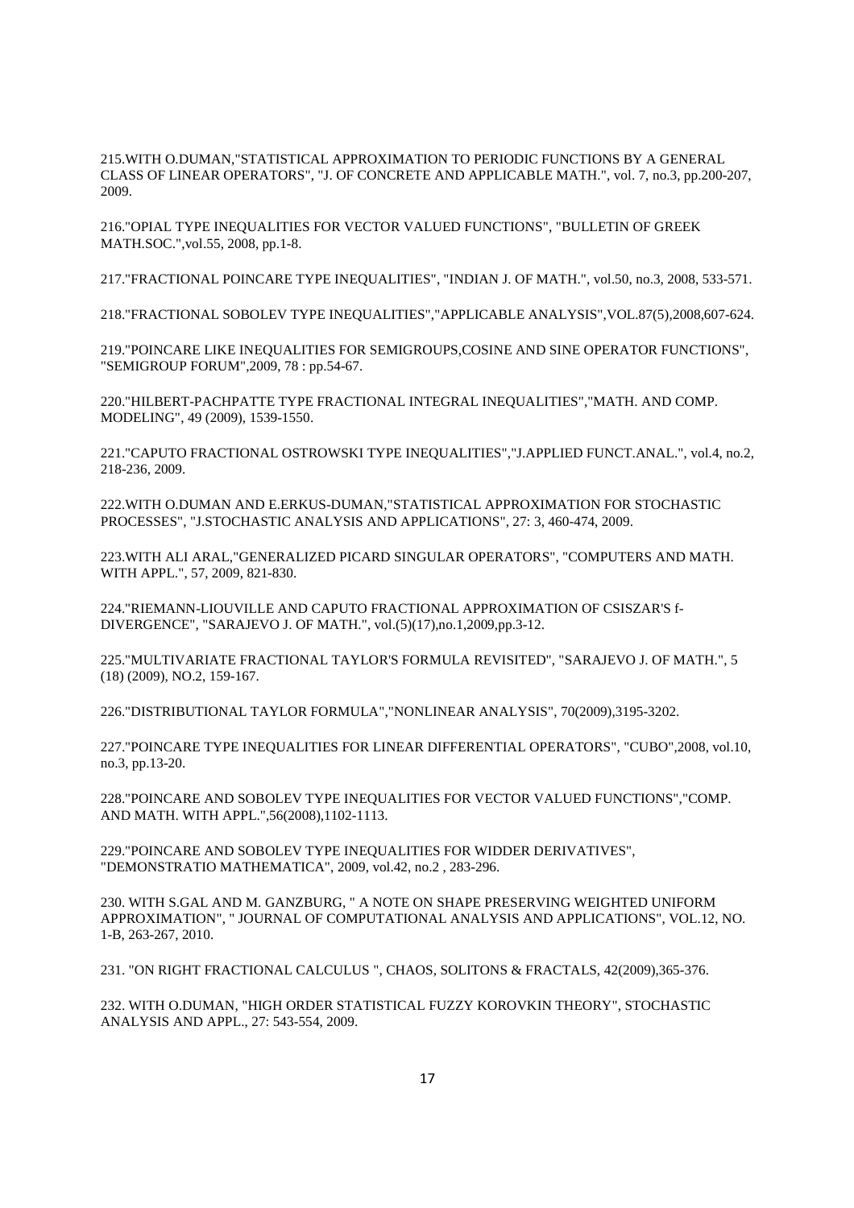215.WITH O.DUMAN,"STATISTICAL APPROXIMATION TO PERIODIC FUNCTIONS BY A GENERAL CLASS OF LINEAR OPERATORS", "J. OF CONCRETE AND APPLICABLE MATH.", vol. 7, no.3, pp.200-207, 2009.

216."OPIAL TYPE INEQUALITIES FOR VECTOR VALUED FUNCTIONS", "BULLETIN OF GREEK MATH.SOC.",vol.55, 2008, pp.1-8.

217."FRACTIONAL POINCARE TYPE INEQUALITIES", "INDIAN J. OF MATH.", vol.50, no.3, 2008, 533-571.

218."FRACTIONAL SOBOLEV TYPE INEQUALITIES","APPLICABLE ANALYSIS",VOL.87(5),2008,607-624.

219."POINCARE LIKE INEQUALITIES FOR SEMIGROUPS,COSINE AND SINE OPERATOR FUNCTIONS", "SEMIGROUP FORUM",2009, 78 : pp.54-67.

220."HILBERT-PACHPATTE TYPE FRACTIONAL INTEGRAL INEQUALITIES","MATH. AND COMP. MODELING", 49 (2009), 1539-1550.

221."CAPUTO FRACTIONAL OSTROWSKI TYPE INEQUALITIES","J.APPLIED FUNCT.ANAL.", vol.4, no.2, 218-236, 2009.

222.WITH O.DUMAN AND E.ERKUS-DUMAN,"STATISTICAL APPROXIMATION FOR STOCHASTIC PROCESSES", "J.STOCHASTIC ANALYSIS AND APPLICATIONS", 27: 3, 460-474, 2009.

223.WITH ALI ARAL,"GENERALIZED PICARD SINGULAR OPERATORS", "COMPUTERS AND MATH. WITH APPL.", 57, 2009, 821-830.

224."RIEMANN-LIOUVILLE AND CAPUTO FRACTIONAL APPROXIMATION OF CSISZAR'S f-DIVERGENCE", "SARAJEVO J. OF MATH.", vol.(5)(17),no.1,2009,pp.3-12.

225."MULTIVARIATE FRACTIONAL TAYLOR'S FORMULA REVISITED", "SARAJEVO J. OF MATH.", 5 (18) (2009), NO.2, 159-167.

226."DISTRIBUTIONAL TAYLOR FORMULA","NONLINEAR ANALYSIS", 70(2009),3195-3202.

227."POINCARE TYPE INEQUALITIES FOR LINEAR DIFFERENTIAL OPERATORS", "CUBO",2008, vol.10, no.3, pp.13-20.

228."POINCARE AND SOBOLEV TYPE INEQUALITIES FOR VECTOR VALUED FUNCTIONS","COMP. AND MATH. WITH APPL.",56(2008),1102-1113.

229."POINCARE AND SOBOLEV TYPE INEQUALITIES FOR WIDDER DERIVATIVES", "DEMONSTRATIO MATHEMATICA", 2009, vol.42, no.2 , 283-296.

230. WITH S.GAL AND M. GANZBURG, " A NOTE ON SHAPE PRESERVING WEIGHTED UNIFORM APPROXIMATION", " JOURNAL OF COMPUTATIONAL ANALYSIS AND APPLICATIONS", VOL.12, NO. 1-B, 263-267, 2010.

231. "ON RIGHT FRACTIONAL CALCULUS ", CHAOS, SOLITONS & FRACTALS, 42(2009),365-376.

232. WITH O.DUMAN, "HIGH ORDER STATISTICAL FUZZY KOROVKIN THEORY", STOCHASTIC ANALYSIS AND APPL., 27: 543-554, 2009.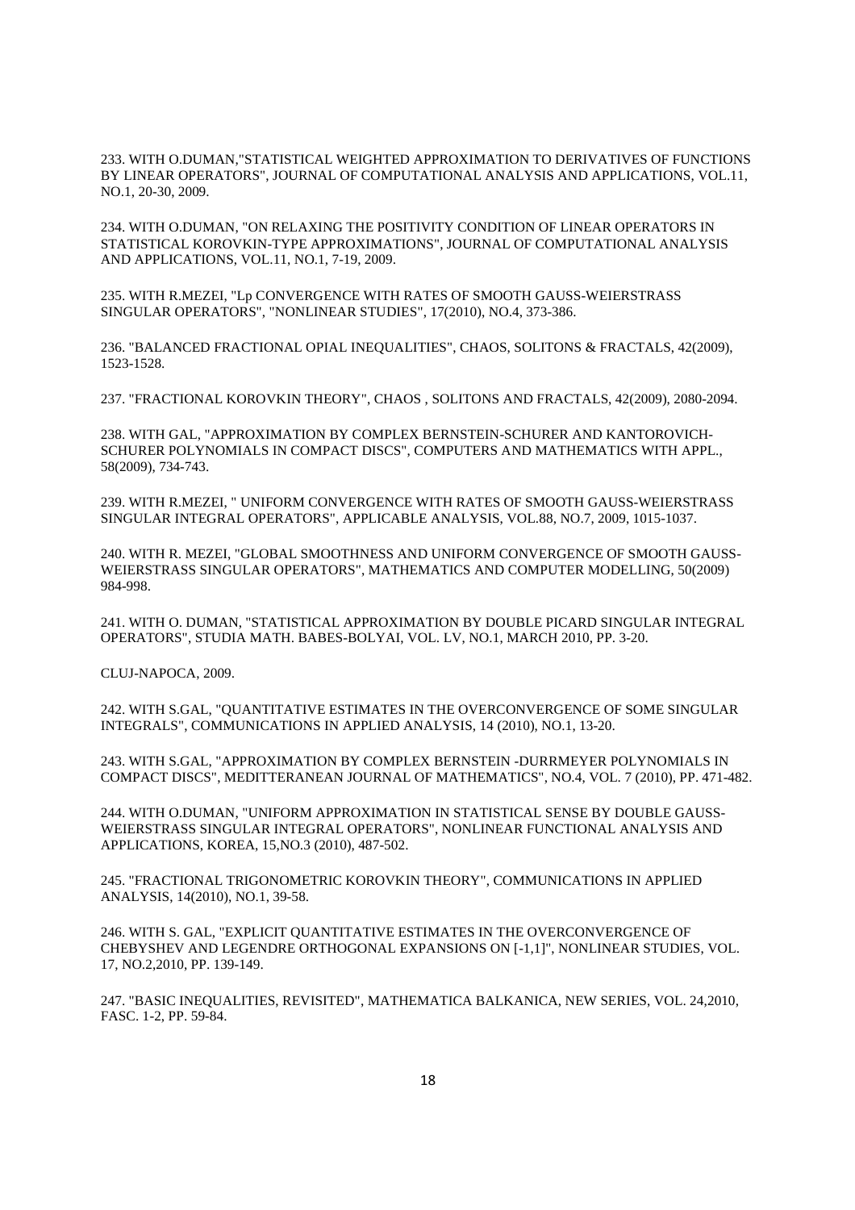233. WITH O.DUMAN,"STATISTICAL WEIGHTED APPROXIMATION TO DERIVATIVES OF FUNCTIONS BY LINEAR OPERATORS", JOURNAL OF COMPUTATIONAL ANALYSIS AND APPLICATIONS, VOL.11, NO.1, 20-30, 2009.

234. WITH O.DUMAN, "ON RELAXING THE POSITIVITY CONDITION OF LINEAR OPERATORS IN STATISTICAL KOROVKIN-TYPE APPROXIMATIONS", JOURNAL OF COMPUTATIONAL ANALYSIS AND APPLICATIONS, VOL.11, NO.1, 7-19, 2009.

235. WITH R.MEZEI, "Lp CONVERGENCE WITH RATES OF SMOOTH GAUSS-WEIERSTRASS SINGULAR OPERATORS", "NONLINEAR STUDIES", 17(2010), NO.4, 373-386.

236. "BALANCED FRACTIONAL OPIAL INEQUALITIES", CHAOS, SOLITONS & FRACTALS, 42(2009), 1523-1528.

237. "FRACTIONAL KOROVKIN THEORY", CHAOS , SOLITONS AND FRACTALS, 42(2009), 2080-2094.

238. WITH GAL, "APPROXIMATION BY COMPLEX BERNSTEIN-SCHURER AND KANTOROVICH-SCHURER POLYNOMIALS IN COMPACT DISCS", COMPUTERS AND MATHEMATICS WITH APPL., 58(2009), 734-743.

239. WITH R.MEZEI, " UNIFORM CONVERGENCE WITH RATES OF SMOOTH GAUSS-WEIERSTRASS SINGULAR INTEGRAL OPERATORS", APPLICABLE ANALYSIS, VOL.88, NO.7, 2009, 1015-1037.

240. WITH R. MEZEI, "GLOBAL SMOOTHNESS AND UNIFORM CONVERGENCE OF SMOOTH GAUSS-WEIERSTRASS SINGULAR OPERATORS", MATHEMATICS AND COMPUTER MODELLING, 50(2009) 984-998.

241. WITH O. DUMAN, "STATISTICAL APPROXIMATION BY DOUBLE PICARD SINGULAR INTEGRAL OPERATORS", STUDIA MATH. BABES-BOLYAI, VOL. LV, NO.1, MARCH 2010, PP. 3-20.

CLUJ-NAPOCA, 2009.

242. WITH S.GAL, "QUANTITATIVE ESTIMATES IN THE OVERCONVERGENCE OF SOME SINGULAR INTEGRALS", COMMUNICATIONS IN APPLIED ANALYSIS, 14 (2010), NO.1, 13-20.

243. WITH S.GAL, "APPROXIMATION BY COMPLEX BERNSTEIN -DURRMEYER POLYNOMIALS IN COMPACT DISCS", MEDITTERANEAN JOURNAL OF MATHEMATICS", NO.4, VOL. 7 (2010), PP. 471-482.

244. WITH O.DUMAN, "UNIFORM APPROXIMATION IN STATISTICAL SENSE BY DOUBLE GAUSS-WEIERSTRASS SINGULAR INTEGRAL OPERATORS", NONLINEAR FUNCTIONAL ANALYSIS AND APPLICATIONS, KOREA, 15,NO.3 (2010), 487-502.

245. "FRACTIONAL TRIGONOMETRIC KOROVKIN THEORY", COMMUNICATIONS IN APPLIED ANALYSIS, 14(2010), NO.1, 39-58.

246. WITH S. GAL, "EXPLICIT QUANTITATIVE ESTIMATES IN THE OVERCONVERGENCE OF CHEBYSHEV AND LEGENDRE ORTHOGONAL EXPANSIONS ON [-1,1]", NONLINEAR STUDIES, VOL. 17, NO.2,2010, PP. 139-149.

247. "BASIC INEQUALITIES, REVISITED", MATHEMATICA BALKANICA, NEW SERIES, VOL. 24,2010, FASC. 1-2, PP. 59-84.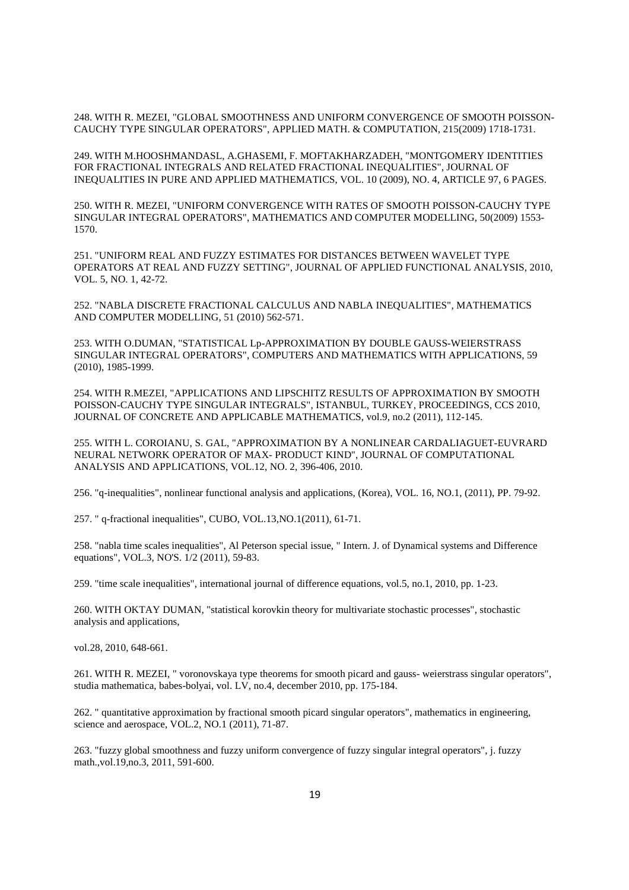248. WITH R. MEZEI, "GLOBAL SMOOTHNESS AND UNIFORM CONVERGENCE OF SMOOTH POISSON-CAUCHY TYPE SINGULAR OPERATORS", APPLIED MATH. & COMPUTATION, 215(2009) 1718-1731.

249. WITH M.HOOSHMANDASL, A.GHASEMI, F. MOFTAKHARZADEH, "MONTGOMERY IDENTITIES FOR FRACTIONAL INTEGRALS AND RELATED FRACTIONAL INEQUALITIES", JOURNAL OF INEQUALITIES IN PURE AND APPLIED MATHEMATICS, VOL. 10 (2009), NO. 4, ARTICLE 97, 6 PAGES.

250. WITH R. MEZEI, "UNIFORM CONVERGENCE WITH RATES OF SMOOTH POISSON-CAUCHY TYPE SINGULAR INTEGRAL OPERATORS", MATHEMATICS AND COMPUTER MODELLING, 50(2009) 1553-1570.

251. "UNIFORM REAL AND FUZZY ESTIMATES FOR DISTANCES BETWEEN WAVELET TYPE OPERATORS AT REAL AND FUZZY SETTING", JOURNAL OF APPLIED FUNCTIONAL ANALYSIS, 2010, VOL. 5, NO. 1, 42-72.

252. "NABLA DISCRETE FRACTIONAL CALCULUS AND NABLA INEQUALITIES", MATHEMATICS AND COMPUTER MODELLING, 51 (2010) 562-571.

253. WITH O.DUMAN, "STATISTICAL Lp-APPROXIMATION BY DOUBLE GAUSS-WEIERSTRASS SINGULAR INTEGRAL OPERATORS", COMPUTERS AND MATHEMATICS WITH APPLICATIONS, 59 (2010), 1985-1999.

254. WITH R.MEZEI, "APPLICATIONS AND LIPSCHITZ RESULTS OF APPROXIMATION BY SMOOTH POISSON-CAUCHY TYPE SINGULAR INTEGRALS", ISTANBUL, TURKEY, PROCEEDINGS, CCS 2010, JOURNAL OF CONCRETE AND APPLICABLE MATHEMATICS, vol.9, no.2 (2011), 112-145.

255. WITH L. COROIANU, S. GAL, "APPROXIMATION BY A NONLINEAR CARDALIAGUET-EUVRARD NEURAL NETWORK OPERATOR OF MAX- PRODUCT KIND", JOURNAL OF COMPUTATIONAL ANALYSIS AND APPLICATIONS, VOL.12, NO. 2, 396-406, 2010.

256. "q-inequalities", nonlinear functional analysis and applications, (Korea), VOL. 16, NO.1, (2011), PP. 79-92.

257. " q-fractional inequalities", CUBO, VOL.13,NO.1(2011), 61-71.

258. "nabla time scales inequalities", Al Peterson special issue, " Intern. J. of Dynamical systems and Difference equations", VOL.3, NO'S. 1/2 (2011), 59-83.

259. "time scale inequalities", international journal of difference equations, vol.5, no.1, 2010, pp. 1-23.

260. WITH OKTAY DUMAN, "statistical korovkin theory for multivariate stochastic processes", stochastic analysis and applications,

vol.28, 2010, 648-661.

261. WITH R. MEZEI, " voronovskaya type theorems for smooth picard and gauss- weierstrass singular operators", studia mathematica, babes-bolyai, vol. LV, no.4, december 2010, pp. 175-184.

262. " quantitative approximation by fractional smooth picard singular operators", mathematics in engineering, science and aerospace, VOL.2, NO.1 (2011), 71-87.

263. "fuzzy global smoothness and fuzzy uniform convergence of fuzzy singular integral operators", j. fuzzy math.,vol.19,no.3, 2011, 591-600.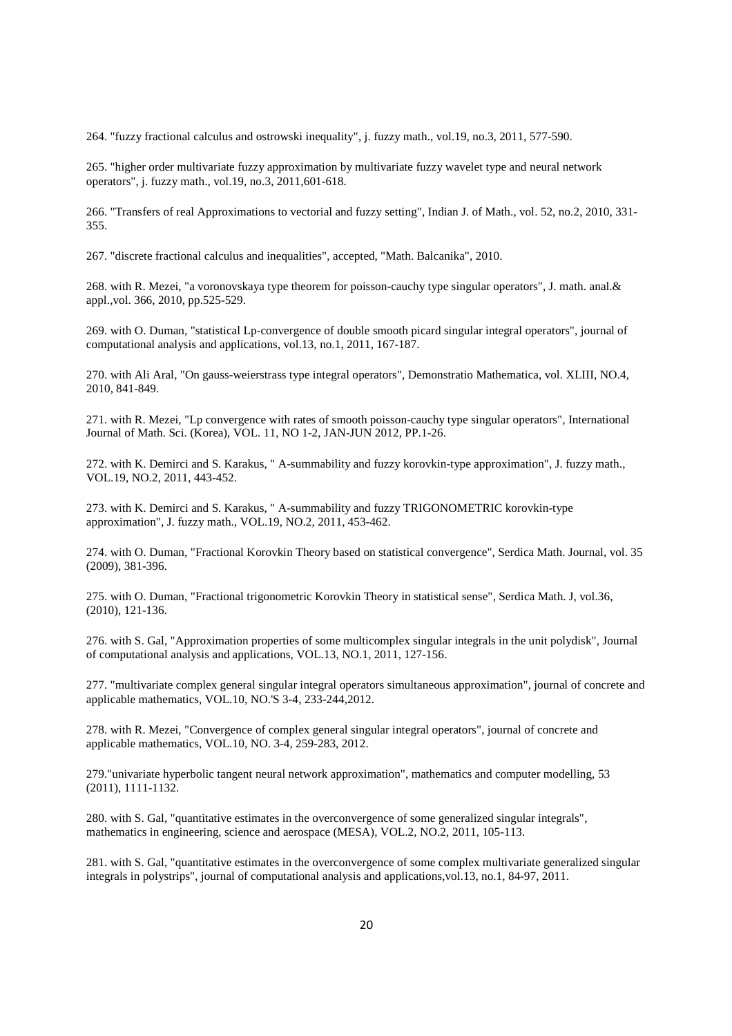264. "fuzzy fractional calculus and ostrowski inequality", j. fuzzy math., vol.19, no.3, 2011, 577-590.

265. "higher order multivariate fuzzy approximation by multivariate fuzzy wavelet type and neural network operators", j. fuzzy math., vol.19, no.3, 2011,601-618.

266. "Transfers of real Approximations to vectorial and fuzzy setting", Indian J. of Math., vol. 52, no.2, 2010, 331-355.

267. "discrete fractional calculus and inequalities", accepted, "Math. Balcanika", 2010.

268. with R. Mezei, "a voronovskaya type theorem for poisson-cauchy type singular operators", J. math. anal.& appl.,vol. 366, 2010, pp.525-529.

269. with O. Duman, "statistical Lp-convergence of double smooth picard singular integral operators", journal of computational analysis and applications, vol.13, no.1, 2011, 167-187.

270. with Ali Aral, "On gauss-weierstrass type integral operators", Demonstratio Mathematica, vol. XLIII, NO.4, 2010, 841-849.

271. with R. Mezei, "Lp convergence with rates of smooth poisson-cauchy type singular operators", International Journal of Math. Sci. (Korea), VOL. 11, NO 1-2, JAN-JUN 2012, PP.1-26.

272. with K. Demirci and S. Karakus, " A-summability and fuzzy korovkin-type approximation", J. fuzzy math., VOL.19, NO.2, 2011, 443-452.

273. with K. Demirci and S. Karakus, " A-summability and fuzzy TRIGONOMETRIC korovkin-type approximation", J. fuzzy math., VOL.19, NO.2, 2011, 453-462.

274. with O. Duman, "Fractional Korovkin Theory based on statistical convergence", Serdica Math. Journal, vol. 35 (2009), 381-396.

275. with O. Duman, "Fractional trigonometric Korovkin Theory in statistical sense", Serdica Math. J, vol.36, (2010), 121-136.

276. with S. Gal, "Approximation properties of some multicomplex singular integrals in the unit polydisk", Journal of computational analysis and applications, VOL.13, NO.1, 2011, 127-156.

277. "multivariate complex general singular integral operators simultaneous approximation", journal of concrete and applicable mathematics, VOL.10, NO.'S 3-4, 233-244,2012.

278. with R. Mezei, "Convergence of complex general singular integral operators", journal of concrete and applicable mathematics, VOL.10, NO. 3-4, 259-283, 2012.

279."univariate hyperbolic tangent neural network approximation", mathematics and computer modelling, 53 (2011), 1111-1132.

280. with S. Gal, "quantitative estimates in the overconvergence of some generalized singular integrals", mathematics in engineering, science and aerospace (MESA), VOL.2, NO.2, 2011, 105-113.

281. with S. Gal, "quantitative estimates in the overconvergence of some complex multivariate generalized singular integrals in polystrips", journal of computational analysis and applications,vol.13, no.1, 84-97, 2011.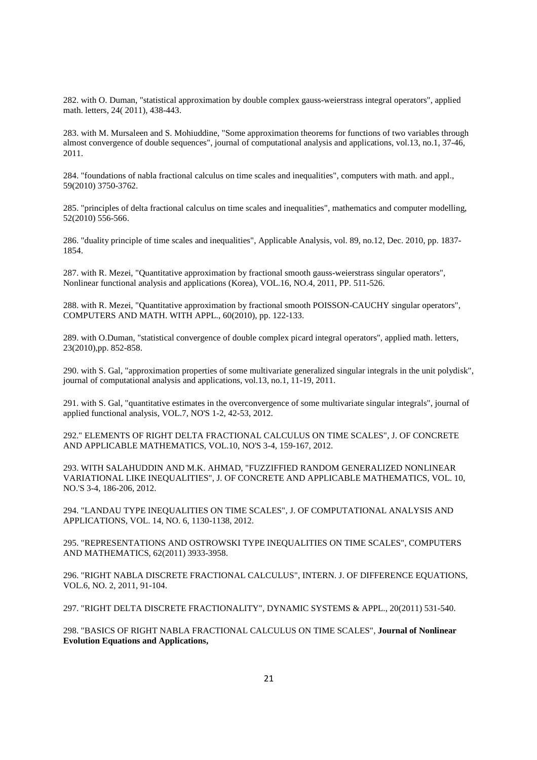282. with O. Duman, "statistical approximation by double complex gauss-weierstrass integral operators", applied math. letters, 24( 2011), 438-443.

283. with M. Mursaleen and S. Mohiuddine, "Some approximation theorems for functions of two variables through almost convergence of double sequences", journal of computational analysis and applications, vol.13, no.1, 37-46, 2011.

284. "foundations of nabla fractional calculus on time scales and inequalities", computers with math. and appl., 59(2010) 3750-3762.

285. "principles of delta fractional calculus on time scales and inequalities", mathematics and computer modelling, 52(2010) 556-566.

286. "duality principle of time scales and inequalities", Applicable Analysis, vol. 89, no.12, Dec. 2010, pp. 1837-1854.

287. with R. Mezei, "Quantitative approximation by fractional smooth gauss-weierstrass singular operators", Nonlinear functional analysis and applications (Korea), VOL.16, NO.4, 2011, PP. 511-526.

288. with R. Mezei, "Quantitative approximation by fractional smooth POISSON-CAUCHY singular operators", COMPUTERS AND MATH. WITH APPL., 60(2010), pp. 122-133.

289. with O.Duman, "statistical convergence of double complex picard integral operators", applied math. letters, 23(2010),pp. 852-858.

290. with S. Gal, "approximation properties of some multivariate generalized singular integrals in the unit polydisk", journal of computational analysis and applications, vol.13, no.1, 11-19, 2011.

291. with S. Gal, "quantitative estimates in the overconvergence of some multivariate singular integrals", journal of applied functional analysis, VOL.7, NO'S 1-2, 42-53, 2012.

292." ELEMENTS OF RIGHT DELTA FRACTIONAL CALCULUS ON TIME SCALES", J. OF CONCRETE AND APPLICABLE MATHEMATICS, VOL.10, NO'S 3-4, 159-167, 2012.

293. WITH SALAHUDDIN AND M.K. AHMAD, "FUZZIFFIED RANDOM GENERALIZED NONLINEAR VARIATIONAL LIKE INEQUALITIES", J. OF CONCRETE AND APPLICABLE MATHEMATICS, VOL. 10, NO.'S 3-4, 186-206, 2012.

294. "LANDAU TYPE INEQUALITIES ON TIME SCALES", J. OF COMPUTATIONAL ANALYSIS AND APPLICATIONS, VOL. 14, NO. 6, 1130-1138, 2012.

295. "REPRESENTATIONS AND OSTROWSKI TYPE INEQUALITIES ON TIME SCALES", COMPUTERS AND MATHEMATICS, 62(2011) 3933-3958.

296. "RIGHT NABLA DISCRETE FRACTIONAL CALCULUS", INTERN. J. OF DIFFERENCE EQUATIONS, VOL.6, NO. 2, 2011, 91-104.

297. "RIGHT DELTA DISCRETE FRACTIONALITY", DYNAMIC SYSTEMS & APPL., 20(2011) 531-540.

298. "BASICS OF RIGHT NABLA FRACTIONAL CALCULUS ON TIME SCALES", **Journal of Nonlinear Evolution Equations and Applications,**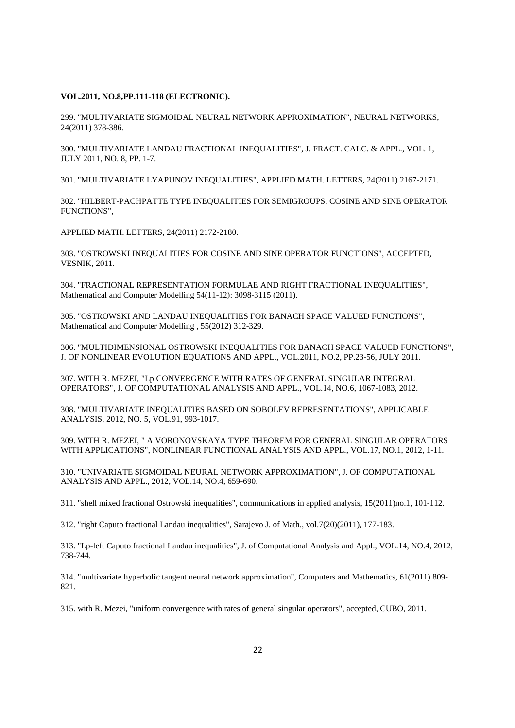**VOL.2011, NO.8,PP.111-118 (ELECTRONIC).**

299. "MULTIVARIATE SIGMOIDAL NEURAL NETWORK APPROXIMATION", NEURAL NETWORKS, 24(2011) 378-386.

300. "MULTIVARIATE LANDAU FRACTIONAL INEQUALITIES", J. FRACT. CALC. & APPL., VOL. 1, JULY 2011, NO. 8, PP. 1-7.

301. "MULTIVARIATE LYAPUNOV INEQUALITIES", APPLIED MATH. LETTERS, 24(2011) 2167-2171.

302. "HILBERT-PACHPATTE TYPE INEQUALITIES FOR SEMIGROUPS, COSINE AND SINE OPERATOR FUNCTIONS",

APPLIED MATH. LETTERS, 24(2011) 2172-2180.

303. "OSTROWSKI INEQUALITIES FOR COSINE AND SINE OPERATOR FUNCTIONS", ACCEPTED, VESNIK, 2011.

304. "FRACTIONAL REPRESENTATION FORMULAE AND RIGHT FRACTIONAL INEQUALITIES", Mathematical and Computer Modelling 54(11-12): 3098-3115 (2011).

305. "OSTROWSKI AND LANDAU INEQUALITIES FOR BANACH SPACE VALUED FUNCTIONS", Mathematical and Computer Modelling , 55(2012) 312-329.

306. "MULTIDIMENSIONAL OSTROWSKI INEQUALITIES FOR BANACH SPACE VALUED FUNCTIONS", J. OF NONLINEAR EVOLUTION EQUATIONS AND APPL., VOL.2011, NO.2, PP.23-56, JULY 2011.

307. WITH R. MEZEI, "Lp CONVERGENCE WITH RATES OF GENERAL SINGULAR INTEGRAL OPERATORS", J. OF COMPUTATIONAL ANALYSIS AND APPL., VOL.14, NO.6, 1067-1083, 2012.

308. "MULTIVARIATE INEQUALITIES BASED ON SOBOLEV REPRESENTATIONS", APPLICABLE ANALYSIS, 2012, NO. 5, VOL.91, 993-1017.

309. WITH R. MEZEI, " A VORONOVSKAYA TYPE THEOREM FOR GENERAL SINGULAR OPERATORS WITH APPLICATIONS", NONLINEAR FUNCTIONAL ANALYSIS AND APPL., VOL.17, NO.1, 2012, 1-11.

310. "UNIVARIATE SIGMOIDAL NEURAL NETWORK APPROXIMATION", J. OF COMPUTATIONAL ANALYSIS AND APPL., 2012, VOL.14, NO.4, 659-690.

311. "shell mixed fractional Ostrowski inequalities", communications in applied analysis, 15(2011)no.1, 101-112.

312. "right Caputo fractional Landau inequalities", Sarajevo J. of Math., vol.7(20)(2011), 177-183.

313. "Lp-left Caputo fractional Landau inequalities", J. of Computational Analysis and Appl., VOL.14, NO.4, 2012, 738-744.

314. "multivariate hyperbolic tangent neural network approximation", Computers and Mathematics, 61(2011) 809-821.

315. with R. Mezei, "uniform convergence with rates of general singular operators", accepted, CUBO, 2011.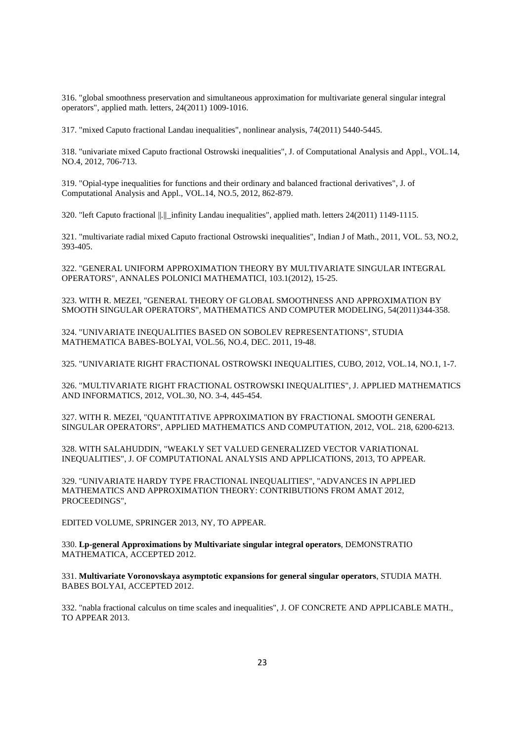316. "global smoothness preservation and simultaneous approximation for multivariate general singular integral operators", applied math. letters, 24(2011) 1009-1016.

317. "mixed Caputo fractional Landau inequalities", nonlinear analysis, 74(2011) 5440-5445.

318. "univariate mixed Caputo fractional Ostrowski inequalities", J. of Computational Analysis and Appl., VOL.14, NO.4, 2012, 706-713.

319. "Opial-type inequalities for functions and their ordinary and balanced fractional derivatives", J. of Computational Analysis and Appl., VOL.14, NO.5, 2012, 862-879.

320. "left Caputo fractional ||.||_infinity Landau inequalities", applied math. letters 24(2011) 1149-1115.

321. "multivariate radial mixed Caputo fractional Ostrowski inequalities", Indian J of Math., 2011, VOL. 53, NO.2, 393-405.

322. "GENERAL UNIFORM APPROXIMATION THEORY BY MULTIVARIATE SINGULAR INTEGRAL OPERATORS", ANNALES POLONICI MATHEMATICI, 103.1(2012), 15-25.

323. WITH R. MEZEI, "GENERAL THEORY OF GLOBAL SMOOTHNESS AND APPROXIMATION BY SMOOTH SINGULAR OPERATORS", MATHEMATICS AND COMPUTER MODELING, 54(2011)344-358.

324. "UNIVARIATE INEQUALITIES BASED ON SOBOLEV REPRESENTATIONS", STUDIA MATHEMATICA BABES-BOLYAI, VOL.56, NO.4, DEC. 2011, 19-48.

325. "UNIVARIATE RIGHT FRACTIONAL OSTROWSKI INEQUALITIES, CUBO, 2012, VOL.14, NO.1, 1-7.

326. "MULTIVARIATE RIGHT FRACTIONAL OSTROWSKI INEQUALITIES", J. APPLIED MATHEMATICS AND INFORMATICS, 2012, VOL.30, NO. 3-4, 445-454.

327. WITH R. MEZEI, "QUANTITATIVE APPROXIMATION BY FRACTIONAL SMOOTH GENERAL SINGULAR OPERATORS", APPLIED MATHEMATICS AND COMPUTATION, 2012, VOL. 218, 6200-6213.

328. WITH SALAHUDDIN, "WEAKLY SET VALUED GENERALIZED VECTOR VARIATIONAL INEQUALITIES", J. OF COMPUTATIONAL ANALYSIS AND APPLICATIONS, 2013, TO APPEAR.

329. "UNIVARIATE HARDY TYPE FRACTIONAL INEQUALITIES", "ADVANCES IN APPLIED MATHEMATICS AND APPROXIMATION THEORY: CONTRIBUTIONS FROM AMAT 2012, PROCEEDINGS",

EDITED VOLUME, SPRINGER 2013, NY, TO APPEAR.

330. **Lp-general Approximations by Multivariate singular integral operators**, DEMONSTRATIO MATHEMATICA, ACCEPTED 2012.

331. **Multivariate Voronovskaya asymptotic expansions for general singular operators**, STUDIA MATH. BABES BOLYAI, ACCEPTED 2012.

332. "nabla fractional calculus on time scales and inequalities", J. OF CONCRETE AND APPLICABLE MATH., TO APPEAR 2013.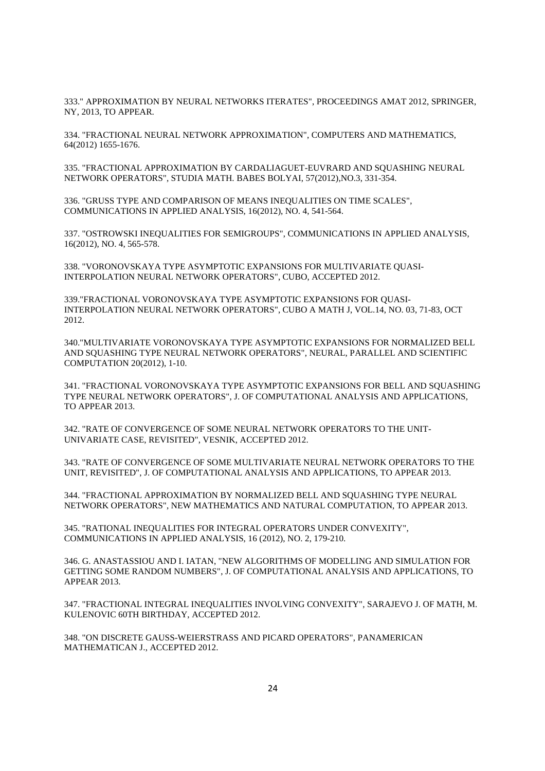333." APPROXIMATION BY NEURAL NETWORKS ITERATES", PROCEEDINGS AMAT 2012, SPRINGER, NY, 2013, TO APPEAR.

334. "FRACTIONAL NEURAL NETWORK APPROXIMATION", COMPUTERS AND MATHEMATICS, 64(2012) 1655-1676.

335. "FRACTIONAL APPROXIMATION BY CARDALIAGUET-EUVRARD AND SQUASHING NEURAL NETWORK OPERATORS", STUDIA MATH. BABES BOLYAI, 57(2012),NO.3, 331-354.

336. "GRUSS TYPE AND COMPARISON OF MEANS INEQUALITIES ON TIME SCALES", COMMUNICATIONS IN APPLIED ANALYSIS, 16(2012), NO. 4, 541-564.

337. "OSTROWSKI INEQUALITIES FOR SEMIGROUPS", COMMUNICATIONS IN APPLIED ANALYSIS, 16(2012), NO. 4, 565-578.

338. "VORONOVSKAYA TYPE ASYMPTOTIC EXPANSIONS FOR MULTIVARIATE QUASI-INTERPOLATION NEURAL NETWORK OPERATORS", CUBO, ACCEPTED 2012.

339."FRACTIONAL VORONOVSKAYA TYPE ASYMPTOTIC EXPANSIONS FOR QUASI-INTERPOLATION NEURAL NETWORK OPERATORS", CUBO A MATH J, VOL.14, NO. 03, 71-83, OCT 2012.

340."MULTIVARIATE VORONOVSKAYA TYPE ASYMPTOTIC EXPANSIONS FOR NORMALIZED BELL AND SQUASHING TYPE NEURAL NETWORK OPERATORS", NEURAL, PARALLEL AND SCIENTIFIC COMPUTATION 20(2012), 1-10.

341. "FRACTIONAL VORONOVSKAYA TYPE ASYMPTOTIC EXPANSIONS FOR BELL AND SQUASHING TYPE NEURAL NETWORK OPERATORS", J. OF COMPUTATIONAL ANALYSIS AND APPLICATIONS, TO APPEAR 2013.

342. "RATE OF CONVERGENCE OF SOME NEURAL NETWORK OPERATORS TO THE UNIT-UNIVARIATE CASE, REVISITED", VESNIK, ACCEPTED 2012.

343. "RATE OF CONVERGENCE OF SOME MULTIVARIATE NEURAL NETWORK OPERATORS TO THE UNIT, REVISITED", J. OF COMPUTATIONAL ANALYSIS AND APPLICATIONS, TO APPEAR 2013.

344. "FRACTIONAL APPROXIMATION BY NORMALIZED BELL AND SQUASHING TYPE NEURAL NETWORK OPERATORS", NEW MATHEMATICS AND NATURAL COMPUTATION, TO APPEAR 2013.

345. "RATIONAL INEQUALITIES FOR INTEGRAL OPERATORS UNDER CONVEXITY", COMMUNICATIONS IN APPLIED ANALYSIS, 16 (2012), NO. 2, 179-210.

346. G. ANASTASSIOU AND I. IATAN, "NEW ALGORITHMS OF MODELLING AND SIMULATION FOR GETTING SOME RANDOM NUMBERS", J. OF COMPUTATIONAL ANALYSIS AND APPLICATIONS, TO APPEAR 2013.

347. "FRACTIONAL INTEGRAL INEQUALITIES INVOLVING CONVEXITY", SARAJEVO J. OF MATH, M. KULENOVIC 60TH BIRTHDAY, ACCEPTED 2012.

348. "ON DISCRETE GAUSS-WEIERSTRASS AND PICARD OPERATORS", PANAMERICAN MATHEMATICAN J., ACCEPTED 2012.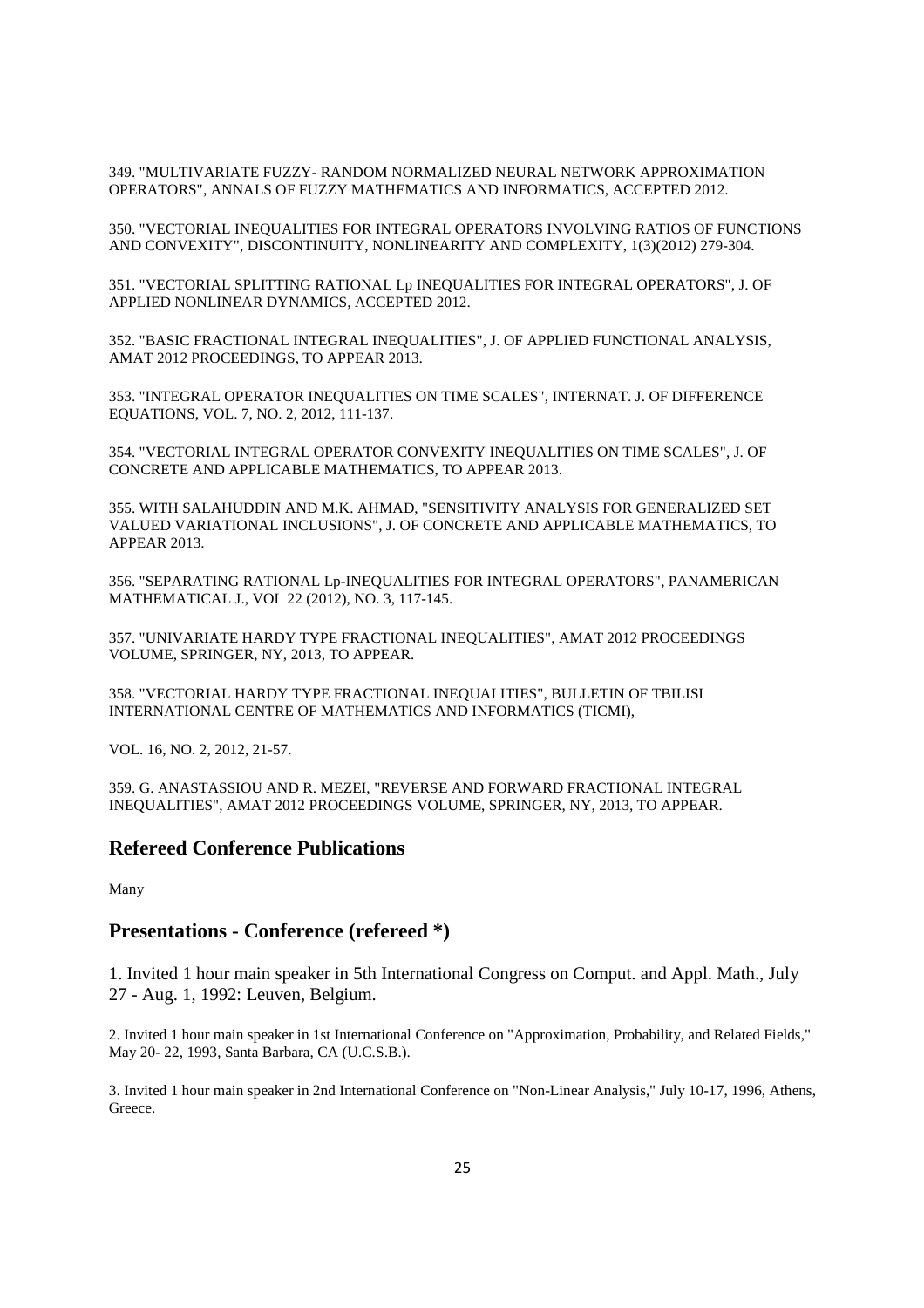349. "MULTIVARIATE FUZZY- RANDOM NORMALIZED NEURAL NETWORK APPROXIMATION OPERATORS", ANNALS OF FUZZY MATHEMATICS AND INFORMATICS, ACCEPTED 2012.

350. "VECTORIAL INEQUALITIES FOR INTEGRAL OPERATORS INVOLVING RATIOS OF FUNCTIONS AND CONVEXITY", DISCONTINUITY, NONLINEARITY AND COMPLEXITY, 1(3)(2012) 279-304.

351. "VECTORIAL SPLITTING RATIONAL Lp INEQUALITIES FOR INTEGRAL OPERATORS", J. OF APPLIED NONLINEAR DYNAMICS, ACCEPTED 2012.

352. "BASIC FRACTIONAL INTEGRAL INEQUALITIES", J. OF APPLIED FUNCTIONAL ANALYSIS, AMAT 2012 PROCEEDINGS, TO APPEAR 2013.

353. "INTEGRAL OPERATOR INEQUALITIES ON TIME SCALES", INTERNAT. J. OF DIFFERENCE EQUATIONS, VOL. 7, NO. 2, 2012, 111-137.

354. "VECTORIAL INTEGRAL OPERATOR CONVEXITY INEQUALITIES ON TIME SCALES", J. OF CONCRETE AND APPLICABLE MATHEMATICS, TO APPEAR 2013.

355. WITH SALAHUDDIN AND M.K. AHMAD, "SENSITIVITY ANALYSIS FOR GENERALIZED SET VALUED VARIATIONAL INCLUSIONS", J. OF CONCRETE AND APPLICABLE MATHEMATICS, TO APPEAR 2013.

356. "SEPARATING RATIONAL Lp-INEQUALITIES FOR INTEGRAL OPERATORS", PANAMERICAN MATHEMATICAL J., VOL 22 (2012), NO. 3, 117-145.

357. "UNIVARIATE HARDY TYPE FRACTIONAL INEQUALITIES", AMAT 2012 PROCEEDINGS VOLUME, SPRINGER, NY, 2013, TO APPEAR.

358. "VECTORIAL HARDY TYPE FRACTIONAL INEQUALITIES", BULLETIN OF TBILISI INTERNATIONAL CENTRE OF MATHEMATICS AND INFORMATICS (TICMI),

VOL. 16, NO. 2, 2012, 21-57.

359. G. ANASTASSIOU AND R. MEZEI, "REVERSE AND FORWARD FRACTIONAL INTEGRAL INEQUALITIES", AMAT 2012 PROCEEDINGS VOLUME, SPRINGER, NY, 2013, TO APPEAR.

## Refereed Conference Publications

Many

## Presentations - Conference (refereed *)

1. Invited 1 hour main speaker in 5th International Congress on Comput. and Appl. Math., July 27 - Aug. 1, 1992: Leuven, Belgium.

2. Invited 1 hour main speaker in 1st International Conference on "Approximation, Probability, and Related Fields," May 20- 22, 1993, Santa Barbara, CA (U.C.S.B.).

3. Invited 1 hour main speaker in 2nd International Conference on "Non-Linear Analysis," July 10-17, 1996, Athens, Greece.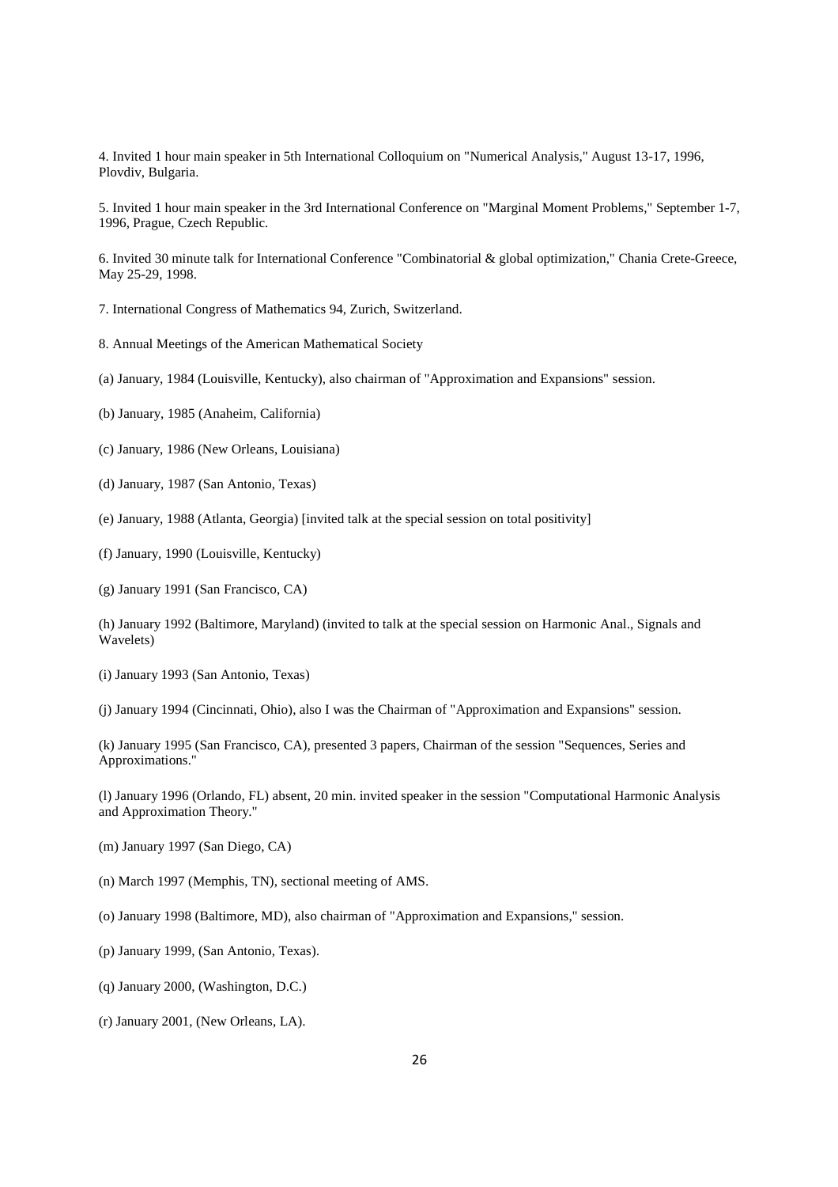4. Invited 1 hour main speaker in 5th International Colloquium on "Numerical Analysis," August 13-17, 1996, Plovdiv, Bulgaria.

5. Invited 1 hour main speaker in the 3rd International Conference on "Marginal Moment Problems," September 1-7, 1996, Prague, Czech Republic.

6. Invited 30 minute talk for International Conference "Combinatorial & global optimization," Chania Crete-Greece, May 25-29, 1998.

7. International Congress of Mathematics 94, Zurich, Switzerland.

8. Annual Meetings of the American Mathematical Society

(a) January, 1984 (Louisville, Kentucky), also chairman of "Approximation and Expansions" session.

(b) January, 1985 (Anaheim, California)

(c) January, 1986 (New Orleans, Louisiana)

(d) January, 1987 (San Antonio, Texas)

(e) January, 1988 (Atlanta, Georgia) [invited talk at the special session on total positivity]

(f) January, 1990 (Louisville, Kentucky)

(g) January 1991 (San Francisco, CA)

(h) January 1992 (Baltimore, Maryland) (invited to talk at the special session on Harmonic Anal., Signals and Wavelets)

(i) January 1993 (San Antonio, Texas)

(j) January 1994 (Cincinnati, Ohio), also I was the Chairman of "Approximation and Expansions" session.

(k) January 1995 (San Francisco, CA), presented 3 papers, Chairman of the session "Sequences, Series and Approximations."

(l) January 1996 (Orlando, FL) absent, 20 min. invited speaker in the session "Computational Harmonic Analysis and Approximation Theory."

(m) January 1997 (San Diego, CA)

(n) March 1997 (Memphis, TN), sectional meeting of AMS.

(o) January 1998 (Baltimore, MD), also chairman of "Approximation and Expansions," session.

(p) January 1999, (San Antonio, Texas).

(q) January 2000, (Washington, D.C.)

(r) January 2001, (New Orleans, LA).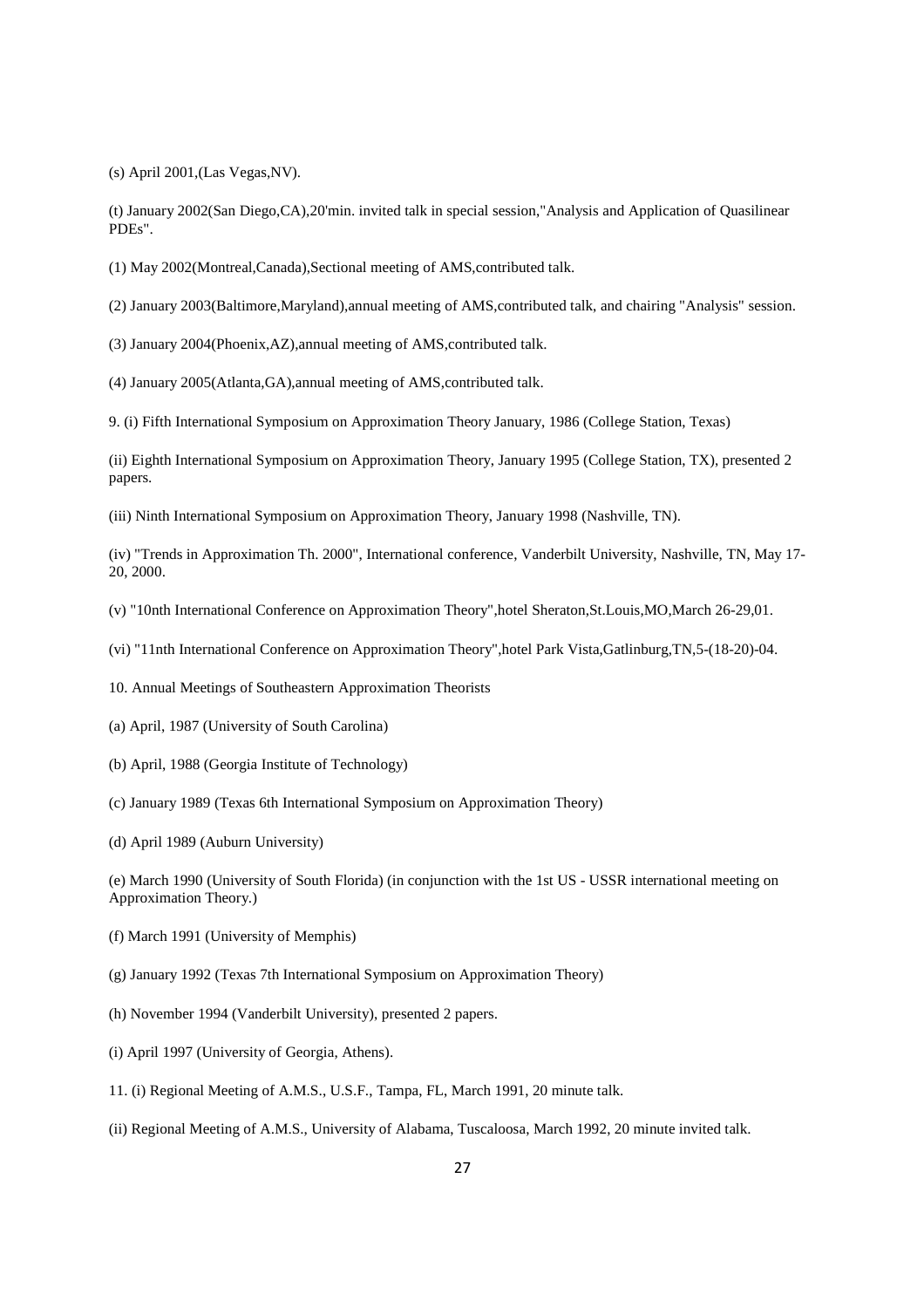(s) April 2001,(Las Vegas,NV).

(t) January 2002(San Diego,CA),20'min. invited talk in special session,"Analysis and Application of Quasilinear PDEs".

(1) May 2002(Montreal,Canada),Sectional meeting of AMS,contributed talk.

(2) January 2003(Baltimore,Maryland),annual meeting of AMS,contributed talk, and chairing "Analysis" session.

(3) January 2004(Phoenix,AZ),annual meeting of AMS,contributed talk.

(4) January 2005(Atlanta,GA),annual meeting of AMS,contributed talk.

9. (i) Fifth International Symposium on Approximation Theory January, 1986 (College Station, Texas)

(ii) Eighth International Symposium on Approximation Theory, January 1995 (College Station, TX), presented 2 papers.

(iii) Ninth International Symposium on Approximation Theory, January 1998 (Nashville, TN).

(iv) "Trends in Approximation Th. 2000", International conference, Vanderbilt University, Nashville, TN, May 17-20, 2000.

(v) "10nth International Conference on Approximation Theory",hotel Sheraton,St.Louis,MO,March 26-29,01.

(vi) "11nth International Conference on Approximation Theory",hotel Park Vista,Gatlinburg,TN,5-(18-20)-04.

10. Annual Meetings of Southeastern Approximation Theorists

(a) April, 1987 (University of South Carolina)

(b) April, 1988 (Georgia Institute of Technology)

(c) January 1989 (Texas 6th International Symposium on Approximation Theory)

(d) April 1989 (Auburn University)

(e) March 1990 (University of South Florida) (in conjunction with the 1st US - USSR international meeting on Approximation Theory.)

(f) March 1991 (University of Memphis)

(g) January 1992 (Texas 7th International Symposium on Approximation Theory)

(h) November 1994 (Vanderbilt University), presented 2 papers.

(i) April 1997 (University of Georgia, Athens).

11. (i) Regional Meeting of A.M.S., U.S.F., Tampa, FL, March 1991, 20 minute talk.

(ii) Regional Meeting of A.M.S., University of Alabama, Tuscaloosa, March 1992, 20 minute invited talk.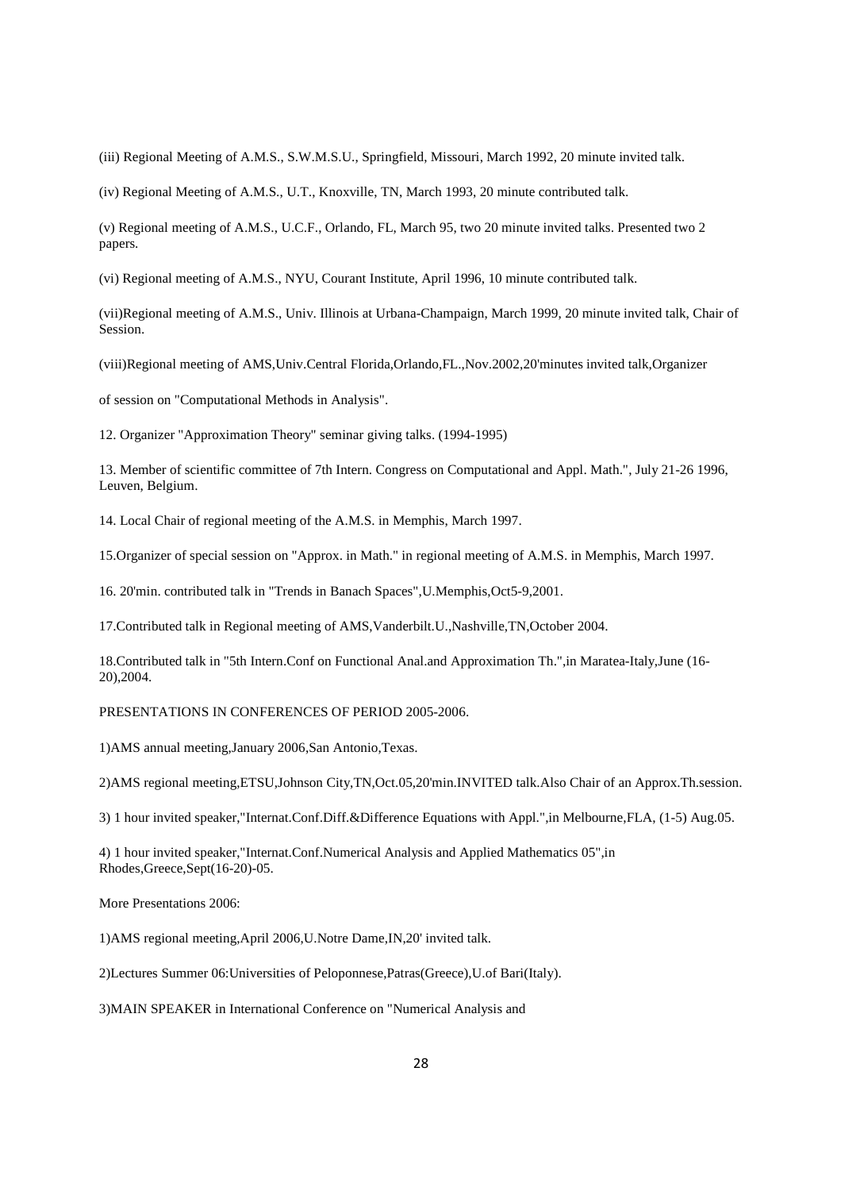(iii) Regional Meeting of A.M.S., S.W.M.S.U., Springfield, Missouri, March 1992, 20 minute invited talk.

(iv) Regional Meeting of A.M.S., U.T., Knoxville, TN, March 1993, 20 minute contributed talk.

(v) Regional meeting of A.M.S., U.C.F., Orlando, FL, March 95, two 20 minute invited talks. Presented two 2 papers.

(vi) Regional meeting of A.M.S., NYU, Courant Institute, April 1996, 10 minute contributed talk.

(vii)Regional meeting of A.M.S., Univ. Illinois at Urbana-Champaign, March 1999, 20 minute invited talk, Chair of Session.

(viii)Regional meeting of AMS,Univ.Central Florida,Orlando,FL.,Nov.2002,20'minutes invited talk,Organizer

of session on "Computational Methods in Analysis".

12. Organizer "Approximation Theory" seminar giving talks. (1994-1995)

13. Member of scientific committee of 7th Intern. Congress on Computational and Appl. Math.", July 21-26 1996, Leuven, Belgium.

14. Local Chair of regional meeting of the A.M.S. in Memphis, March 1997.

15.Organizer of special session on "Approx. in Math." in regional meeting of A.M.S. in Memphis, March 1997.

16. 20'min. contributed talk in "Trends in Banach Spaces",U.Memphis,Oct5-9,2001.

17.Contributed talk in Regional meeting of AMS,Vanderbilt.U.,Nashville,TN,October 2004.

18.Contributed talk in "5th Intern.Conf on Functional Anal.and Approximation Th.",in Maratea-Italy,June (16-20),2004.

PRESENTATIONS IN CONFERENCES OF PERIOD 2005-2006.

1)AMS annual meeting,January 2006,San Antonio,Texas.

2)AMS regional meeting,ETSU,Johnson City,TN,Oct.05,20'min.INVITED talk.Also Chair of an Approx.Th.session.

3) 1 hour invited speaker,"Internat.Conf.Diff.&Difference Equations with Appl.",in Melbourne,FLA, (1-5) Aug.05.

4) 1 hour invited speaker,"Internat.Conf.Numerical Analysis and Applied Mathematics 05",in Rhodes,Greece,Sept(16-20)-05.

More Presentations 2006:

1)AMS regional meeting,April 2006,U.Notre Dame,IN,20' invited talk.

2)Lectures Summer 06:Universities of Peloponnese,Patras(Greece),U.of Bari(Italy).

3)MAIN SPEAKER in International Conference on "Numerical Analysis and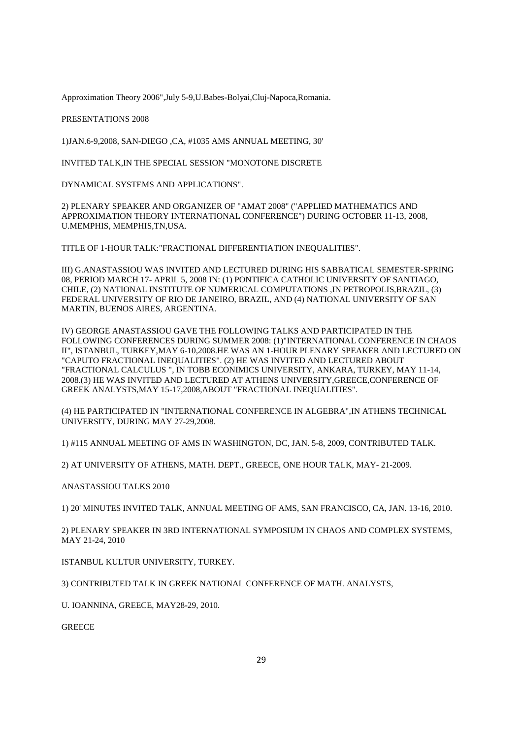Approximation Theory 2006",July 5-9,U.Babes-Bolyai,Cluj-Napoca,Romania.

PRESENTATIONS 2008

1)JAN.6-9,2008, SAN-DIEGO ,CA, #1035 AMS ANNUAL MEETING, 30'

INVITED TALK,IN THE SPECIAL SESSION "MONOTONE DISCRETE

DYNAMICAL SYSTEMS AND APPLICATIONS".

2) PLENARY SPEAKER AND ORGANIZER OF "AMAT 2008" ("APPLIED MATHEMATICS AND APPROXIMATION THEORY INTERNATIONAL CONFERENCE") DURING OCTOBER 11-13, 2008, U.MEMPHIS, MEMPHIS,TN,USA.

TITLE OF 1-HOUR TALK:"FRACTIONAL DIFFERENTIATION INEQUALITIES".

III) G.ANASTASSIOU WAS INVITED AND LECTURED DURING HIS SABBATICAL SEMESTER-SPRING 08, PERIOD MARCH 17- APRIL 5, 2008 IN: (1) PONTIFICA CATHOLIC UNIVERSITY OF SANTIAGO, CHILE, (2) NATIONAL INSTITUTE OF NUMERICAL COMPUTATIONS ,IN PETROPOLIS,BRAZIL, (3) FEDERAL UNIVERSITY OF RIO DE JANEIRO, BRAZIL, AND (4) NATIONAL UNIVERSITY OF SAN MARTIN, BUENOS AIRES, ARGENTINA.

IV) GEORGE ANASTASSIOU GAVE THE FOLLOWING TALKS AND PARTICIPATED IN THE FOLLOWING CONFERENCES DURING SUMMER 2008: (1)"INTERNATIONAL CONFERENCE IN CHAOS II", ISTANBUL, TURKEY,MAY 6-10,2008.HE WAS AN 1-HOUR PLENARY SPEAKER AND LECTURED ON "CAPUTO FRACTIONAL INEQUALITIES". (2) HE WAS INVITED AND LECTURED ABOUT "FRACTIONAL CALCULUS ", IN TOBB ECONIMICS UNIVERSITY, ANKARA, TURKEY, MAY 11-14, 2008.(3) HE WAS INVITED AND LECTURED AT ATHENS UNIVERSITY,GREECE,CONFERENCE OF GREEK ANALYSTS,MAY 15-17,2008,ABOUT "FRACTIONAL INEQUALITIES".

(4) HE PARTICIPATED IN "INTERNATIONAL CONFERENCE IN ALGEBRA",IN ATHENS TECHNICAL UNIVERSITY, DURING MAY 27-29,2008.

1) #115 ANNUAL MEETING OF AMS IN WASHINGTON, DC, JAN. 5-8, 2009, CONTRIBUTED TALK.

2) AT UNIVERSITY OF ATHENS, MATH. DEPT., GREECE, ONE HOUR TALK, MAY- 21-2009.

ANASTASSIOU TALKS 2010

1) 20' MINUTES INVITED TALK, ANNUAL MEETING OF AMS, SAN FRANCISCO, CA, JAN. 13-16, 2010.

2) PLENARY SPEAKER IN 3RD INTERNATIONAL SYMPOSIUM IN CHAOS AND COMPLEX SYSTEMS, MAY 21-24, 2010

ISTANBUL KULTUR UNIVERSITY, TURKEY.

3) CONTRIBUTED TALK IN GREEK NATIONAL CONFERENCE OF MATH. ANALYSTS,

U. IOANNINA, GREECE, MAY28-29, 2010.

GREECE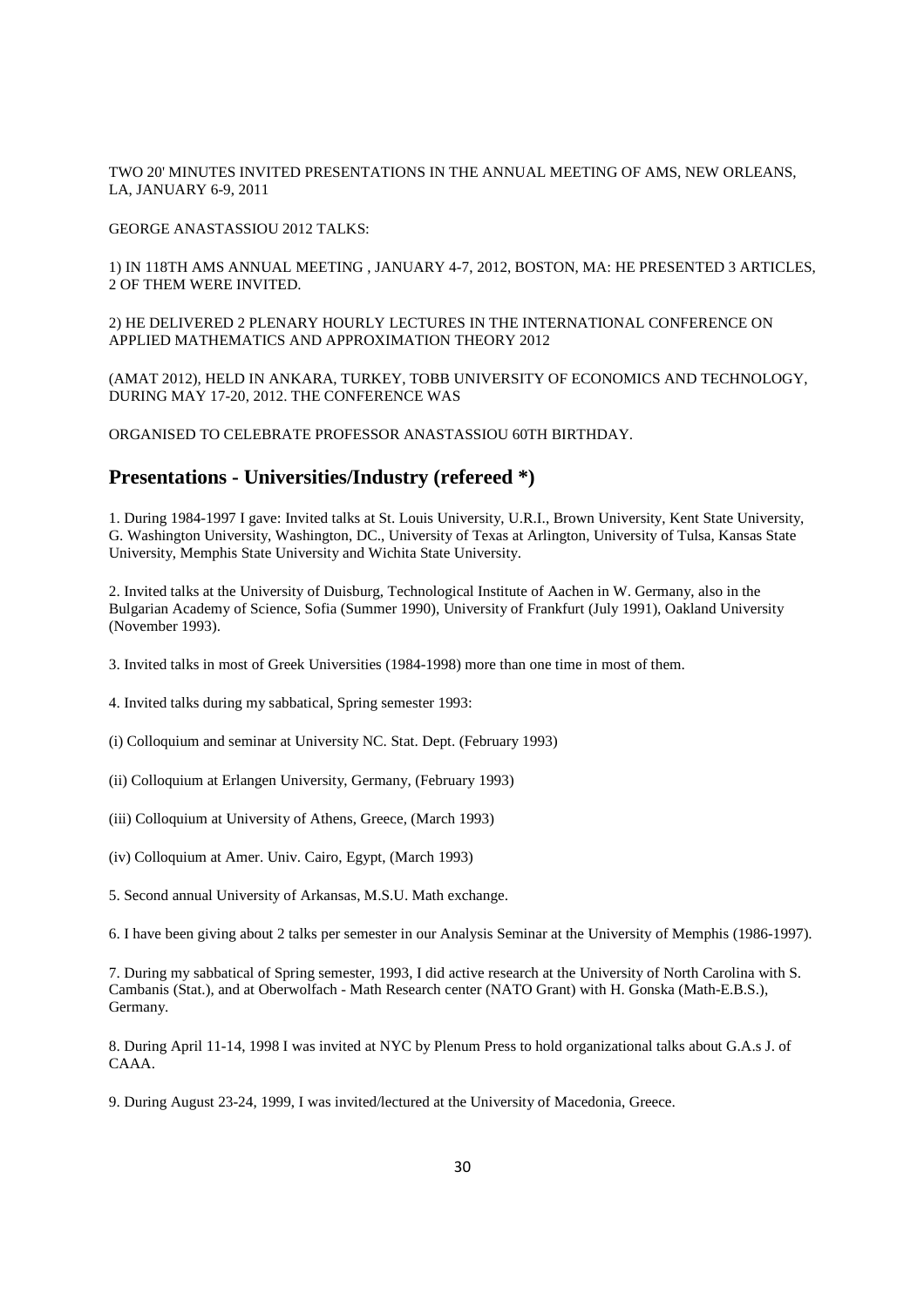TWO 20' MINUTES INVITED PRESENTATIONS IN THE ANNUAL MEETING OF AMS, NEW ORLEANS, LA, JANUARY 6-9, 2011

GEORGE ANASTASSIOU 2012 TALKS:

1) IN 118TH AMS ANNUAL MEETING , JANUARY 4-7, 2012, BOSTON, MA: HE PRESENTED 3 ARTICLES, 2 OF THEM WERE INVITED.

2) HE DELIVERED 2 PLENARY HOURLY LECTURES IN THE INTERNATIONAL CONFERENCE ON APPLIED MATHEMATICS AND APPROXIMATION THEORY 2012

(AMAT 2012), HELD IN ANKARA, TURKEY, TOBB UNIVERSITY OF ECONOMICS AND TECHNOLOGY, DURING MAY 17-20, 2012. THE CONFERENCE WAS

ORGANISED TO CELEBRATE PROFESSOR ANASTASSIOU 60TH BIRTHDAY.

## Presentations - Universities/Industry (refereed *)

1. During 1984-1997 I gave: Invited talks at St. Louis University, U.R.I., Brown University, Kent State University, G. Washington University, Washington, DC., University of Texas at Arlington, University of Tulsa, Kansas State University, Memphis State University and Wichita State University.

2. Invited talks at the University of Duisburg, Technological Institute of Aachen in W. Germany, also in the Bulgarian Academy of Science, Sofia (Summer 1990), University of Frankfurt (July 1991), Oakland University (November 1993).

3. Invited talks in most of Greek Universities (1984-1998) more than one time in most of them.

4. Invited talks during my sabbatical, Spring semester 1993:

(i) Colloquium and seminar at University NC. Stat. Dept. (February 1993)

(ii) Colloquium at Erlangen University, Germany, (February 1993)

(iii) Colloquium at University of Athens, Greece, (March 1993)

(iv) Colloquium at Amer. Univ. Cairo, Egypt, (March 1993)

5. Second annual University of Arkansas, M.S.U. Math exchange.

6. I have been giving about 2 talks per semester in our Analysis Seminar at the University of Memphis (1986-1997).

7. During my sabbatical of Spring semester, 1993, I did active research at the University of North Carolina with S. Cambanis (Stat.), and at Oberwolfach - Math Research center (NATO Grant) with H. Gonska (Math-E.B.S.), Germany.

8. During April 11-14, 1998 I was invited at NYC by Plenum Press to hold organizational talks about G.A.s J. of CAAA.

9. During August 23-24, 1999, I was invited/lectured at the University of Macedonia, Greece.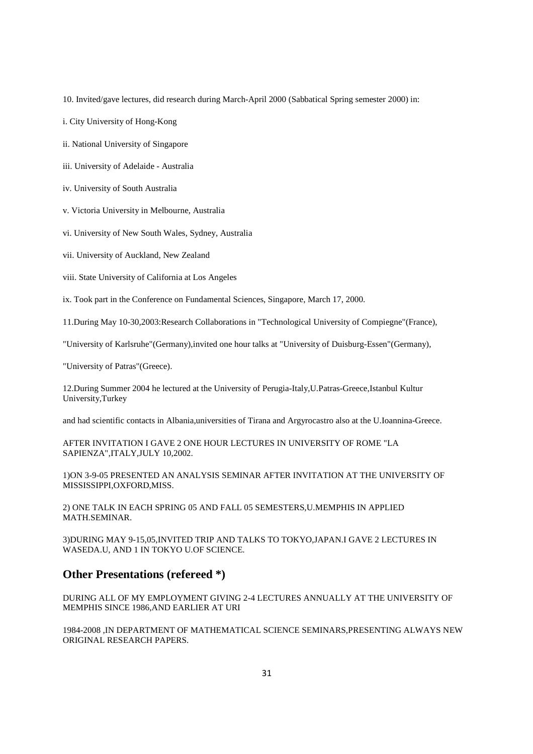10. Invited/gave lectures, did research during March-April 2000 (Sabbatical Spring semester 2000) in:

i. City University of Hong-Kong

ii. National University of Singapore

iii. University of Adelaide - Australia

iv. University of South Australia

v. Victoria University in Melbourne, Australia

vi. University of New South Wales, Sydney, Australia

vii. University of Auckland, New Zealand

viii. State University of California at Los Angeles

ix. Took part in the Conference on Fundamental Sciences, Singapore, March 17, 2000.

11.During May 10-30,2003:Research Collaborations in "Technological University of Compiegne"(France),

"University of Karlsruhe"(Germany),invited one hour talks at "University of Duisburg-Essen"(Germany),

"University of Patras"(Greece).

12.During Summer 2004 he lectured at the University of Perugia-Italy,U.Patras-Greece,Istanbul Kultur University,Turkey

and had scientific contacts in Albania,universities of Tirana and Argyrocastro also at the U.Ioannina-Greece.

AFTER INVITATION I GAVE 2 ONE HOUR LECTURES IN UNIVERSITY OF ROME "LA SAPIENZA",ITALY,JULY 10,2002.

1)ON 3-9-05 PRESENTED AN ANALYSIS SEMINAR AFTER INVITATION AT THE UNIVERSITY OF MISSISSIPPI,OXFORD,MISS.

2) ONE TALK IN EACH SPRING 05 AND FALL 05 SEMESTERS,U.MEMPHIS IN APPLIED MATH.SEMINAR.

3)DURING MAY 9-15,05,INVITED TRIP AND TALKS TO TOKYO,JAPAN.I GAVE 2 LECTURES IN WASEDA.U, AND 1 IN TOKYO U.OF SCIENCE.

## Other Presentations (refereed *)

DURING ALL OF MY EMPLOYMENT GIVING 2-4 LECTURES ANNUALLY AT THE UNIVERSITY OF MEMPHIS SINCE 1986,AND EARLIER AT URI

1984-2008 ,IN DEPARTMENT OF MATHEMATICAL SCIENCE SEMINARS,PRESENTING ALWAYS NEW ORIGINAL RESEARCH PAPERS.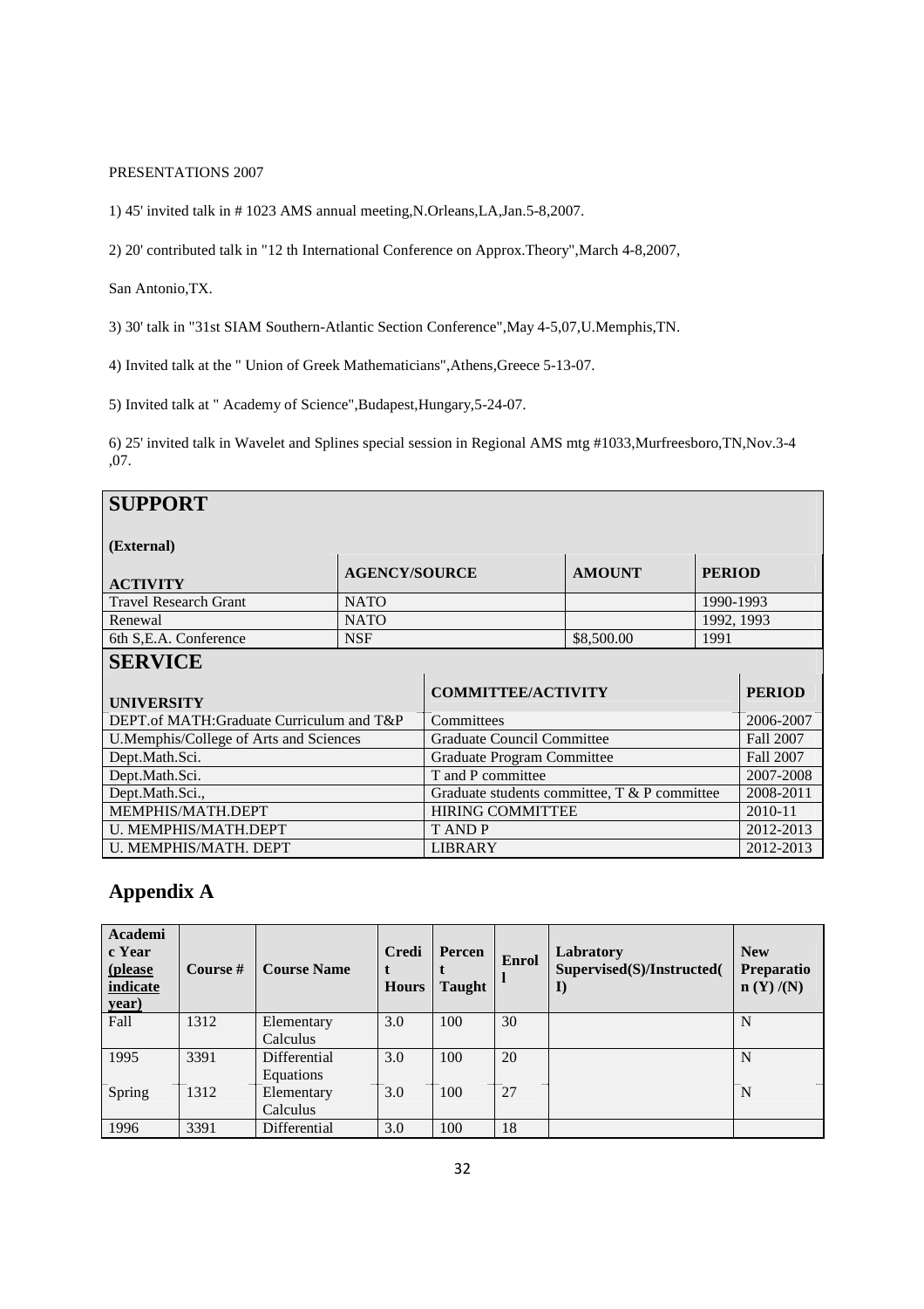PRESENTATIONS 2007

1) 45' invited talk in # 1023 AMS annual meeting,N.Orleans,LA,Jan.5-8,2007.

2) 20' contributed talk in "12 th International Conference on Approx.Theory",March 4-8,2007,

San Antonio,TX.

3) 30' talk in "31st SIAM Southern-Atlantic Section Conference",May 4-5,07,U.Memphis,TN.

4) Invited talk at the " Union of Greek Mathematicians",Athens,Greece 5-13-07.

5) Invited talk at " Academy of Science",Budapest,Hungary,5-24-07.

6) 25' invited talk in Wavelet and Splines special session in Regional AMS mtg #1033,Murfreesboro,TN,Nov.3-4 ,07.

## SUPPORT

**(External)**

| ACTIVITY | AGENCY/SOURCE | AMOUNT | PERIOD |
|---|---|---|---|
| Travel Research Grant | NATO | | 1990-1993 |
| Renewal | NATO | | 1992, 1993 |
| 6th S,E.A. Conference | NSF | \$8,500.00 | 1991 |

## SERVICE

| UNIVERSITY | COMMITTEE/ACTIVITY | PERIOD |
|---|---|---|
| DEPT.of MATH:Graduate Curriculum and T&P | Committees | 2006-2007 |
| U.Memphis/College of Arts and Sciences | Graduate Council Committee | Fall 2007 |
| Dept.Math.Sci. | Graduate Program Committee | Fall 2007 |
| Dept.Math.Sci. | T and P committee | 2007-2008 |
| Dept.Math.Sci., | Graduate students committee, T & P committee | 2008-2011 |
| MEMPHIS/MATH.DEPT | HIRING COMMITTEE | 2010-11 |
| U. MEMPHIS/MATH.DEPT | T AND P | 2012-2013 |
| U. MEMPHIS/MATH. DEPT | LIBRARY | 2012-2013 |

## Appendix A

| Academic Year (please indicate year) | Course # | Course Name | Credit Hours | Percent Taught | Enroll | Labratory Supervised(S)/Instructed(I) | New Preparation (Y) /(N) |
|---|---|---|---|---|---|---|---|
| Fall | 1312 | Elementary Calculus | 3.0 | 100 | 30 | | N |
| 1995 | 3391 | Differential Equations | 3.0 | 100 | 20 | | N |
| Spring | 1312 | Elementary Calculus | 3.0 | 100 | 27 | | N |
| 1996 | 3391 | Differential | 3.0 | 100 | 18 | | |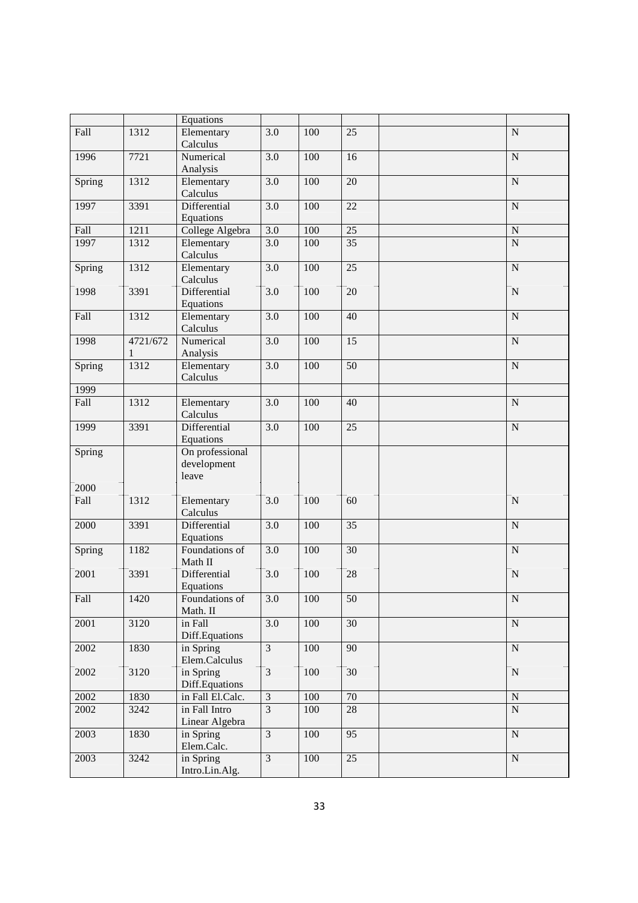| | | | | | | | |
|---|---|---|---|---|---|---|---|
| | | Equations | | | | | |
| Fall | 1312 | Elementary Calculus | 3.0 | 100 | 25 | | N |
| 1996 | 7721 | Numerical Analysis | 3.0 | 100 | 16 | | N |
| Spring | 1312 | Elementary Calculus | 3.0 | 100 | 20 | | N |
| 1997 | 3391 | Differential Equations | 3.0 | 100 | 22 | | N |
| Fall | 1211 | College Algebra | 3.0 | 100 | 25 | | N |
| 1997 | 1312 | Elementary Calculus | 3.0 | 100 | 35 | | N |
| Spring | 1312 | Elementary Calculus | 3.0 | 100 | 25 | | N |
| 1998 | 3391 | Differential Equations | 3.0 | 100 | 20 | | N |
| Fall | 1312 | Elementary Calculus | 3.0 | 100 | 40 | | N |
| 1998 | 4721/6721 | Numerical Analysis | 3.0 | 100 | 15 | | N |
| Spring | 1312 | Elementary Calculus | 3.0 | 100 | 50 | | N |
| 1999 | | | | | | | |
| Fall | 1312 | Elementary Calculus | 3.0 | 100 | 40 | | N |
| 1999 | 3391 | Differential Equations | 3.0 | 100 | 25 | | N |
| Spring 2000 | | On professional development leave | | | | | |
| Fall | 1312 | Elementary Calculus | 3.0 | 100 | 60 | | N |
| 2000 | 3391 | Differential Equations | 3.0 | 100 | 35 | | N |
| Spring | 1182 | Foundations of Math II | 3.0 | 100 | 30 | | N |
| 2001 | 3391 | Differential Equations | 3.0 | 100 | 28 | | N |
| Fall | 1420 | Foundations of Math. II | 3.0 | 100 | 50 | | N |
| 2001 | 3120 | in Fall Diff.Equations | 3.0 | 100 | 30 | | N |
| 2002 | 1830 | in Spring Elem.Calculus | 3 | 100 | 90 | | N |
| 2002 | 3120 | in Spring Diff.Equations | 3 | 100 | 30 | | N |
| 2002 | 1830 | in Fall El.Calc. | 3 | 100 | 70 | | N |
| 2002 | 3242 | in Fall Intro Linear Algebra | 3 | 100 | 28 | | N |
| 2003 | 1830 | in Spring Elem.Calc. | 3 | 100 | 95 | | N |
| 2003 | 3242 | in Spring Intro.Lin.Alg. | 3 | 100 | 25 | | N |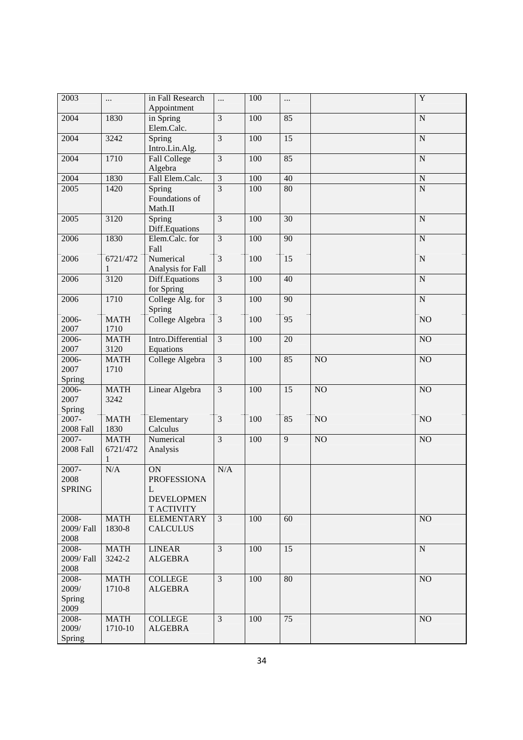| 2003 | ... | in Fall Research Appointment | ... | 100 | ... | | Y |
|---|---|---|---|---|---|---|---|
| 2004 | 1830 | in Spring Elem.Calc. | 3 | 100 | 85 | | N |
| 2004 | 3242 | Spring Intro.Lin.Alg. | 3 | 100 | 15 | | N |
| 2004 | 1710 | Fall College Algebra | 3 | 100 | 85 | | N |
| 2004 | 1830 | Fall Elem.Calc. | 3 | 100 | 40 | | N |
| 2005 | 1420 | Spring Foundations of Math.II | 3 | 100 | 80 | | N |
| 2005 | 3120 | Spring Diff.Equations | 3 | 100 | 30 | | N |
| 2006 | 1830 | Elem.Calc. for Fall | 3 | 100 | 90 | | N |
| 2006 | 6721/4721 | Numerical Analysis for Fall | 3 | 100 | 15 | | N |
| 2006 | 3120 | Diff.Equations for Spring | 3 | 100 | 40 | | N |
| 2006 | 1710 | College Alg. for Spring | 3 | 100 | 90 | | N |
| 2006-2007 | MATH 1710 | College Algebra | 3 | 100 | 95 | | NO |
| 2006-2007 | MATH 3120 | Intro.Differential Equations | 3 | 100 | 20 | | NO |
| 2006-2007 Spring | MATH 1710 | College Algebra | 3 | 100 | 85 | NO | NO |
| 2006-2007 Spring | MATH 3242 | Linear Algebra | 3 | 100 | 15 | NO | NO |
| 2007-2008 Fall | MATH 1830 | Elementary Calculus | 3 | 100 | 85 | NO | NO |
| 2007-2008 Fall | MATH 6721/4721 | Numerical Analysis | 3 | 100 | 9 | NO | NO |
| 2007-2008 SPRING | N/A | ON PROFESSIONAL DEVELOPMENT ACTIVITY | N/A | | | | |
| 2008-2009/ Fall 2008 | MATH 1830-8 | ELEMENTARY CALCULUS | 3 | 100 | 60 | | NO |
| 2008-2009/ Fall 2008 | MATH 3242-2 | LINEAR ALGEBRA | 3 | 100 | 15 | | N |
| 2008-2009/ Spring 2009 | MATH 1710-8 | COLLEGE ALGEBRA | 3 | 100 | 80 | | NO |
| 2008-2009/ Spring | MATH 1710-10 | COLLEGE ALGEBRA | 3 | 100 | 75 | | NO |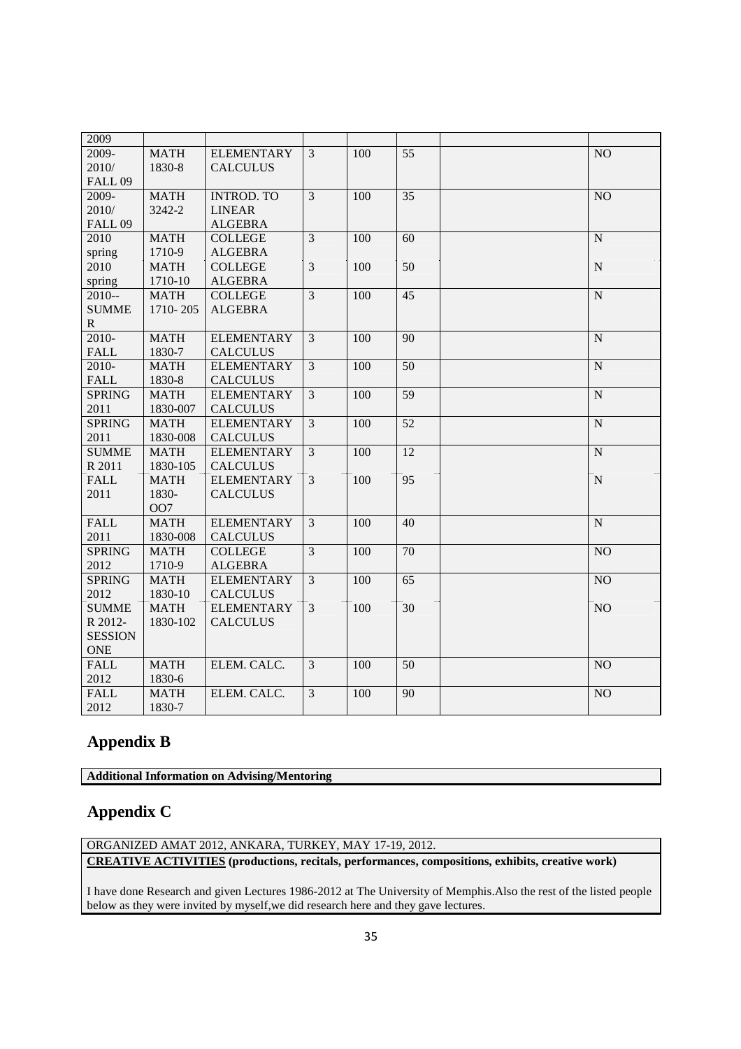| 2009 | | | | | | | |
|---|---|---|---|---|---|---|---|
| 2009-2010/ FALL 09 | MATH 1830-8 | ELEMENTARY CALCULUS | 3 | 100 | 55 | | NO |
| 2009-2010/ FALL 09 | MATH 3242-2 | INTROD. TO LINEAR ALGEBRA | 3 | 100 | 35 | | NO |
| 2010 spring | MATH 1710-9 | COLLEGE ALGEBRA | 3 | 100 | 60 | | N |
| 2010 spring | MATH 1710-10 | COLLEGE ALGEBRA | 3 | 100 | 50 | | N |
| 2010-- SUMME R | MATH 1710- 205 | COLLEGE ALGEBRA | 3 | 100 | 45 | | N |
| 2010- FALL | MATH 1830-7 | ELEMENTARY CALCULUS | 3 | 100 | 90 | | N |
| 2010- FALL | MATH 1830-8 | ELEMENTARY CALCULUS | 3 | 100 | 50 | | N |
| SPRING 2011 | MATH 1830-007 | ELEMENTARY CALCULUS | 3 | 100 | 59 | | N |
| SPRING 2011 | MATH 1830-008 | ELEMENTARY CALCULUS | 3 | 100 | 52 | | N |
| SUMME R 2011 | MATH 1830-105 | ELEMENTARY CALCULUS | 3 | 100 | 12 | | N |
| FALL 2011 | MATH 1830- OO7 | ELEMENTARY CALCULUS | 3 | 100 | 95 | | N |
| FALL 2011 | MATH 1830-008 | ELEMENTARY CALCULUS | 3 | 100 | 40 | | N |
| SPRING 2012 | MATH 1710-9 | COLLEGE ALGEBRA | 3 | 100 | 70 | | NO |
| SPRING 2012 | MATH 1830-10 | ELEMENTARY CALCULUS | 3 | 100 | 65 | | NO |
| SUMME R 2012- SESSION ONE | MATH 1830-102 | ELEMENTARY CALCULUS | 3 | 100 | 30 | | NO |
| FALL 2012 | MATH 1830-6 | ELEM. CALC. | 3 | 100 | 50 | | NO |
| FALL 2012 | MATH 1830-7 | ELEM. CALC. | 3 | 100 | 90 | | NO |

## Appendix B

**Additional Information on Advising/Mentoring**

## Appendix C

ORGANIZED AMAT 2012, ANKARA, TURKEY, MAY 17-19, 2012.

**CREATIVE ACTIVITIES (productions, recitals, performances, compositions, exhibits, creative work)**

I have done Research and given Lectures 1986-2012 at The University of Memphis.Also the rest of the listed people below as they were invited by myself,we did research here and they gave lectures.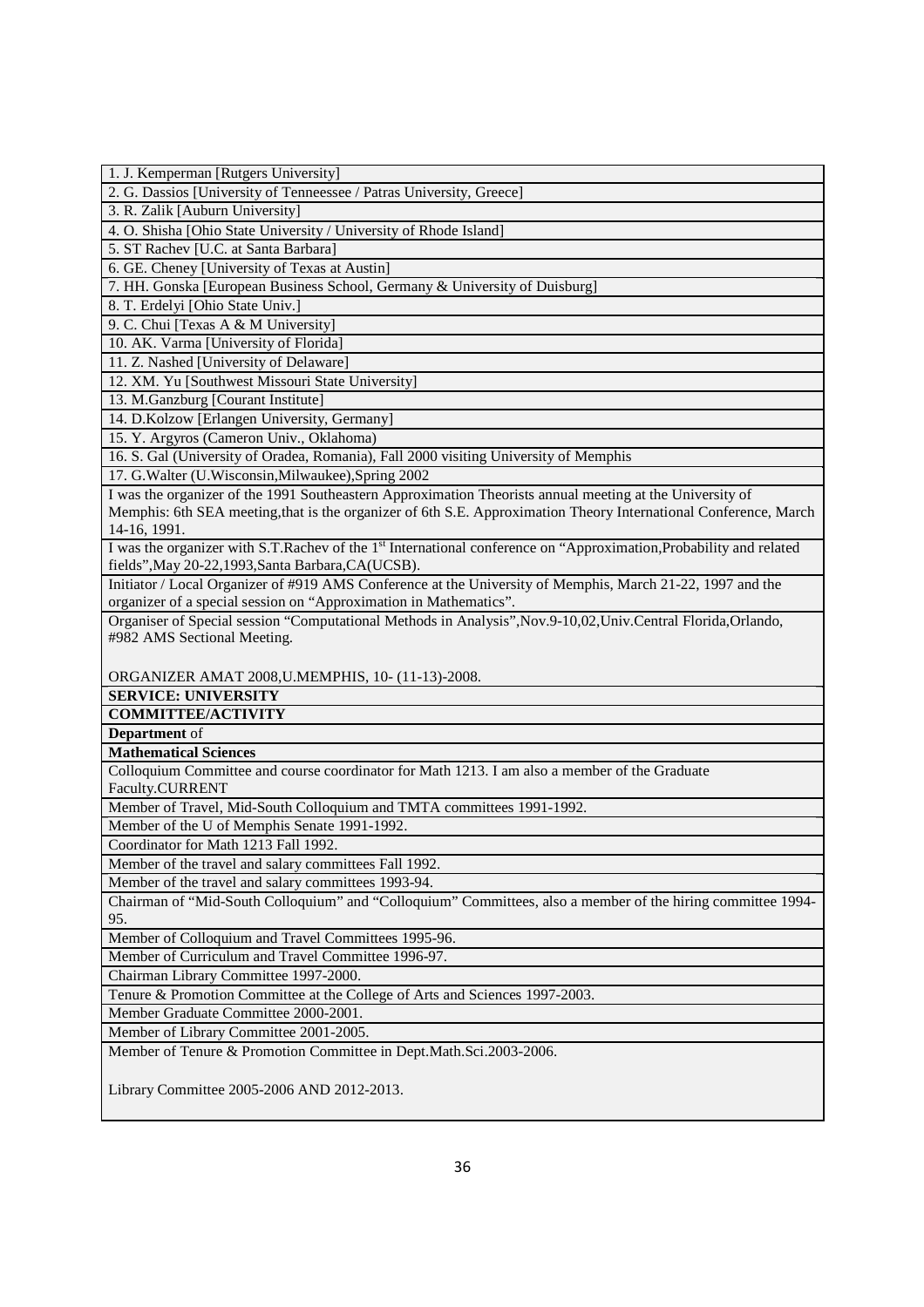| |
|---|
| 1. J. Kemperman [Rutgers University] |
| 2. G. Dassios [University of Tenneessee / Patras University, Greece] |
| 3. R. Zalik [Auburn University] |
| 4. O. Shisha [Ohio State University / University of Rhode Island] |
| 5. ST Rachev [U.C. at Santa Barbara] |
| 6. GE. Cheney [University of Texas at Austin] |
| 7. HH. Gonska [European Business School, Germany & University of Duisburg] |
| 8. T. Erdelyi [Ohio State Univ.] |
| 9. C. Chui [Texas A & M University] |
| 10. AK. Varma [University of Florida] |
| 11. Z. Nashed [University of Delaware] |
| 12. XM. Yu [Southwest Missouri State University] |
| 13. M.Ganzburg [Courant Institute] |
| 14. D.Kolzow [Erlangen University, Germany] |
| 15. Y. Argyros (Cameron Univ., Oklahoma) |
| 16. S. Gal (University of Oradea, Romania), Fall 2000 visiting University of Memphis |
| 17. G.Walter (U.Wisconsin,Milwaukee),Spring 2002 |
| I was the organizer of the 1991 Southeastern Approximation Theorists annual meeting at the University of Memphis: 6th SEA meeting,that is the organizer of 6th S.E. Approximation Theory International Conference, March 14-16, 1991. |
| I was the organizer with S.T.Rachev of the 1st International conference on "Approximation,Probability and related fields",May 20-22,1993,Santa Barbara,CA(UCSB). |
| Initiator / Local Organizer of #919 AMS Conference at the University of Memphis, March 21-22, 1997 and the organizer of a special session on "Approximation in Mathematics". |
| Organiser of Special session "Computational Methods in Analysis",Nov.9-10,02,Univ.Central Florida,Orlando, #982 AMS Sectional Meeting.<br><br>ORGANIZER AMAT 2008,U.MEMPHIS, 10- (11-13)-2008. |
| **SERVICE: UNIVERSITY** |
| **COMMITTEE/ACTIVITY** |
| **Department** of |
| **Mathematical Sciences** |
| Colloquium Committee and course coordinator for Math 1213. I am also a member of the Graduate Faculty.CURRENT |
| Member of Travel, Mid-South Colloquium and TMTA committees 1991-1992. |
| Member of the U of Memphis Senate 1991-1992. |
| Coordinator for Math 1213 Fall 1992. |
| Member of the travel and salary committees Fall 1992. |
| Member of the travel and salary committees 1993-94. |
| Chairman of "Mid-South Colloquium" and "Colloquium" Committees, also a member of the hiring committee 1994-95. |
| Member of Colloquium and Travel Committees 1995-96. |
| Member of Curriculum and Travel Committee 1996-97. |
| Chairman Library Committee 1997-2000. |
| Tenure & Promotion Committee at the College of Arts and Sciences 1997-2003. |
| Member Graduate Committee 2000-2001. |
| Member of Library Committee 2001-2005. |
| Member of Tenure & Promotion Committee in Dept.Math.Sci.2003-2006.<br><br>Library Committee 2005-2006 AND 2012-2013. |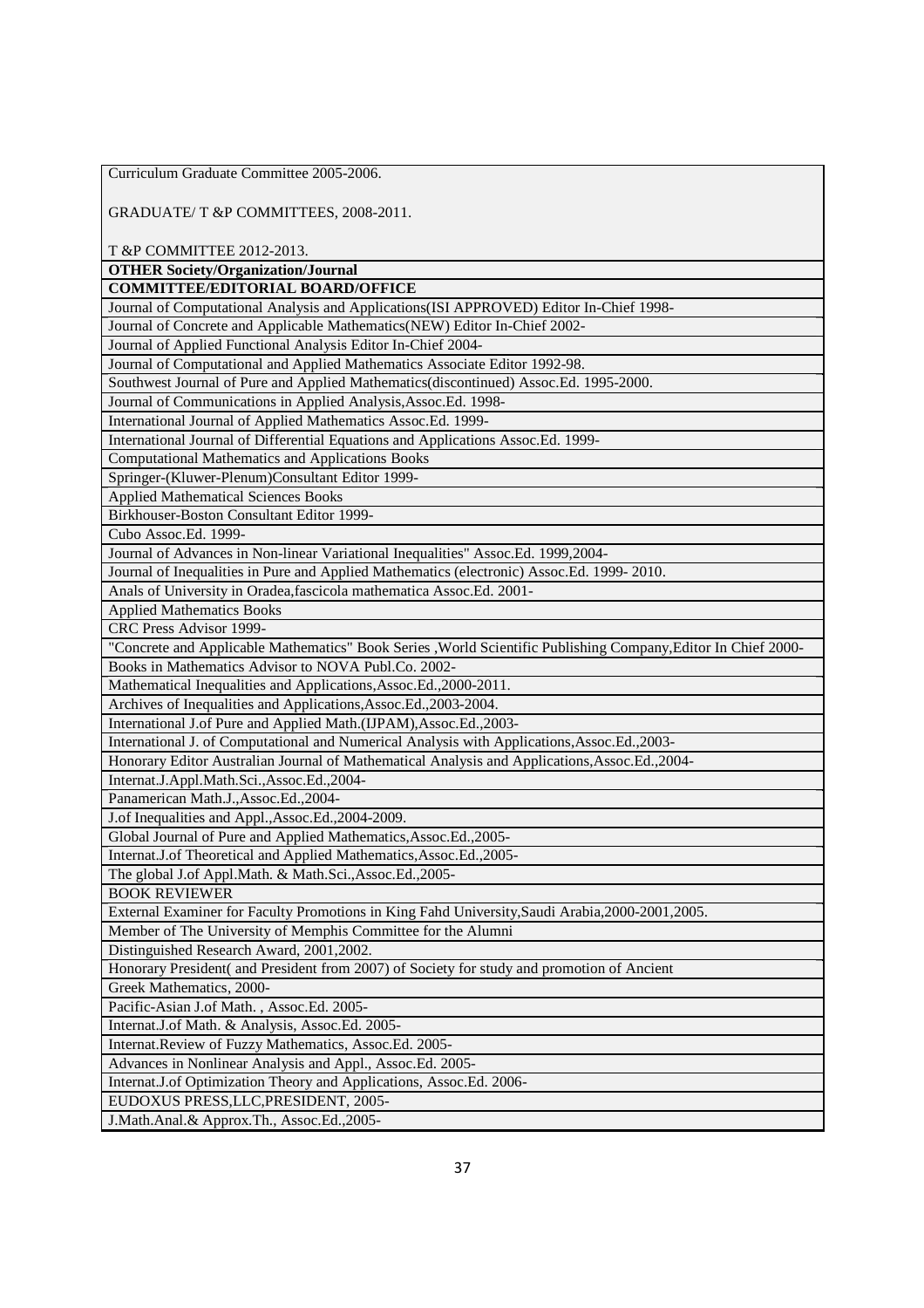Curriculum Graduate Committee 2005-2006.

GRADUATE/ T &P COMMITTEES, 2008-2011.

T &P COMMITTEE 2012-2013.

**OTHER Society/Organization/Journal**

**COMMITTEE/EDITORIAL BOARD/OFFICE**

Journal of Computational Analysis and Applications(ISI APPROVED) Editor In-Chief 1998-

Journal of Concrete and Applicable Mathematics(NEW) Editor In-Chief 2002-

Journal of Applied Functional Analysis Editor In-Chief 2004-

Journal of Computational and Applied Mathematics Associate Editor 1992-98.

Southwest Journal of Pure and Applied Mathematics(discontinued) Assoc.Ed. 1995-2000.

Journal of Communications in Applied Analysis,Assoc.Ed. 1998-

International Journal of Applied Mathematics Assoc.Ed. 1999-

International Journal of Differential Equations and Applications Assoc.Ed. 1999-

Computational Mathematics and Applications Books

Springer-(Kluwer-Plenum)Consultant Editor 1999-

Applied Mathematical Sciences Books

Birkhouser-Boston Consultant Editor 1999-

Cubo Assoc.Ed. 1999-

Journal of Advances in Non-linear Variational Inequalities" Assoc.Ed. 1999,2004-

Journal of Inequalities in Pure and Applied Mathematics (electronic) Assoc.Ed. 1999- 2010.

Anals of University in Oradea,fascicola mathematica Assoc.Ed. 2001-

Applied Mathematics Books

CRC Press Advisor 1999-

"Concrete and Applicable Mathematics" Book Series ,World Scientific Publishing Company,Editor In Chief 2000-

Books in Mathematics Advisor to NOVA Publ.Co. 2002-

Mathematical Inequalities and Applications,Assoc.Ed.,2000-2011.

Archives of Inequalities and Applications,Assoc.Ed.,2003-2004.

International J.of Pure and Applied Math.(IJPAM),Assoc.Ed.,2003-

International J. of Computational and Numerical Analysis with Applications,Assoc.Ed.,2003-

Honorary Editor Australian Journal of Mathematical Analysis and Applications,Assoc.Ed.,2004-

Internat.J.Appl.Math.Sci.,Assoc.Ed.,2004-

Panamerican Math.J.,Assoc.Ed.,2004-

J.of Inequalities and Appl.,Assoc.Ed.,2004-2009.

Global Journal of Pure and Applied Mathematics,Assoc.Ed.,2005-

Internat.J.of Theoretical and Applied Mathematics,Assoc.Ed.,2005-

The global J.of Appl.Math. & Math.Sci.,Assoc.Ed.,2005-

BOOK REVIEWER

External Examiner for Faculty Promotions in King Fahd University,Saudi Arabia,2000-2001,2005.

Member of The University of Memphis Committee for the Alumni

Distinguished Research Award, 2001,2002.

Honorary President( and President from 2007) of Society for study and promotion of Ancient

Greek Mathematics, 2000-

Pacific-Asian J.of Math. , Assoc.Ed. 2005-

Internat.J.of Math. & Analysis, Assoc.Ed. 2005-

Internat.Review of Fuzzy Mathematics, Assoc.Ed. 2005-

Advances in Nonlinear Analysis and Appl., Assoc.Ed. 2005-

Internat.J.of Optimization Theory and Applications, Assoc.Ed. 2006-

EUDOXUS PRESS,LLC,PRESIDENT, 2005-

J.Math.Anal.& Approx.Th., Assoc.Ed.,2005-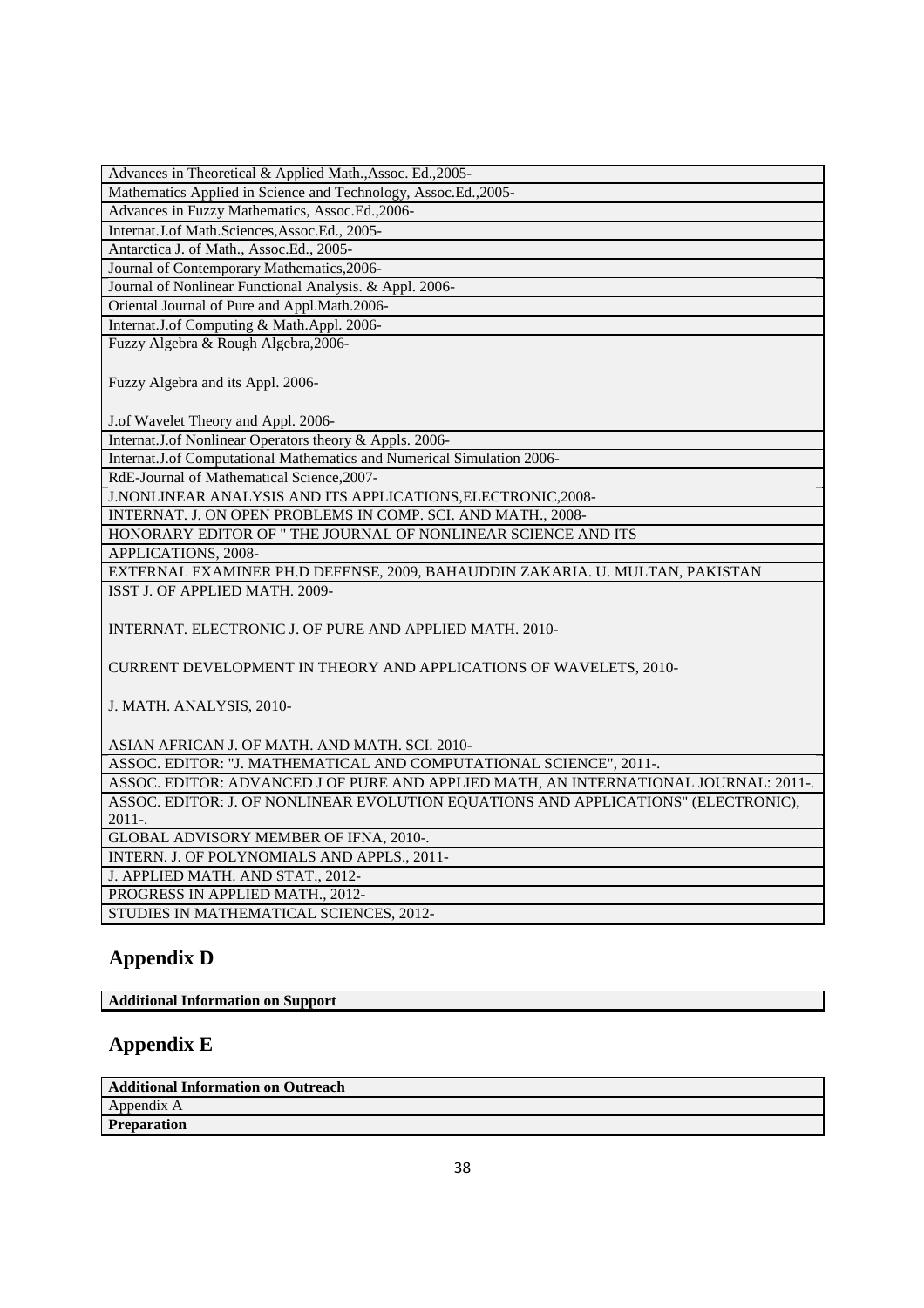| Advances in Theoretical & Applied Math.,Assoc. Ed.,2005- |
|---|
| Mathematics Applied in Science and Technology, Assoc.Ed.,2005- |
| Advances in Fuzzy Mathematics, Assoc.Ed.,2006- |
| Internat.J.of Math.Sciences,Assoc.Ed., 2005- |
| Antarctica J. of Math., Assoc.Ed., 2005- |
| Journal of Contemporary Mathematics,2006- |
| Journal of Nonlinear Functional Analysis. & Appl. 2006- |
| Oriental Journal of Pure and Appl.Math.2006- |
| Internat.J.of Computing & Math.Appl. 2006- |
| Fuzzy Algebra & Rough Algebra,2006-<br><br>Fuzzy Algebra and its Appl. 2006-<br><br>J.of Wavelet Theory and Appl. 2006- |
| Internat.J.of Nonlinear Operators theory & Appls. 2006- |
| Internat.J.of Computational Mathematics and Numerical Simulation 2006- |
| RdE-Journal of Mathematical Science,2007- |
| J.NONLINEAR ANALYSIS AND ITS APPLICATIONS,ELECTRONIC,2008- |
| INTERNAT. J. ON OPEN PROBLEMS IN COMP. SCI. AND MATH., 2008- |
| HONORARY EDITOR OF " THE JOURNAL OF NONLINEAR SCIENCE AND ITS |
| APPLICATIONS, 2008- |
| EXTERNAL EXAMINER PH.D DEFENSE, 2009, BAHAUDDIN ZAKARIA. U. MULTAN, PAKISTAN |
| ISST J. OF APPLIED MATH. 2009-<br><br>INTERNAT. ELECTRONIC J. OF PURE AND APPLIED MATH. 2010-<br><br>CURRENT DEVELOPMENT IN THEORY AND APPLICATIONS OF WAVELETS, 2010-<br><br>J. MATH. ANALYSIS, 2010-<br><br>ASIAN AFRICAN J. OF MATH. AND MATH. SCI. 2010- |
| ASSOC. EDITOR: "J. MATHEMATICAL AND COMPUTATIONAL SCIENCE", 2011-. |
| ASSOC. EDITOR: ADVANCED J OF PURE AND APPLIED MATH, AN INTERNATIONAL JOURNAL: 2011-. |
| ASSOC. EDITOR: J. OF NONLINEAR EVOLUTION EQUATIONS AND APPLICATIONS" (ELECTRONIC), 2011-. |
| GLOBAL ADVISORY MEMBER OF IFNA, 2010-. |
| INTERN. J. OF POLYNOMIALS AND APPLS., 2011- |
| J. APPLIED MATH. AND STAT., 2012- |
| PROGRESS IN APPLIED MATH., 2012- |
| STUDIES IN MATHEMATICAL SCIENCES, 2012- |

## Appendix D

| **Additional Information on Support** |
|---|

## Appendix E

| **Additional Information on Outreach** |
|---|
| Appendix A |
| **Preparation** |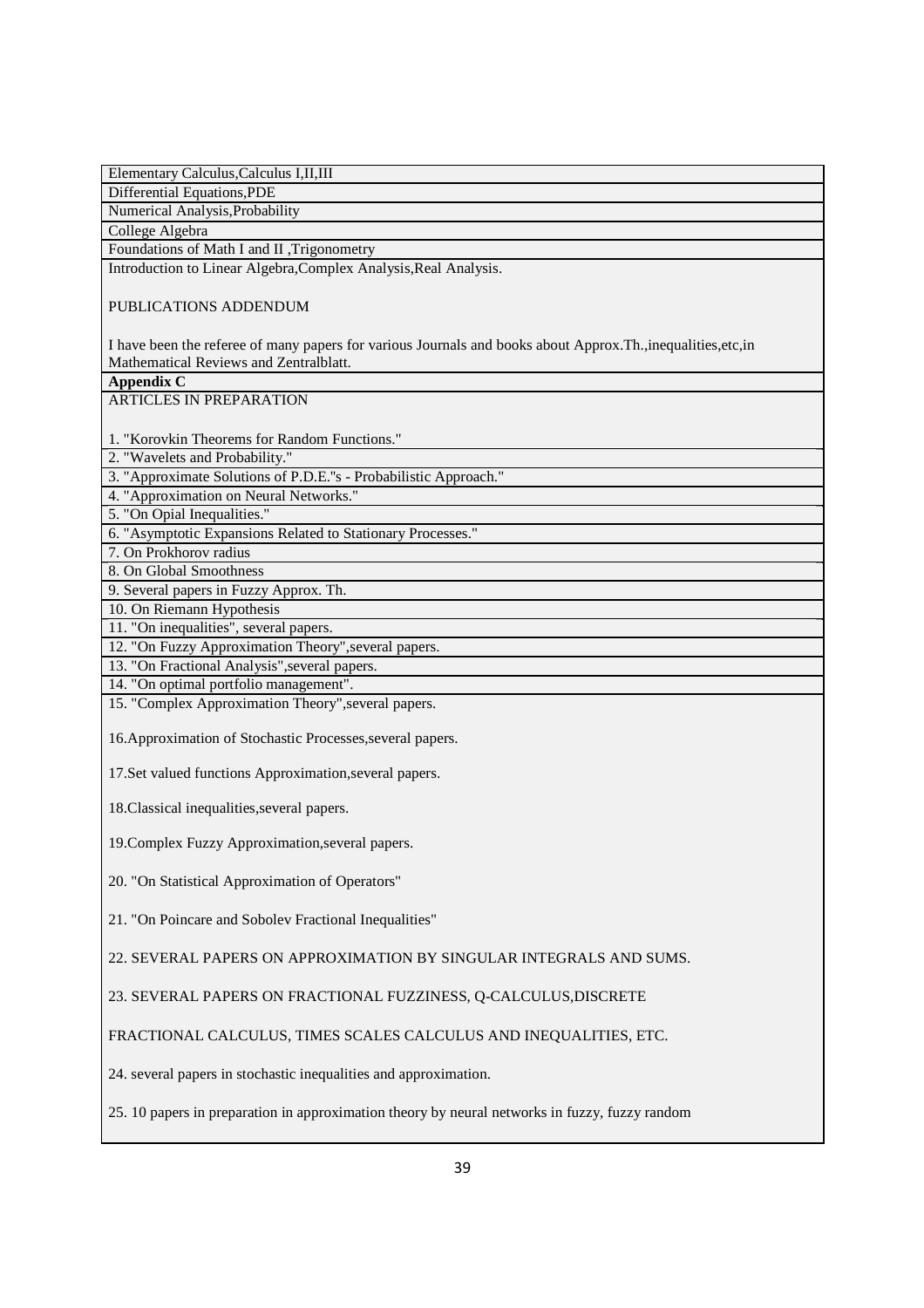Elementary Calculus,Calculus I,II,III

Differential Equations,PDE

Numerical Analysis,Probability

College Algebra

Foundations of Math I and II ,Trigonometry

Introduction to Linear Algebra,Complex Analysis,Real Analysis.

PUBLICATIONS ADDENDUM

I have been the referee of many papers for various Journals and books about Approx.Th.,inequalities,etc,in Mathematical Reviews and Zentralblatt.

**Appendix C**

ARTICLES IN PREPARATION

1. "Korovkin Theorems for Random Functions."
2. "Wavelets and Probability."
3. "Approximate Solutions of P.D.E."s - Probabilistic Approach."
4. "Approximation on Neural Networks."
5. "On Opial Inequalities."
6. "Asymptotic Expansions Related to Stationary Processes."
7. On Prokhorov radius
8. On Global Smoothness
9. Several papers in Fuzzy Approx. Th.
10. On Riemann Hypothesis
11. "On inequalities", several papers.
12. "On Fuzzy Approximation Theory",several papers.
13. "On Fractional Analysis",several papers.
14. "On optimal portfolio management".
15. "Complex Approximation Theory",several papers.

16.Approximation of Stochastic Processes,several papers.

17.Set valued functions Approximation,several papers.

18.Classical inequalities,several papers.

19.Complex Fuzzy Approximation,several papers.

20. "On Statistical Approximation of Operators"

21. "On Poincare and Sobolev Fractional Inequalities"

22. SEVERAL PAPERS ON APPROXIMATION BY SINGULAR INTEGRALS AND SUMS.

23. SEVERAL PAPERS ON FRACTIONAL FUZZINESS, Q-CALCULUS,DISCRETE

FRACTIONAL CALCULUS, TIMES SCALES CALCULUS AND INEQUALITIES, ETC.

24. several papers in stochastic inequalities and approximation.

25. 10 papers in preparation in approximation theory by neural networks in fuzzy, fuzzy random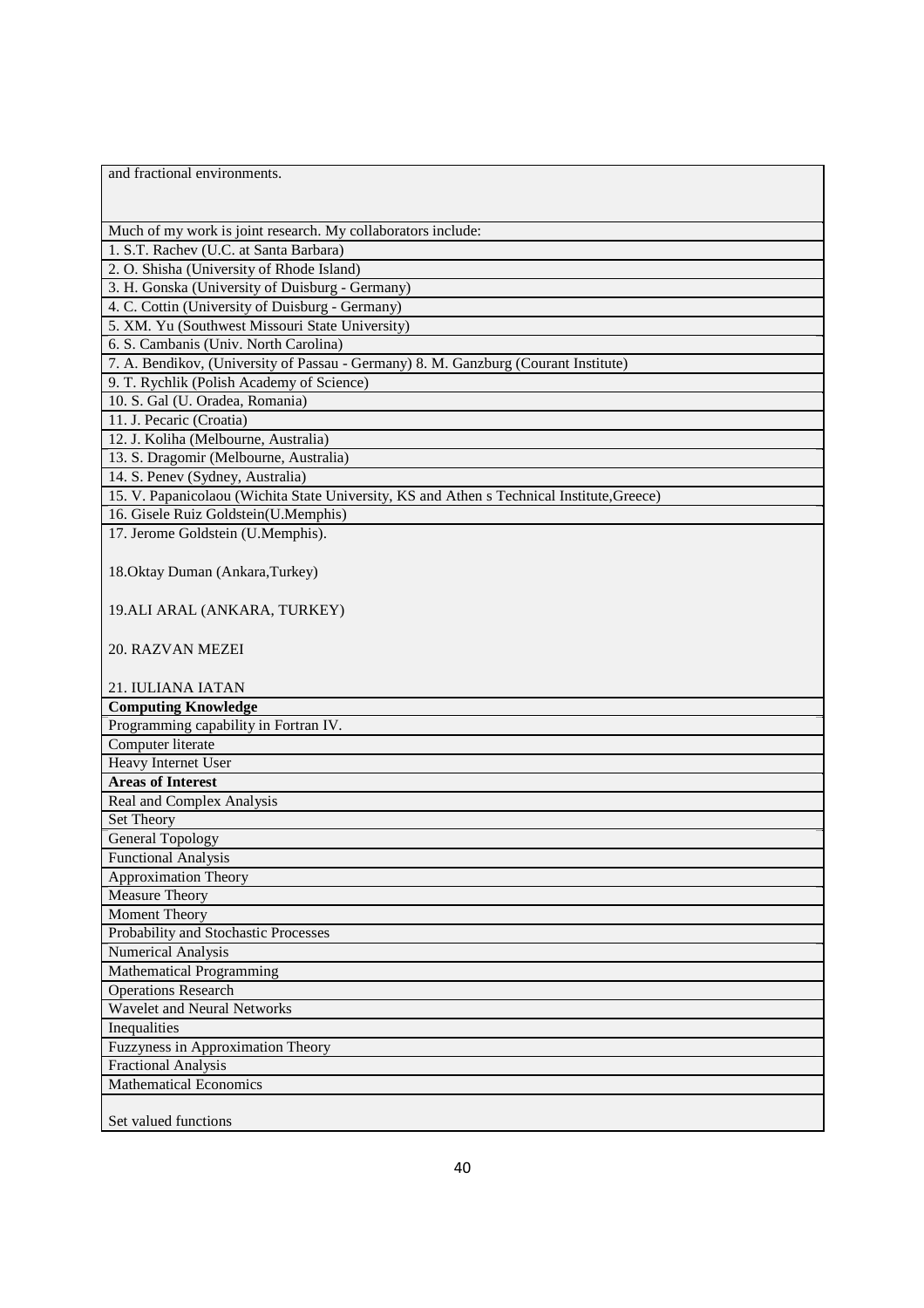and fractional environments.

Much of my work is joint research. My collaborators include:

1. S.T. Rachev (U.C. at Santa Barbara)
2. O. Shisha (University of Rhode Island)
3. H. Gonska (University of Duisburg - Germany)
4. C. Cottin (University of Duisburg - Germany)
5. XM. Yu (Southwest Missouri State University)
6. S. Cambanis (Univ. North Carolina)
7. A. Bendikov, (University of Passau - Germany) 8. M. Ganzburg (Courant Institute)
9. T. Rychlik (Polish Academy of Science)
10. S. Gal (U. Oradea, Romania)
11. J. Pecaric (Croatia)
12. J. Koliha (Melbourne, Australia)
13. S. Dragomir (Melbourne, Australia)
14. S. Penev (Sydney, Australia)
15. V. Papanicolaou (Wichita State University, KS and Athen s Technical Institute,Greece)
16. Gisele Ruiz Goldstein(U.Memphis)
17. Jerome Goldstein (U.Memphis).

18.Oktay Duman (Ankara,Turkey)

19.ALI ARAL (ANKARA, TURKEY)

20. RAZVAN MEZEI

21. IULIANA IATAN

**Computing Knowledge**

Programming capability in Fortran IV.

Computer literate

Heavy Internet User

**Areas of Interest**

Real and Complex Analysis

Set Theory

General Topology

Functional Analysis

Approximation Theory

Measure Theory

Moment Theory

Probability and Stochastic Processes

Numerical Analysis

Mathematical Programming

Operations Research

Wavelet and Neural Networks

Inequalities

Fuzzyness in Approximation Theory

Fractional Analysis

Mathematical Economics

Set valued functions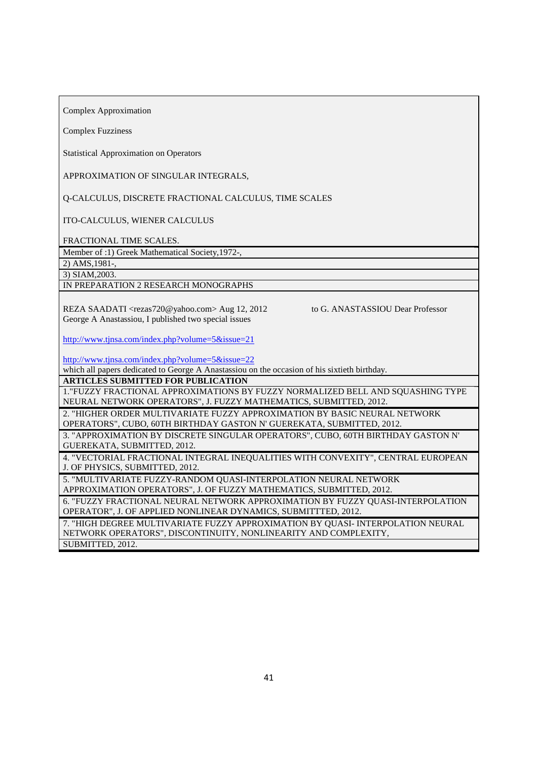Complex Approximation

Complex Fuzziness

Statistical Approximation on Operators

APPROXIMATION OF SINGULAR INTEGRALS,

Q-CALCULUS, DISCRETE FRACTIONAL CALCULUS, TIME SCALES

ITO-CALCULUS, WIENER CALCULUS

FRACTIONAL TIME SCALES.

Member of :1) Greek Mathematical Society,1972-,

2) AMS,1981-,

3) SIAM,2003.

IN PREPARATION 2 RESEARCH MONOGRAPHS

REZA SAADATI <rezas720@yahoo.com> Aug 12, 2012 to G. ANASTASSIOU Dear Professor George A Anastassiou, I published two special issues

http://www.tjnsa.com/index.php?volume=5&issue=21

http://www.tjnsa.com/index.php?volume=5&issue=22

which all papers dedicated to George A Anastassiou on the occasion of his sixtieth birthday.

**ARTICLES SUBMITTED FOR PUBLICATION**

1."FUZZY FRACTIONAL APPROXIMATIONS BY FUZZY NORMALIZED BELL AND SQUASHING TYPE NEURAL NETWORK OPERATORS", J. FUZZY MATHEMATICS, SUBMITTED, 2012.

2. "HIGHER ORDER MULTIVARIATE FUZZY APPROXIMATION BY BASIC NEURAL NETWORK OPERATORS", CUBO, 60TH BIRTHDAY GASTON N' GUEREKATA, SUBMITTED, 2012.

3. "APPROXIMATION BY DISCRETE SINGULAR OPERATORS", CUBO, 60TH BIRTHDAY GASTON N' GUEREKATA, SUBMITTED, 2012.

4. "VECTORIAL FRACTIONAL INTEGRAL INEQUALITIES WITH CONVEXITY", CENTRAL EUROPEAN J. OF PHYSICS, SUBMITTED, 2012.

5. "MULTIVARIATE FUZZY-RANDOM QUASI-INTERPOLATION NEURAL NETWORK APPROXIMATION OPERATORS", J. OF FUZZY MATHEMATICS, SUBMITTED, 2012.

6. "FUZZY FRACTIONAL NEURAL NETWORK APPROXIMATION BY FUZZY QUASI-INTERPOLATION OPERATOR", J. OF APPLIED NONLINEAR DYNAMICS, SUBMITTTED, 2012.

7. "HIGH DEGREE MULTIVARIATE FUZZY APPROXIMATION BY QUASI- INTERPOLATION NEURAL NETWORK OPERATORS", DISCONTINUITY, NONLINEARITY AND COMPLEXITY, SUBMITTED, 2012.